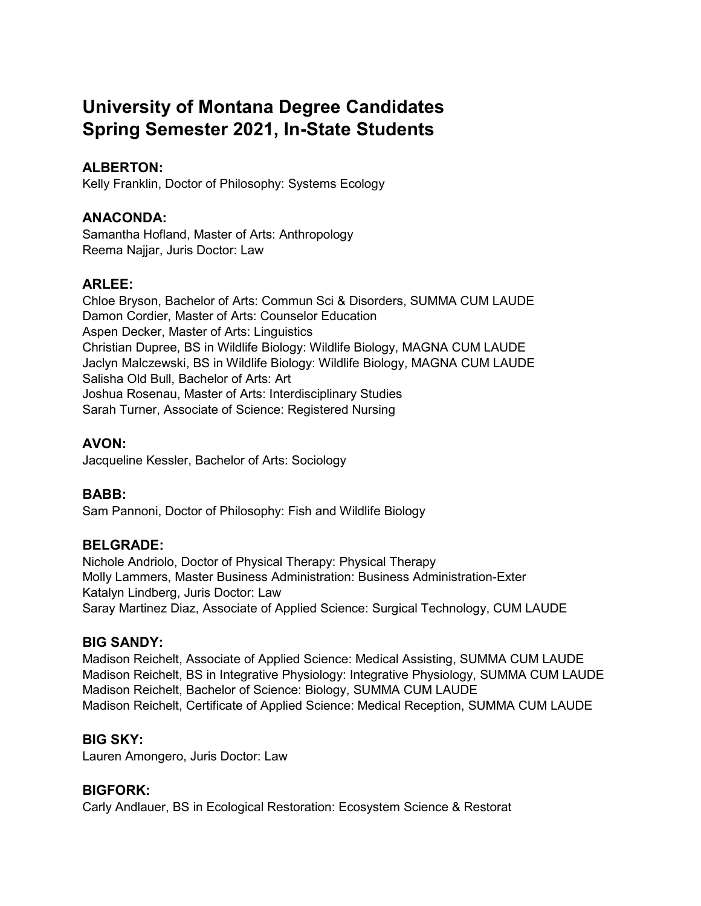# University of Montana Degree Candidates
# Spring Semester 2021, In-State Students

### ALBERTON:
Kelly Franklin, Doctor of Philosophy: Systems Ecology

### ANACONDA:
Samantha Hofland, Master of Arts: Anthropology
Reema Najjar, Juris Doctor: Law

### ARLEE:
Chloe Bryson, Bachelor of Arts: Commun Sci & Disorders, SUMMA CUM LAUDE
Damon Cordier, Master of Arts: Counselor Education
Aspen Decker, Master of Arts: Linguistics
Christian Dupree, BS in Wildlife Biology: Wildlife Biology, MAGNA CUM LAUDE
Jaclyn Malczewski, BS in Wildlife Biology: Wildlife Biology, MAGNA CUM LAUDE
Salisha Old Bull, Bachelor of Arts: Art
Joshua Rosenau, Master of Arts: Interdisciplinary Studies
Sarah Turner, Associate of Science: Registered Nursing

### AVON:
Jacqueline Kessler, Bachelor of Arts: Sociology

### BABB:
Sam Pannoni, Doctor of Philosophy: Fish and Wildlife Biology

### BELGRADE:
Nichole Andriolo, Doctor of Physical Therapy: Physical Therapy
Molly Lammers, Master Business Administration: Business Administration-Exter
Katalyn Lindberg, Juris Doctor: Law
Saray Martinez Diaz, Associate of Applied Science: Surgical Technology, CUM LAUDE

### BIG SANDY:
Madison Reichelt, Associate of Applied Science: Medical Assisting, SUMMA CUM LAUDE
Madison Reichelt, BS in Integrative Physiology: Integrative Physiology, SUMMA CUM LAUDE
Madison Reichelt, Bachelor of Science: Biology, SUMMA CUM LAUDE
Madison Reichelt, Certificate of Applied Science: Medical Reception, SUMMA CUM LAUDE

### BIG SKY:
Lauren Amongero, Juris Doctor: Law

### BIGFORK:
Carly Andlauer, BS in Ecological Restoration: Ecosystem Science & Restorat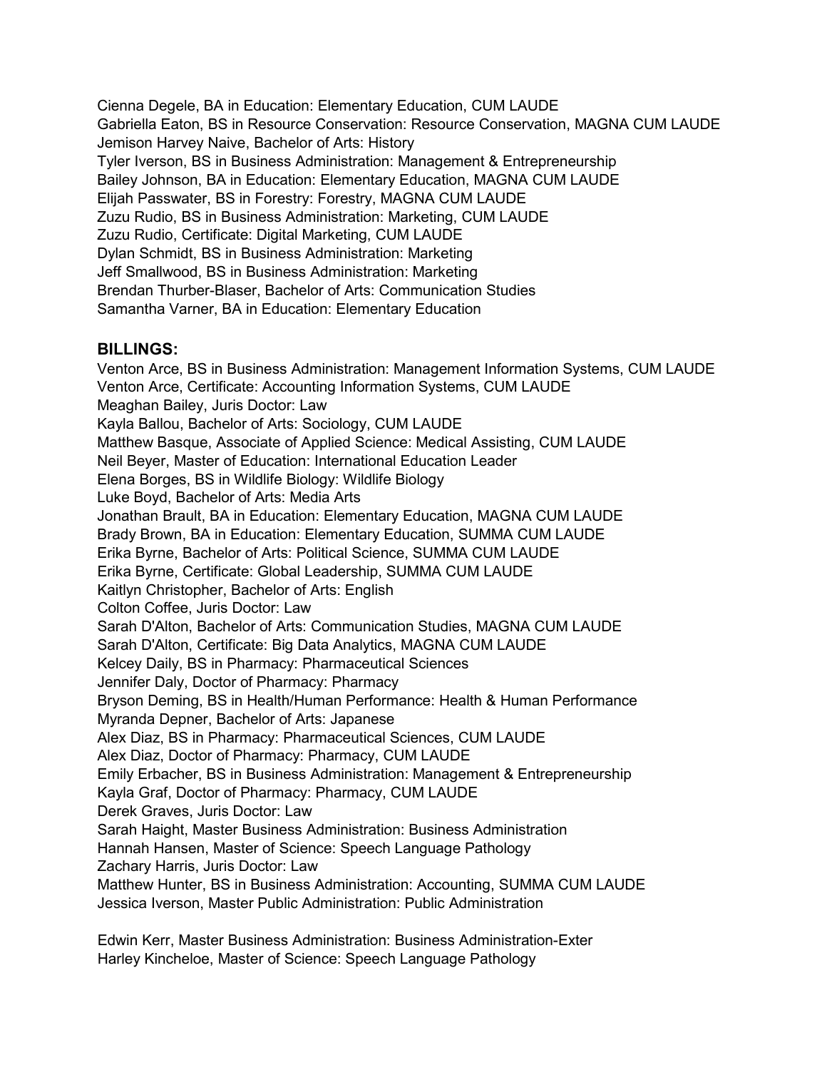Cienna Degele, BA in Education: Elementary Education, CUM LAUDE
Gabriella Eaton, BS in Resource Conservation: Resource Conservation, MAGNA CUM LAUDE
Jemison Harvey Naive, Bachelor of Arts: History
Tyler Iverson, BS in Business Administration: Management & Entrepreneurship
Bailey Johnson, BA in Education: Elementary Education, MAGNA CUM LAUDE
Elijah Passwater, BS in Forestry: Forestry, MAGNA CUM LAUDE
Zuzu Rudio, BS in Business Administration: Marketing, CUM LAUDE
Zuzu Rudio, Certificate: Digital Marketing, CUM LAUDE
Dylan Schmidt, BS in Business Administration: Marketing
Jeff Smallwood, BS in Business Administration: Marketing
Brendan Thurber-Blaser, Bachelor of Arts: Communication Studies
Samantha Varner, BA in Education: Elementary Education

### BILLINGS:

Venton Arce, BS in Business Administration: Management Information Systems, CUM LAUDE
Venton Arce, Certificate: Accounting Information Systems, CUM LAUDE
Meaghan Bailey, Juris Doctor: Law
Kayla Ballou, Bachelor of Arts: Sociology, CUM LAUDE
Matthew Basque, Associate of Applied Science: Medical Assisting, CUM LAUDE
Neil Beyer, Master of Education: International Education Leader
Elena Borges, BS in Wildlife Biology: Wildlife Biology
Luke Boyd, Bachelor of Arts: Media Arts
Jonathan Brault, BA in Education: Elementary Education, MAGNA CUM LAUDE
Brady Brown, BA in Education: Elementary Education, SUMMA CUM LAUDE
Erika Byrne, Bachelor of Arts: Political Science, SUMMA CUM LAUDE
Erika Byrne, Certificate: Global Leadership, SUMMA CUM LAUDE
Kaitlyn Christopher, Bachelor of Arts: English
Colton Coffee, Juris Doctor: Law
Sarah D'Alton, Bachelor of Arts: Communication Studies, MAGNA CUM LAUDE
Sarah D'Alton, Certificate: Big Data Analytics, MAGNA CUM LAUDE
Kelcey Daily, BS in Pharmacy: Pharmaceutical Sciences
Jennifer Daly, Doctor of Pharmacy: Pharmacy
Bryson Deming, BS in Health/Human Performance: Health & Human Performance
Myranda Depner, Bachelor of Arts: Japanese
Alex Diaz, BS in Pharmacy: Pharmaceutical Sciences, CUM LAUDE
Alex Diaz, Doctor of Pharmacy: Pharmacy, CUM LAUDE
Emily Erbacher, BS in Business Administration: Management & Entrepreneurship
Kayla Graf, Doctor of Pharmacy: Pharmacy, CUM LAUDE
Derek Graves, Juris Doctor: Law
Sarah Haight, Master Business Administration: Business Administration
Hannah Hansen, Master of Science: Speech Language Pathology
Zachary Harris, Juris Doctor: Law
Matthew Hunter, BS in Business Administration: Accounting, SUMMA CUM LAUDE
Jessica Iverson, Master Public Administration: Public Administration

Edwin Kerr, Master Business Administration: Business Administration-Exter
Harley Kincheloe, Master of Science: Speech Language Pathology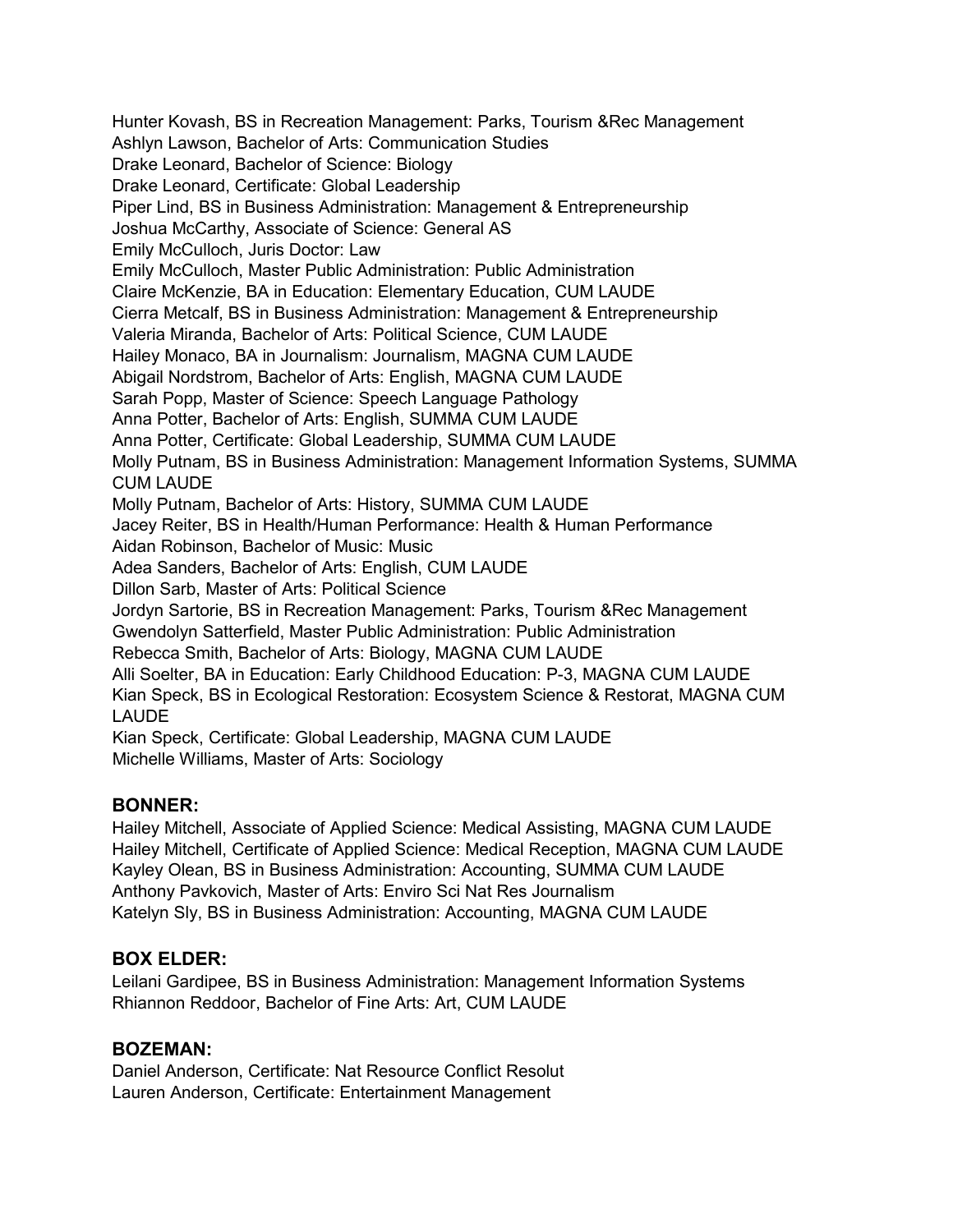Hunter Kovash, BS in Recreation Management: Parks, Tourism &Rec Management
Ashlyn Lawson, Bachelor of Arts: Communication Studies
Drake Leonard, Bachelor of Science: Biology
Drake Leonard, Certificate: Global Leadership
Piper Lind, BS in Business Administration: Management & Entrepreneurship
Joshua McCarthy, Associate of Science: General AS
Emily McCulloch, Juris Doctor: Law
Emily McCulloch, Master Public Administration: Public Administration
Claire McKenzie, BA in Education: Elementary Education, CUM LAUDE
Cierra Metcalf, BS in Business Administration: Management & Entrepreneurship
Valeria Miranda, Bachelor of Arts: Political Science, CUM LAUDE
Hailey Monaco, BA in Journalism: Journalism, MAGNA CUM LAUDE
Abigail Nordstrom, Bachelor of Arts: English, MAGNA CUM LAUDE
Sarah Popp, Master of Science: Speech Language Pathology
Anna Potter, Bachelor of Arts: English, SUMMA CUM LAUDE
Anna Potter, Certificate: Global Leadership, SUMMA CUM LAUDE
Molly Putnam, BS in Business Administration: Management Information Systems, SUMMA CUM LAUDE
Molly Putnam, Bachelor of Arts: History, SUMMA CUM LAUDE
Jacey Reiter, BS in Health/Human Performance: Health & Human Performance
Aidan Robinson, Bachelor of Music: Music
Adea Sanders, Bachelor of Arts: English, CUM LAUDE
Dillon Sarb, Master of Arts: Political Science
Jordyn Sartorie, BS in Recreation Management: Parks, Tourism &Rec Management
Gwendolyn Satterfield, Master Public Administration: Public Administration
Rebecca Smith, Bachelor of Arts: Biology, MAGNA CUM LAUDE
Alli Soelter, BA in Education: Early Childhood Education: P-3, MAGNA CUM LAUDE
Kian Speck, BS in Ecological Restoration: Ecosystem Science & Restorat, MAGNA CUM LAUDE
Kian Speck, Certificate: Global Leadership, MAGNA CUM LAUDE
Michelle Williams, Master of Arts: Sociology

### BONNER:

Hailey Mitchell, Associate of Applied Science: Medical Assisting, MAGNA CUM LAUDE
Hailey Mitchell, Certificate of Applied Science: Medical Reception, MAGNA CUM LAUDE
Kayley Olean, BS in Business Administration: Accounting, SUMMA CUM LAUDE
Anthony Pavkovich, Master of Arts: Enviro Sci Nat Res Journalism
Katelyn Sly, BS in Business Administration: Accounting, MAGNA CUM LAUDE

### BOX ELDER:

Leilani Gardipee, BS in Business Administration: Management Information Systems
Rhiannon Reddoor, Bachelor of Fine Arts: Art, CUM LAUDE

### BOZEMAN:

Daniel Anderson, Certificate: Nat Resource Conflict Resolut
Lauren Anderson, Certificate: Entertainment Management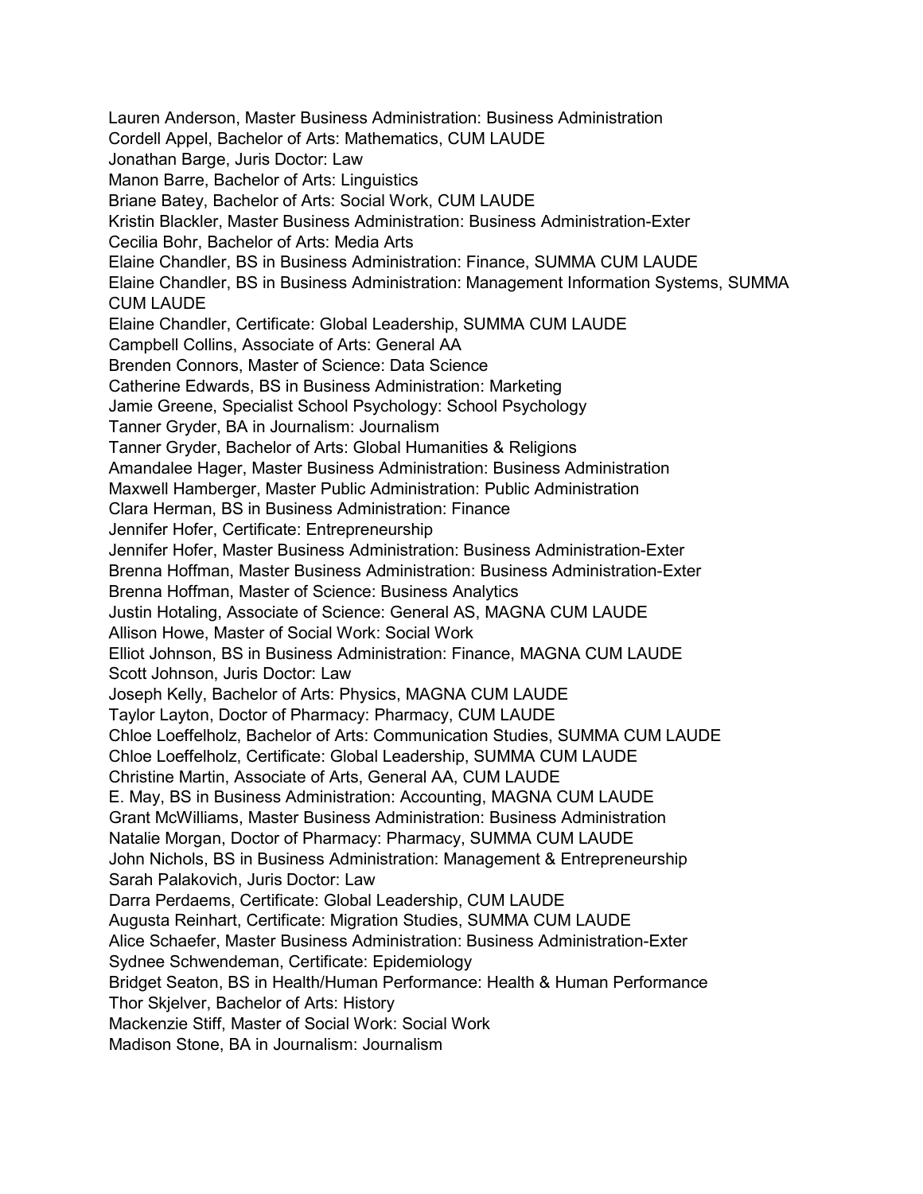Lauren Anderson, Master Business Administration: Business Administration
Cordell Appel, Bachelor of Arts: Mathematics, CUM LAUDE
Jonathan Barge, Juris Doctor: Law
Manon Barre, Bachelor of Arts: Linguistics
Briane Batey, Bachelor of Arts: Social Work, CUM LAUDE
Kristin Blackler, Master Business Administration: Business Administration-Exter
Cecilia Bohr, Bachelor of Arts: Media Arts
Elaine Chandler, BS in Business Administration: Finance, SUMMA CUM LAUDE
Elaine Chandler, BS in Business Administration: Management Information Systems, SUMMA CUM LAUDE
Elaine Chandler, Certificate: Global Leadership, SUMMA CUM LAUDE
Campbell Collins, Associate of Arts: General AA
Brenden Connors, Master of Science: Data Science
Catherine Edwards, BS in Business Administration: Marketing
Jamie Greene, Specialist School Psychology: School Psychology
Tanner Gryder, BA in Journalism: Journalism
Tanner Gryder, Bachelor of Arts: Global Humanities & Religions
Amandalee Hager, Master Business Administration: Business Administration
Maxwell Hamberger, Master Public Administration: Public Administration
Clara Herman, BS in Business Administration: Finance
Jennifer Hofer, Certificate: Entrepreneurship
Jennifer Hofer, Master Business Administration: Business Administration-Exter
Brenna Hoffman, Master Business Administration: Business Administration-Exter
Brenna Hoffman, Master of Science: Business Analytics
Justin Hotaling, Associate of Science: General AS, MAGNA CUM LAUDE
Allison Howe, Master of Social Work: Social Work
Elliot Johnson, BS in Business Administration: Finance, MAGNA CUM LAUDE
Scott Johnson, Juris Doctor: Law
Joseph Kelly, Bachelor of Arts: Physics, MAGNA CUM LAUDE
Taylor Layton, Doctor of Pharmacy: Pharmacy, CUM LAUDE
Chloe Loeffelholz, Bachelor of Arts: Communication Studies, SUMMA CUM LAUDE
Chloe Loeffelholz, Certificate: Global Leadership, SUMMA CUM LAUDE
Christine Martin, Associate of Arts, General AA, CUM LAUDE
E. May, BS in Business Administration: Accounting, MAGNA CUM LAUDE
Grant McWilliams, Master Business Administration: Business Administration
Natalie Morgan, Doctor of Pharmacy: Pharmacy, SUMMA CUM LAUDE
John Nichols, BS in Business Administration: Management & Entrepreneurship
Sarah Palakovich, Juris Doctor: Law
Darra Perdaems, Certificate: Global Leadership, CUM LAUDE
Augusta Reinhart, Certificate: Migration Studies, SUMMA CUM LAUDE
Alice Schaefer, Master Business Administration: Business Administration-Exter
Sydnee Schwendeman, Certificate: Epidemiology
Bridget Seaton, BS in Health/Human Performance: Health & Human Performance
Thor Skjelver, Bachelor of Arts: History
Mackenzie Stiff, Master of Social Work: Social Work
Madison Stone, BA in Journalism: Journalism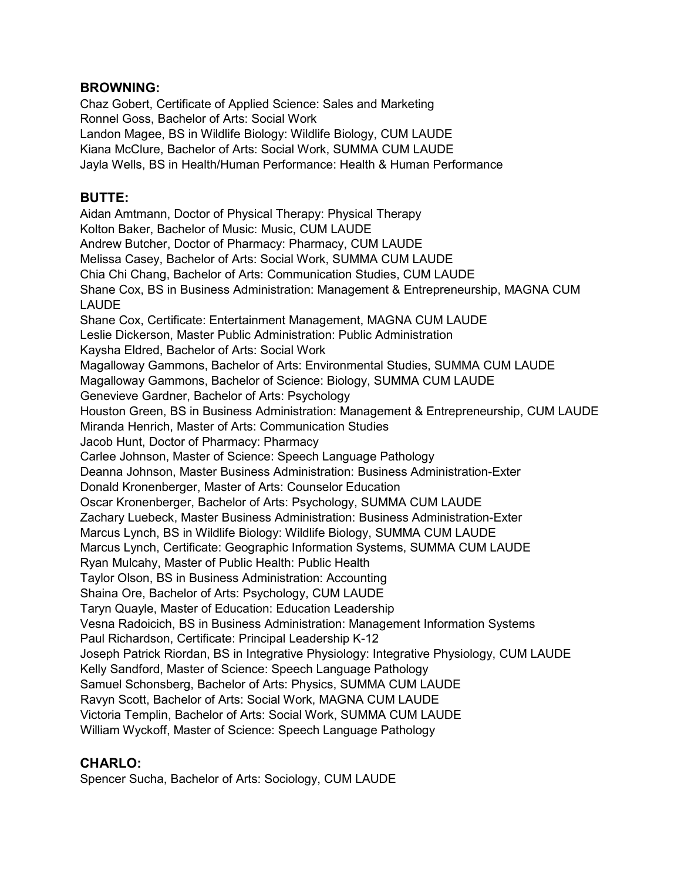## BROWNING:

Chaz Gobert, Certificate of Applied Science: Sales and Marketing
Ronnel Goss, Bachelor of Arts: Social Work
Landon Magee, BS in Wildlife Biology: Wildlife Biology, CUM LAUDE
Kiana McClure, Bachelor of Arts: Social Work, SUMMA CUM LAUDE
Jayla Wells, BS in Health/Human Performance: Health & Human Performance

## BUTTE:

Aidan Amtmann, Doctor of Physical Therapy: Physical Therapy
Kolton Baker, Bachelor of Music: Music, CUM LAUDE
Andrew Butcher, Doctor of Pharmacy: Pharmacy, CUM LAUDE
Melissa Casey, Bachelor of Arts: Social Work, SUMMA CUM LAUDE
Chia Chi Chang, Bachelor of Arts: Communication Studies, CUM LAUDE
Shane Cox, BS in Business Administration: Management & Entrepreneurship, MAGNA CUM LAUDE
Shane Cox, Certificate: Entertainment Management, MAGNA CUM LAUDE
Leslie Dickerson, Master Public Administration: Public Administration
Kaysha Eldred, Bachelor of Arts: Social Work
Magalloway Gammons, Bachelor of Arts: Environmental Studies, SUMMA CUM LAUDE
Magalloway Gammons, Bachelor of Science: Biology, SUMMA CUM LAUDE
Genevieve Gardner, Bachelor of Arts: Psychology
Houston Green, BS in Business Administration: Management & Entrepreneurship, CUM LAUDE
Miranda Henrich, Master of Arts: Communication Studies
Jacob Hunt, Doctor of Pharmacy: Pharmacy
Carlee Johnson, Master of Science: Speech Language Pathology
Deanna Johnson, Master Business Administration: Business Administration-Exter
Donald Kronenberger, Master of Arts: Counselor Education
Oscar Kronenberger, Bachelor of Arts: Psychology, SUMMA CUM LAUDE
Zachary Luebeck, Master Business Administration: Business Administration-Exter
Marcus Lynch, BS in Wildlife Biology: Wildlife Biology, SUMMA CUM LAUDE
Marcus Lynch, Certificate: Geographic Information Systems, SUMMA CUM LAUDE
Ryan Mulcahy, Master of Public Health: Public Health
Taylor Olson, BS in Business Administration: Accounting
Shaina Ore, Bachelor of Arts: Psychology, CUM LAUDE
Taryn Quayle, Master of Education: Education Leadership
Vesna Radoicich, BS in Business Administration: Management Information Systems
Paul Richardson, Certificate: Principal Leadership K-12
Joseph Patrick Riordan, BS in Integrative Physiology: Integrative Physiology, CUM LAUDE
Kelly Sandford, Master of Science: Speech Language Pathology
Samuel Schonsberg, Bachelor of Arts: Physics, SUMMA CUM LAUDE
Ravyn Scott, Bachelor of Arts: Social Work, MAGNA CUM LAUDE
Victoria Templin, Bachelor of Arts: Social Work, SUMMA CUM LAUDE
William Wyckoff, Master of Science: Speech Language Pathology

## CHARLO:

Spencer Sucha, Bachelor of Arts: Sociology, CUM LAUDE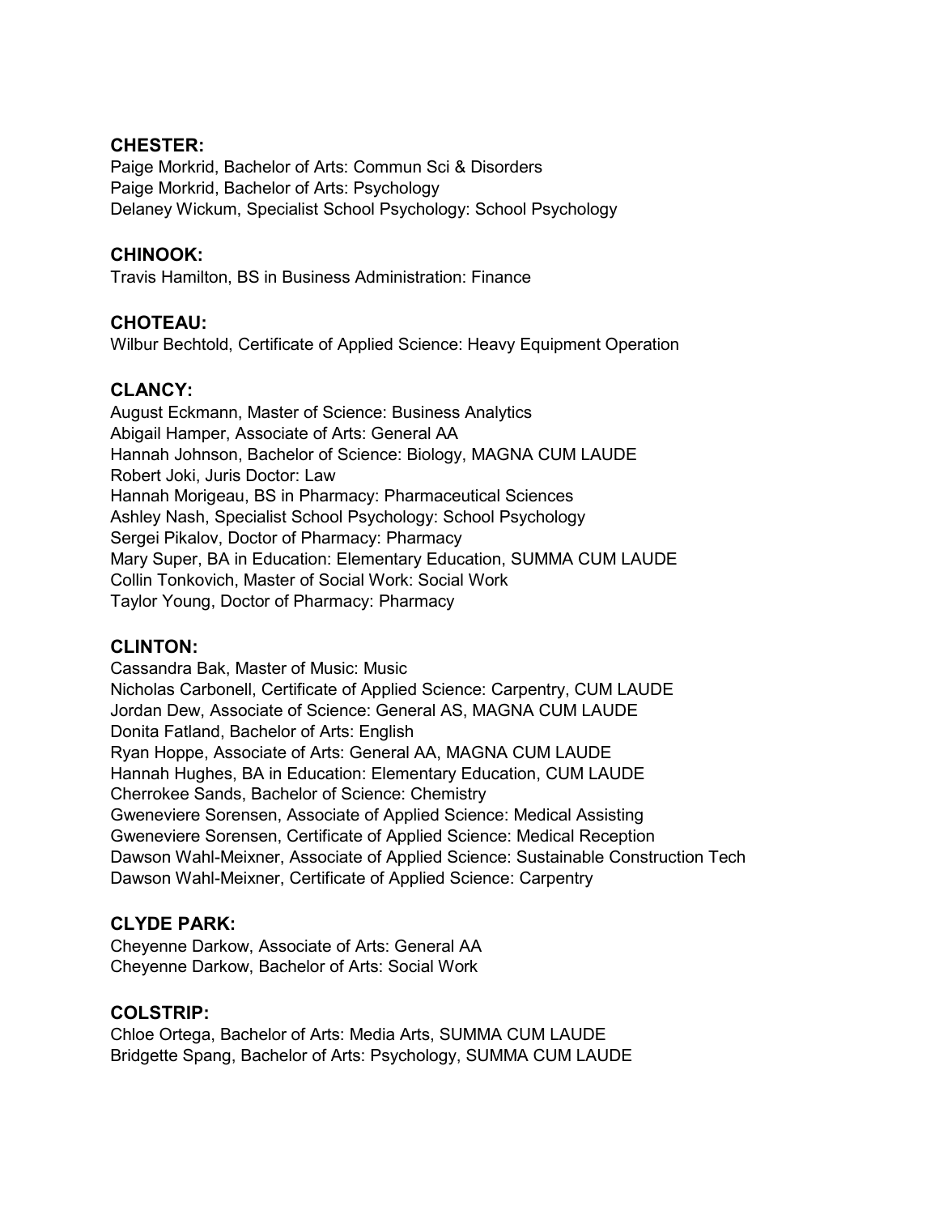**CHESTER:**

Paige Morkrid, Bachelor of Arts: Commun Sci & Disorders
Paige Morkrid, Bachelor of Arts: Psychology
Delaney Wickum, Specialist School Psychology: School Psychology

**CHINOOK:**

Travis Hamilton, BS in Business Administration: Finance

**CHOTEAU:**

Wilbur Bechtold, Certificate of Applied Science: Heavy Equipment Operation

**CLANCY:**

August Eckmann, Master of Science: Business Analytics
Abigail Hamper, Associate of Arts: General AA
Hannah Johnson, Bachelor of Science: Biology, MAGNA CUM LAUDE
Robert Joki, Juris Doctor: Law
Hannah Morigeau, BS in Pharmacy: Pharmaceutical Sciences
Ashley Nash, Specialist School Psychology: School Psychology
Sergei Pikalov, Doctor of Pharmacy: Pharmacy
Mary Super, BA in Education: Elementary Education, SUMMA CUM LAUDE
Collin Tonkovich, Master of Social Work: Social Work
Taylor Young, Doctor of Pharmacy: Pharmacy

**CLINTON:**

Cassandra Bak, Master of Music: Music
Nicholas Carbonell, Certificate of Applied Science: Carpentry, CUM LAUDE
Jordan Dew, Associate of Science: General AS, MAGNA CUM LAUDE
Donita Fatland, Bachelor of Arts: English
Ryan Hoppe, Associate of Arts: General AA, MAGNA CUM LAUDE
Hannah Hughes, BA in Education: Elementary Education, CUM LAUDE
Cherrokee Sands, Bachelor of Science: Chemistry
Gweneviere Sorensen, Associate of Applied Science: Medical Assisting
Gweneviere Sorensen, Certificate of Applied Science: Medical Reception
Dawson Wahl-Meixner, Associate of Applied Science: Sustainable Construction Tech
Dawson Wahl-Meixner, Certificate of Applied Science: Carpentry

**CLYDE PARK:**

Cheyenne Darkow, Associate of Arts: General AA
Cheyenne Darkow, Bachelor of Arts: Social Work

**COLSTRIP:**

Chloe Ortega, Bachelor of Arts: Media Arts, SUMMA CUM LAUDE
Bridgette Spang, Bachelor of Arts: Psychology, SUMMA CUM LAUDE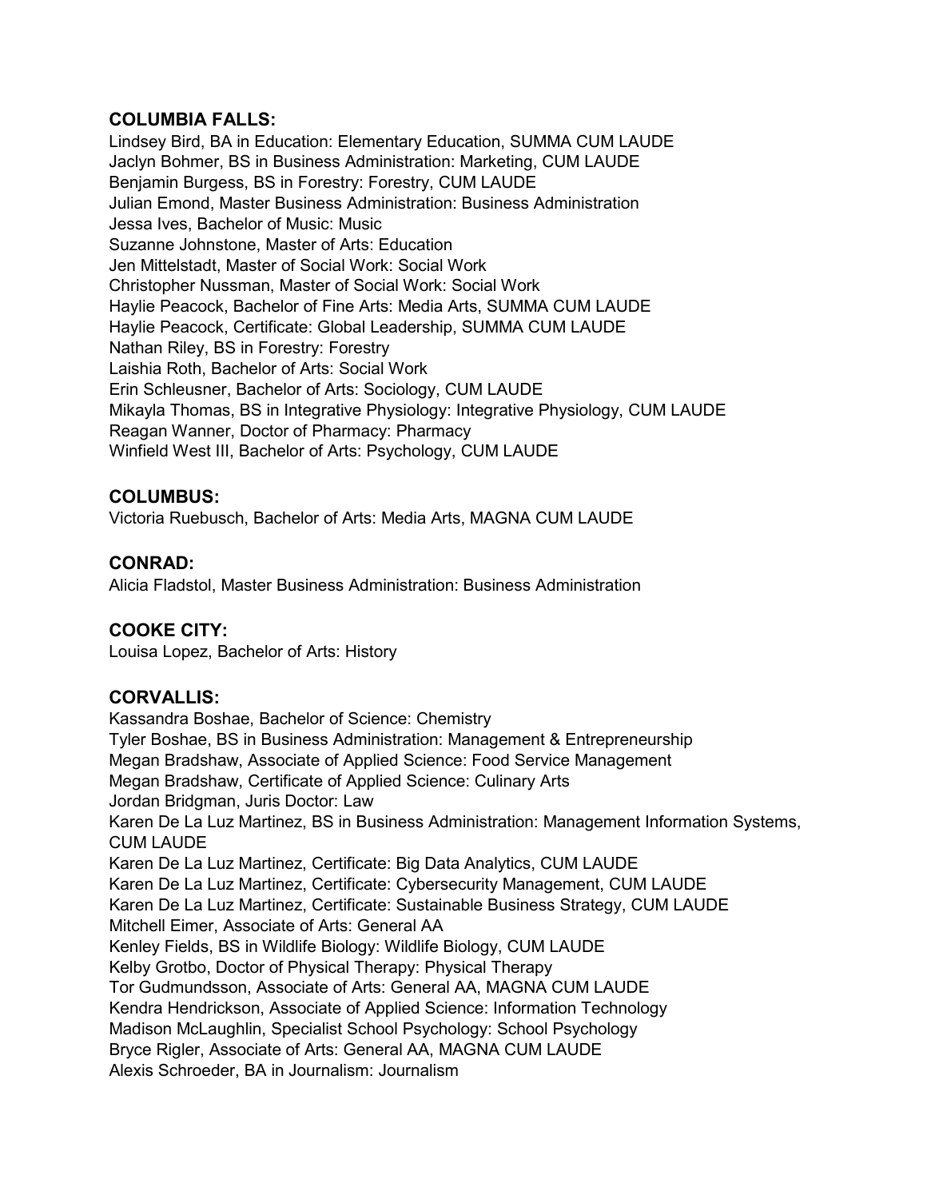### COLUMBIA FALLS:

Lindsey Bird, BA in Education: Elementary Education, SUMMA CUM LAUDE
Jaclyn Bohmer, BS in Business Administration: Marketing, CUM LAUDE
Benjamin Burgess, BS in Forestry: Forestry, CUM LAUDE
Julian Emond, Master Business Administration: Business Administration
Jessa Ives, Bachelor of Music: Music
Suzanne Johnstone, Master of Arts: Education
Jen Mittelstadt, Master of Social Work: Social Work
Christopher Nussman, Master of Social Work: Social Work
Haylie Peacock, Bachelor of Fine Arts: Media Arts, SUMMA CUM LAUDE
Haylie Peacock, Certificate: Global Leadership, SUMMA CUM LAUDE
Nathan Riley, BS in Forestry: Forestry
Laishia Roth, Bachelor of Arts: Social Work
Erin Schleusner, Bachelor of Arts: Sociology, CUM LAUDE
Mikayla Thomas, BS in Integrative Physiology: Integrative Physiology, CUM LAUDE
Reagan Wanner, Doctor of Pharmacy: Pharmacy
Winfield West III, Bachelor of Arts: Psychology, CUM LAUDE

### COLUMBUS:

Victoria Ruebusch, Bachelor of Arts: Media Arts, MAGNA CUM LAUDE

### CONRAD:

Alicia Fladstol, Master Business Administration: Business Administration

### COOKE CITY:

Louisa Lopez, Bachelor of Arts: History

### CORVALLIS:

Kassandra Boshae, Bachelor of Science: Chemistry
Tyler Boshae, BS in Business Administration: Management & Entrepreneurship
Megan Bradshaw, Associate of Applied Science: Food Service Management
Megan Bradshaw, Certificate of Applied Science: Culinary Arts
Jordan Bridgman, Juris Doctor: Law
Karen De La Luz Martinez, BS in Business Administration: Management Information Systems, CUM LAUDE
Karen De La Luz Martinez, Certificate: Big Data Analytics, CUM LAUDE
Karen De La Luz Martinez, Certificate: Cybersecurity Management, CUM LAUDE
Karen De La Luz Martinez, Certificate: Sustainable Business Strategy, CUM LAUDE
Mitchell Eimer, Associate of Arts: General AA
Kenley Fields, BS in Wildlife Biology: Wildlife Biology, CUM LAUDE
Kelby Grotbo, Doctor of Physical Therapy: Physical Therapy
Tor Gudmundsson, Associate of Arts: General AA, MAGNA CUM LAUDE
Kendra Hendrickson, Associate of Applied Science: Information Technology
Madison McLaughlin, Specialist School Psychology: School Psychology
Bryce Rigler, Associate of Arts: General AA, MAGNA CUM LAUDE
Alexis Schroeder, BA in Journalism: Journalism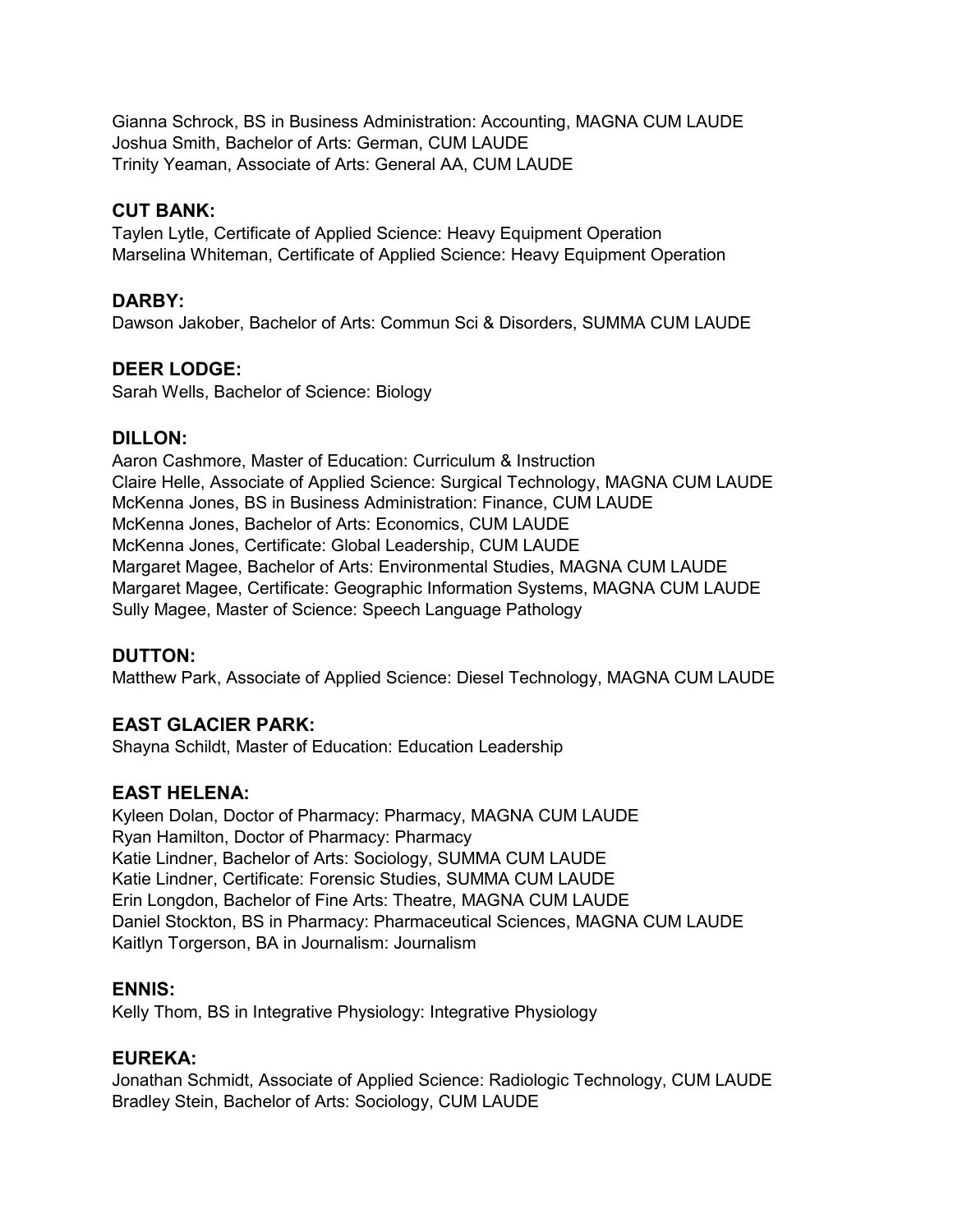Gianna Schrock, BS in Business Administration: Accounting, MAGNA CUM LAUDE
Joshua Smith, Bachelor of Arts: German, CUM LAUDE
Trinity Yeaman, Associate of Arts: General AA, CUM LAUDE

### CUT BANK:

Taylen Lytle, Certificate of Applied Science: Heavy Equipment Operation
Marselina Whiteman, Certificate of Applied Science: Heavy Equipment Operation

### DARBY:

Dawson Jakober, Bachelor of Arts: Commun Sci & Disorders, SUMMA CUM LAUDE

### DEER LODGE:

Sarah Wells, Bachelor of Science: Biology

### DILLON:

Aaron Cashmore, Master of Education: Curriculum & Instruction
Claire Helle, Associate of Applied Science: Surgical Technology, MAGNA CUM LAUDE
McKenna Jones, BS in Business Administration: Finance, CUM LAUDE
McKenna Jones, Bachelor of Arts: Economics, CUM LAUDE
McKenna Jones, Certificate: Global Leadership, CUM LAUDE
Margaret Magee, Bachelor of Arts: Environmental Studies, MAGNA CUM LAUDE
Margaret Magee, Certificate: Geographic Information Systems, MAGNA CUM LAUDE
Sully Magee, Master of Science: Speech Language Pathology

### DUTTON:

Matthew Park, Associate of Applied Science: Diesel Technology, MAGNA CUM LAUDE

### EAST GLACIER PARK:

Shayna Schildt, Master of Education: Education Leadership

### EAST HELENA:

Kyleen Dolan, Doctor of Pharmacy: Pharmacy, MAGNA CUM LAUDE
Ryan Hamilton, Doctor of Pharmacy: Pharmacy
Katie Lindner, Bachelor of Arts: Sociology, SUMMA CUM LAUDE
Katie Lindner, Certificate: Forensic Studies, SUMMA CUM LAUDE
Erin Longdon, Bachelor of Fine Arts: Theatre, MAGNA CUM LAUDE
Daniel Stockton, BS in Pharmacy: Pharmaceutical Sciences, MAGNA CUM LAUDE
Kaitlyn Torgerson, BA in Journalism: Journalism

### ENNIS:

Kelly Thom, BS in Integrative Physiology: Integrative Physiology

### EUREKA:

Jonathan Schmidt, Associate of Applied Science: Radiologic Technology, CUM LAUDE
Bradley Stein, Bachelor of Arts: Sociology, CUM LAUDE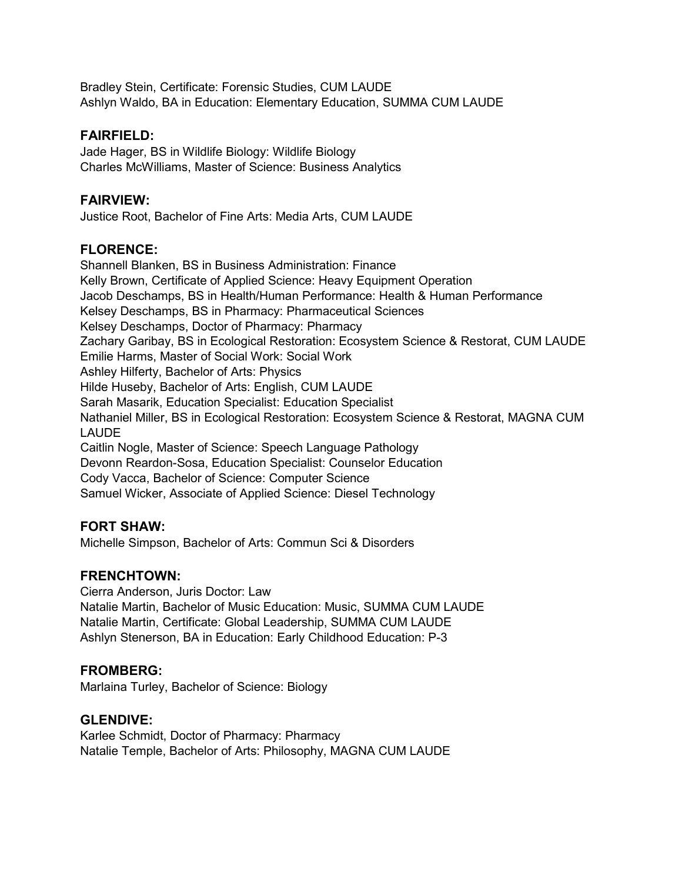Bradley Stein, Certificate: Forensic Studies, CUM LAUDE
Ashlyn Waldo, BA in Education: Elementary Education, SUMMA CUM LAUDE

### FAIRFIELD:

Jade Hager, BS in Wildlife Biology: Wildlife Biology
Charles McWilliams, Master of Science: Business Analytics

### FAIRVIEW:

Justice Root, Bachelor of Fine Arts: Media Arts, CUM LAUDE

### FLORENCE:

Shannell Blanken, BS in Business Administration: Finance
Kelly Brown, Certificate of Applied Science: Heavy Equipment Operation
Jacob Deschamps, BS in Health/Human Performance: Health & Human Performance
Kelsey Deschamps, BS in Pharmacy: Pharmaceutical Sciences
Kelsey Deschamps, Doctor of Pharmacy: Pharmacy
Zachary Garibay, BS in Ecological Restoration: Ecosystem Science & Restorat, CUM LAUDE
Emilie Harms, Master of Social Work: Social Work
Ashley Hilferty, Bachelor of Arts: Physics
Hilde Huseby, Bachelor of Arts: English, CUM LAUDE
Sarah Masarik, Education Specialist: Education Specialist
Nathaniel Miller, BS in Ecological Restoration: Ecosystem Science & Restorat, MAGNA CUM LAUDE
Caitlin Nogle, Master of Science: Speech Language Pathology
Devonn Reardon-Sosa, Education Specialist: Counselor Education
Cody Vacca, Bachelor of Science: Computer Science
Samuel Wicker, Associate of Applied Science: Diesel Technology

### FORT SHAW:

Michelle Simpson, Bachelor of Arts: Commun Sci & Disorders

### FRENCHTOWN:

Cierra Anderson, Juris Doctor: Law
Natalie Martin, Bachelor of Music Education: Music, SUMMA CUM LAUDE
Natalie Martin, Certificate: Global Leadership, SUMMA CUM LAUDE
Ashlyn Stenerson, BA in Education: Early Childhood Education: P-3

### FROMBERG:

Marlaina Turley, Bachelor of Science: Biology

### GLENDIVE:

Karlee Schmidt, Doctor of Pharmacy: Pharmacy
Natalie Temple, Bachelor of Arts: Philosophy, MAGNA CUM LAUDE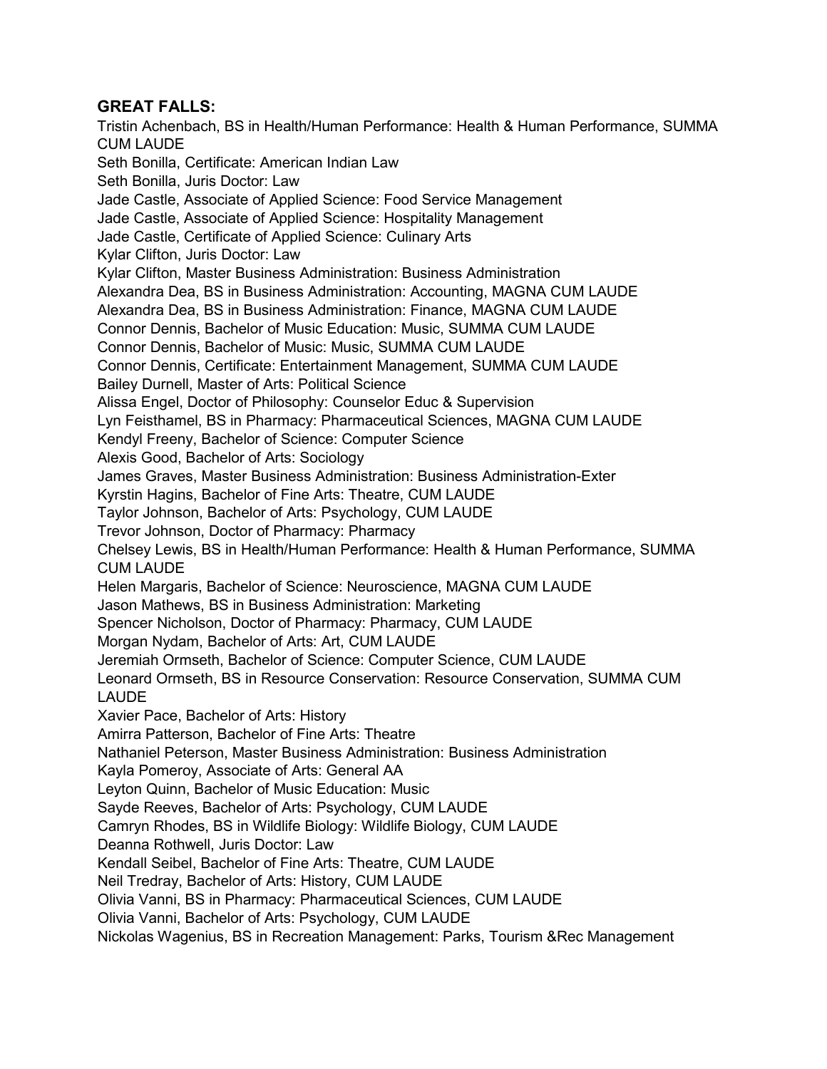**GREAT FALLS:**

Tristin Achenbach, BS in Health/Human Performance: Health & Human Performance, SUMMA CUM LAUDE
Seth Bonilla, Certificate: American Indian Law
Seth Bonilla, Juris Doctor: Law
Jade Castle, Associate of Applied Science: Food Service Management
Jade Castle, Associate of Applied Science: Hospitality Management
Jade Castle, Certificate of Applied Science: Culinary Arts
Kylar Clifton, Juris Doctor: Law
Kylar Clifton, Master Business Administration: Business Administration
Alexandra Dea, BS in Business Administration: Accounting, MAGNA CUM LAUDE
Alexandra Dea, BS in Business Administration: Finance, MAGNA CUM LAUDE
Connor Dennis, Bachelor of Music Education: Music, SUMMA CUM LAUDE
Connor Dennis, Bachelor of Music: Music, SUMMA CUM LAUDE
Connor Dennis, Certificate: Entertainment Management, SUMMA CUM LAUDE
Bailey Durnell, Master of Arts: Political Science
Alissa Engel, Doctor of Philosophy: Counselor Educ & Supervision
Lyn Feisthamel, BS in Pharmacy: Pharmaceutical Sciences, MAGNA CUM LAUDE
Kendyl Freeny, Bachelor of Science: Computer Science
Alexis Good, Bachelor of Arts: Sociology
James Graves, Master Business Administration: Business Administration-Exter
Kyrstin Hagins, Bachelor of Fine Arts: Theatre, CUM LAUDE
Taylor Johnson, Bachelor of Arts: Psychology, CUM LAUDE
Trevor Johnson, Doctor of Pharmacy: Pharmacy
Chelsey Lewis, BS in Health/Human Performance: Health & Human Performance, SUMMA CUM LAUDE
Helen Margaris, Bachelor of Science: Neuroscience, MAGNA CUM LAUDE
Jason Mathews, BS in Business Administration: Marketing
Spencer Nicholson, Doctor of Pharmacy: Pharmacy, CUM LAUDE
Morgan Nydam, Bachelor of Arts: Art, CUM LAUDE
Jeremiah Ormseth, Bachelor of Science: Computer Science, CUM LAUDE
Leonard Ormseth, BS in Resource Conservation: Resource Conservation, SUMMA CUM LAUDE
Xavier Pace, Bachelor of Arts: History
Amirra Patterson, Bachelor of Fine Arts: Theatre
Nathaniel Peterson, Master Business Administration: Business Administration
Kayla Pomeroy, Associate of Arts: General AA
Leyton Quinn, Bachelor of Music Education: Music
Sayde Reeves, Bachelor of Arts: Psychology, CUM LAUDE
Camryn Rhodes, BS in Wildlife Biology: Wildlife Biology, CUM LAUDE
Deanna Rothwell, Juris Doctor: Law
Kendall Seibel, Bachelor of Fine Arts: Theatre, CUM LAUDE
Neil Tredray, Bachelor of Arts: History, CUM LAUDE
Olivia Vanni, BS in Pharmacy: Pharmaceutical Sciences, CUM LAUDE
Olivia Vanni, Bachelor of Arts: Psychology, CUM LAUDE
Nickolas Wagenius, BS in Recreation Management: Parks, Tourism &Rec Management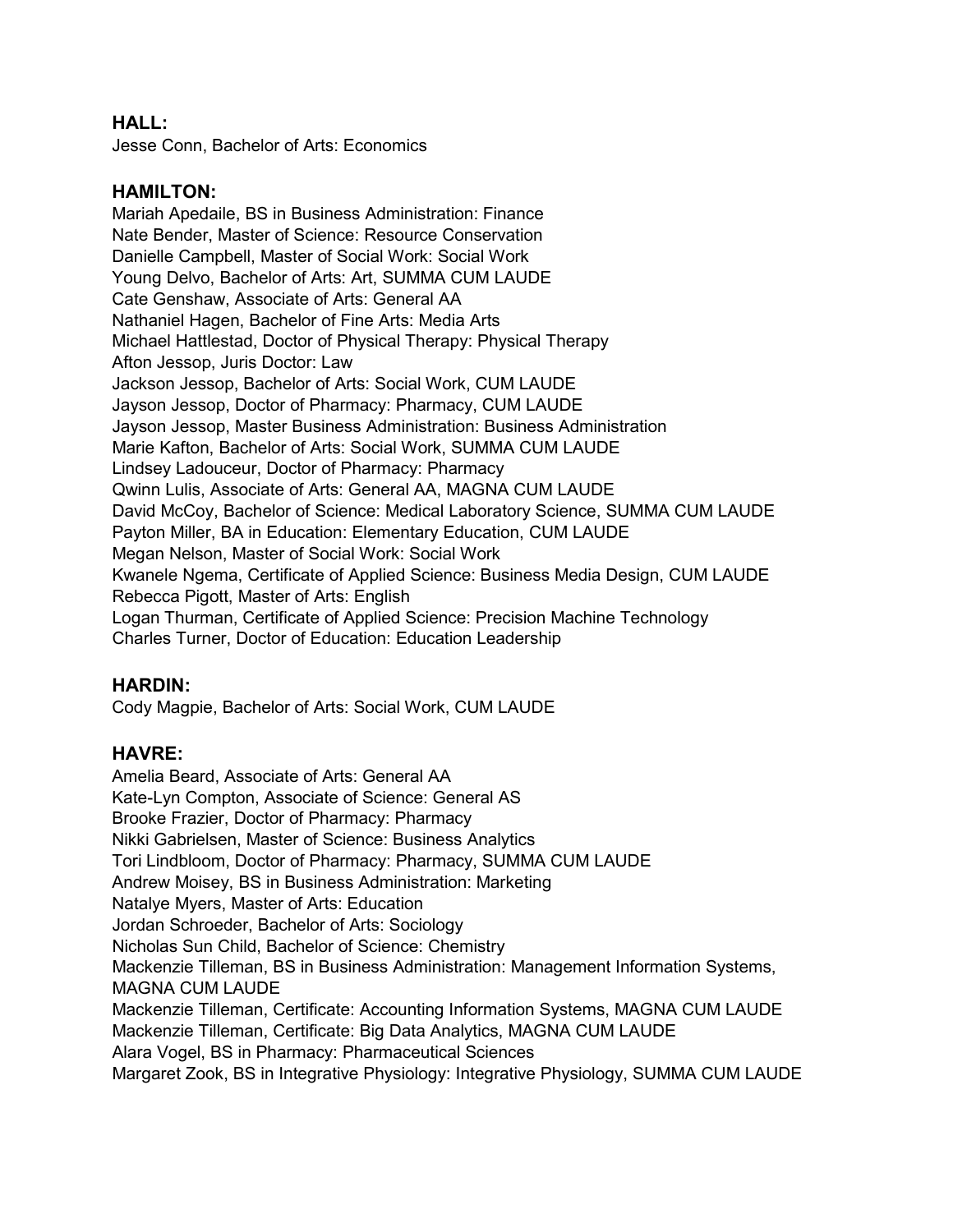### HALL:

Jesse Conn, Bachelor of Arts: Economics

### HAMILTON:

Mariah Apedaile, BS in Business Administration: Finance
Nate Bender, Master of Science: Resource Conservation
Danielle Campbell, Master of Social Work: Social Work
Young Delvo, Bachelor of Arts: Art, SUMMA CUM LAUDE
Cate Genshaw, Associate of Arts: General AA
Nathaniel Hagen, Bachelor of Fine Arts: Media Arts
Michael Hattlestad, Doctor of Physical Therapy: Physical Therapy
Afton Jessop, Juris Doctor: Law
Jackson Jessop, Bachelor of Arts: Social Work, CUM LAUDE
Jayson Jessop, Doctor of Pharmacy: Pharmacy, CUM LAUDE
Jayson Jessop, Master Business Administration: Business Administration
Marie Kafton, Bachelor of Arts: Social Work, SUMMA CUM LAUDE
Lindsey Ladouceur, Doctor of Pharmacy: Pharmacy
Qwinn Lulis, Associate of Arts: General AA, MAGNA CUM LAUDE
David McCoy, Bachelor of Science: Medical Laboratory Science, SUMMA CUM LAUDE
Payton Miller, BA in Education: Elementary Education, CUM LAUDE
Megan Nelson, Master of Social Work: Social Work
Kwanele Ngema, Certificate of Applied Science: Business Media Design, CUM LAUDE
Rebecca Pigott, Master of Arts: English
Logan Thurman, Certificate of Applied Science: Precision Machine Technology
Charles Turner, Doctor of Education: Education Leadership

### HARDIN:

Cody Magpie, Bachelor of Arts: Social Work, CUM LAUDE

### HAVRE:

Amelia Beard, Associate of Arts: General AA
Kate-Lyn Compton, Associate of Science: General AS
Brooke Frazier, Doctor of Pharmacy: Pharmacy
Nikki Gabrielsen, Master of Science: Business Analytics
Tori Lindbloom, Doctor of Pharmacy: Pharmacy, SUMMA CUM LAUDE
Andrew Moisey, BS in Business Administration: Marketing
Natalye Myers, Master of Arts: Education
Jordan Schroeder, Bachelor of Arts: Sociology
Nicholas Sun Child, Bachelor of Science: Chemistry
Mackenzie Tilleman, BS in Business Administration: Management Information Systems, MAGNA CUM LAUDE
Mackenzie Tilleman, Certificate: Accounting Information Systems, MAGNA CUM LAUDE
Mackenzie Tilleman, Certificate: Big Data Analytics, MAGNA CUM LAUDE
Alara Vogel, BS in Pharmacy: Pharmaceutical Sciences
Margaret Zook, BS in Integrative Physiology: Integrative Physiology, SUMMA CUM LAUDE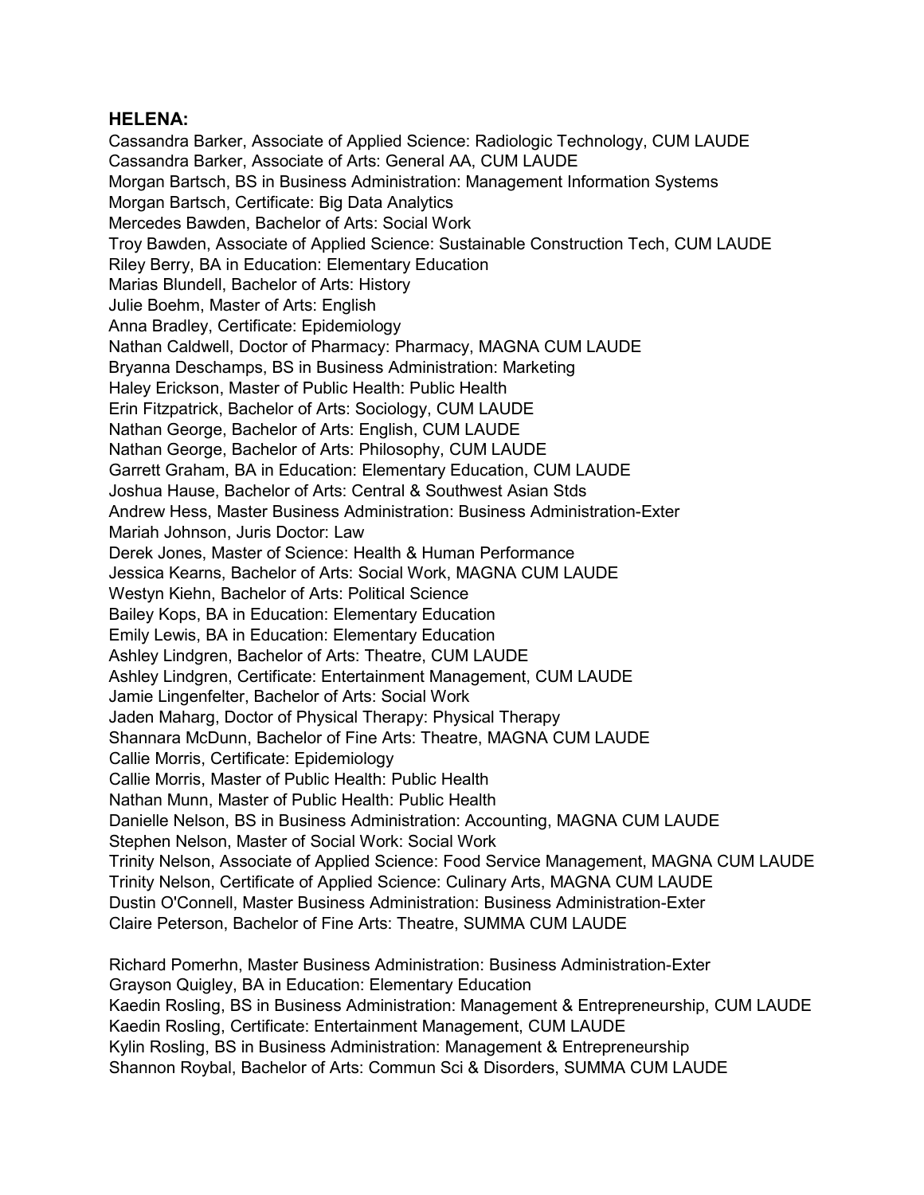**HELENA:**

Cassandra Barker, Associate of Applied Science: Radiologic Technology, CUM LAUDE
Cassandra Barker, Associate of Arts: General AA, CUM LAUDE
Morgan Bartsch, BS in Business Administration: Management Information Systems
Morgan Bartsch, Certificate: Big Data Analytics
Mercedes Bawden, Bachelor of Arts: Social Work
Troy Bawden, Associate of Applied Science: Sustainable Construction Tech, CUM LAUDE
Riley Berry, BA in Education: Elementary Education
Marias Blundell, Bachelor of Arts: History
Julie Boehm, Master of Arts: English
Anna Bradley, Certificate: Epidemiology
Nathan Caldwell, Doctor of Pharmacy: Pharmacy, MAGNA CUM LAUDE
Bryanna Deschamps, BS in Business Administration: Marketing
Haley Erickson, Master of Public Health: Public Health
Erin Fitzpatrick, Bachelor of Arts: Sociology, CUM LAUDE
Nathan George, Bachelor of Arts: English, CUM LAUDE
Nathan George, Bachelor of Arts: Philosophy, CUM LAUDE
Garrett Graham, BA in Education: Elementary Education, CUM LAUDE
Joshua Hause, Bachelor of Arts: Central & Southwest Asian Stds
Andrew Hess, Master Business Administration: Business Administration-Exter
Mariah Johnson, Juris Doctor: Law
Derek Jones, Master of Science: Health & Human Performance
Jessica Kearns, Bachelor of Arts: Social Work, MAGNA CUM LAUDE
Westyn Kiehn, Bachelor of Arts: Political Science
Bailey Kops, BA in Education: Elementary Education
Emily Lewis, BA in Education: Elementary Education
Ashley Lindgren, Bachelor of Arts: Theatre, CUM LAUDE
Ashley Lindgren, Certificate: Entertainment Management, CUM LAUDE
Jamie Lingenfelter, Bachelor of Arts: Social Work
Jaden Maharg, Doctor of Physical Therapy: Physical Therapy
Shannara McDunn, Bachelor of Fine Arts: Theatre, MAGNA CUM LAUDE
Callie Morris, Certificate: Epidemiology
Callie Morris, Master of Public Health: Public Health
Nathan Munn, Master of Public Health: Public Health
Danielle Nelson, BS in Business Administration: Accounting, MAGNA CUM LAUDE
Stephen Nelson, Master of Social Work: Social Work
Trinity Nelson, Associate of Applied Science: Food Service Management, MAGNA CUM LAUDE
Trinity Nelson, Certificate of Applied Science: Culinary Arts, MAGNA CUM LAUDE
Dustin O'Connell, Master Business Administration: Business Administration-Exter
Claire Peterson, Bachelor of Fine Arts: Theatre, SUMMA CUM LAUDE

Richard Pomerhn, Master Business Administration: Business Administration-Exter
Grayson Quigley, BA in Education: Elementary Education
Kaedin Rosling, BS in Business Administration: Management & Entrepreneurship, CUM LAUDE
Kaedin Rosling, Certificate: Entertainment Management, CUM LAUDE
Kylin Rosling, BS in Business Administration: Management & Entrepreneurship
Shannon Roybal, Bachelor of Arts: Commun Sci & Disorders, SUMMA CUM LAUDE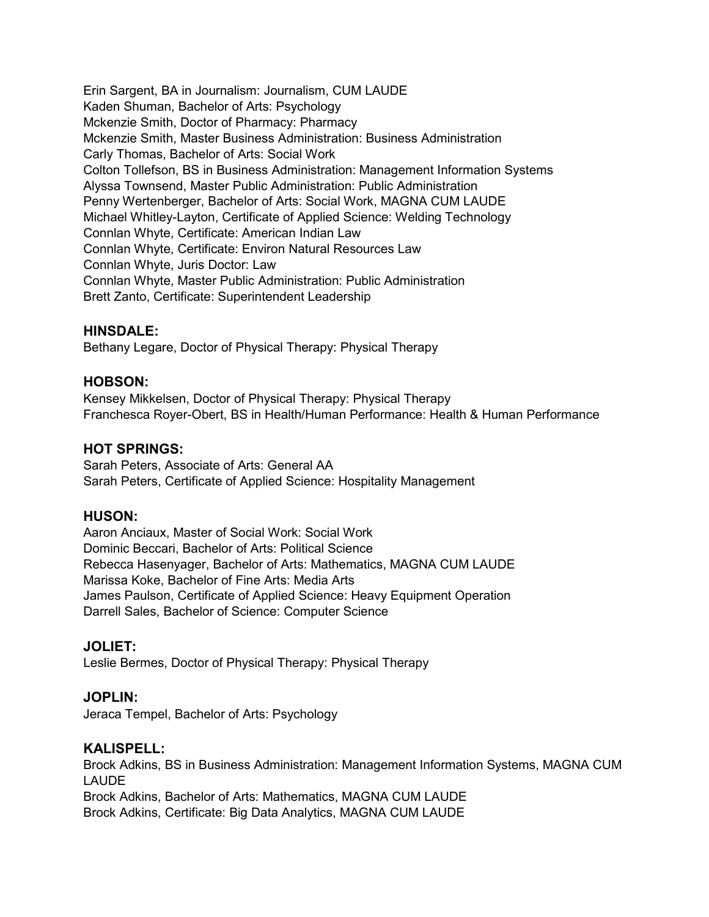Erin Sargent, BA in Journalism: Journalism, CUM LAUDE
Kaden Shuman, Bachelor of Arts: Psychology
Mckenzie Smith, Doctor of Pharmacy: Pharmacy
Mckenzie Smith, Master Business Administration: Business Administration
Carly Thomas, Bachelor of Arts: Social Work
Colton Tollefson, BS in Business Administration: Management Information Systems
Alyssa Townsend, Master Public Administration: Public Administration
Penny Wertenberger, Bachelor of Arts: Social Work, MAGNA CUM LAUDE
Michael Whitley-Layton, Certificate of Applied Science: Welding Technology
Connlan Whyte, Certificate: American Indian Law
Connlan Whyte, Certificate: Environ Natural Resources Law
Connlan Whyte, Juris Doctor: Law
Connlan Whyte, Master Public Administration: Public Administration
Brett Zanto, Certificate: Superintendent Leadership

### HINSDALE:

Bethany Legare, Doctor of Physical Therapy: Physical Therapy

### HOBSON:

Kensey Mikkelsen, Doctor of Physical Therapy: Physical Therapy
Franchesca Royer-Obert, BS in Health/Human Performance: Health & Human Performance

### HOT SPRINGS:

Sarah Peters, Associate of Arts: General AA
Sarah Peters, Certificate of Applied Science: Hospitality Management

### HUSON:

Aaron Anciaux, Master of Social Work: Social Work
Dominic Beccari, Bachelor of Arts: Political Science
Rebecca Hasenyager, Bachelor of Arts: Mathematics, MAGNA CUM LAUDE
Marissa Koke, Bachelor of Fine Arts: Media Arts
James Paulson, Certificate of Applied Science: Heavy Equipment Operation
Darrell Sales, Bachelor of Science: Computer Science

### JOLIET:

Leslie Bermes, Doctor of Physical Therapy: Physical Therapy

### JOPLIN:

Jeraca Tempel, Bachelor of Arts: Psychology

### KALISPELL:

Brock Adkins, BS in Business Administration: Management Information Systems, MAGNA CUM LAUDE
Brock Adkins, Bachelor of Arts: Mathematics, MAGNA CUM LAUDE
Brock Adkins, Certificate: Big Data Analytics, MAGNA CUM LAUDE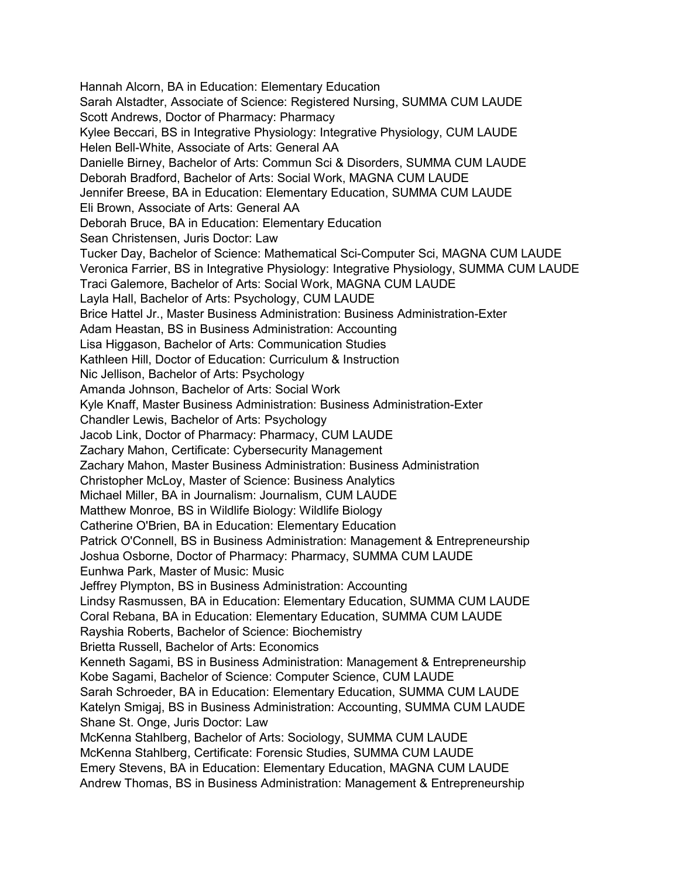Hannah Alcorn, BA in Education: Elementary Education
Sarah Alstadter, Associate of Science: Registered Nursing, SUMMA CUM LAUDE
Scott Andrews, Doctor of Pharmacy: Pharmacy
Kylee Beccari, BS in Integrative Physiology: Integrative Physiology, CUM LAUDE
Helen Bell-White, Associate of Arts: General AA
Danielle Birney, Bachelor of Arts: Commun Sci & Disorders, SUMMA CUM LAUDE
Deborah Bradford, Bachelor of Arts: Social Work, MAGNA CUM LAUDE
Jennifer Breese, BA in Education: Elementary Education, SUMMA CUM LAUDE
Eli Brown, Associate of Arts: General AA
Deborah Bruce, BA in Education: Elementary Education
Sean Christensen, Juris Doctor: Law
Tucker Day, Bachelor of Science: Mathematical Sci-Computer Sci, MAGNA CUM LAUDE
Veronica Farrier, BS in Integrative Physiology: Integrative Physiology, SUMMA CUM LAUDE
Traci Galemore, Bachelor of Arts: Social Work, MAGNA CUM LAUDE
Layla Hall, Bachelor of Arts: Psychology, CUM LAUDE
Brice Hattel Jr., Master Business Administration: Business Administration-Exter
Adam Heastan, BS in Business Administration: Accounting
Lisa Higgason, Bachelor of Arts: Communication Studies
Kathleen Hill, Doctor of Education: Curriculum & Instruction
Nic Jellison, Bachelor of Arts: Psychology
Amanda Johnson, Bachelor of Arts: Social Work
Kyle Knaff, Master Business Administration: Business Administration-Exter
Chandler Lewis, Bachelor of Arts: Psychology
Jacob Link, Doctor of Pharmacy: Pharmacy, CUM LAUDE
Zachary Mahon, Certificate: Cybersecurity Management
Zachary Mahon, Master Business Administration: Business Administration
Christopher McLoy, Master of Science: Business Analytics
Michael Miller, BA in Journalism: Journalism, CUM LAUDE
Matthew Monroe, BS in Wildlife Biology: Wildlife Biology
Catherine O'Brien, BA in Education: Elementary Education
Patrick O'Connell, BS in Business Administration: Management & Entrepreneurship
Joshua Osborne, Doctor of Pharmacy: Pharmacy, SUMMA CUM LAUDE
Eunhwa Park, Master of Music: Music
Jeffrey Plympton, BS in Business Administration: Accounting
Lindsy Rasmussen, BA in Education: Elementary Education, SUMMA CUM LAUDE
Coral Rebana, BA in Education: Elementary Education, SUMMA CUM LAUDE
Rayshia Roberts, Bachelor of Science: Biochemistry
Brietta Russell, Bachelor of Arts: Economics
Kenneth Sagami, BS in Business Administration: Management & Entrepreneurship
Kobe Sagami, Bachelor of Science: Computer Science, CUM LAUDE
Sarah Schroeder, BA in Education: Elementary Education, SUMMA CUM LAUDE
Katelyn Smigaj, BS in Business Administration: Accounting, SUMMA CUM LAUDE
Shane St. Onge, Juris Doctor: Law
McKenna Stahlberg, Bachelor of Arts: Sociology, SUMMA CUM LAUDE
McKenna Stahlberg, Certificate: Forensic Studies, SUMMA CUM LAUDE
Emery Stevens, BA in Education: Elementary Education, MAGNA CUM LAUDE
Andrew Thomas, BS in Business Administration: Management & Entrepreneurship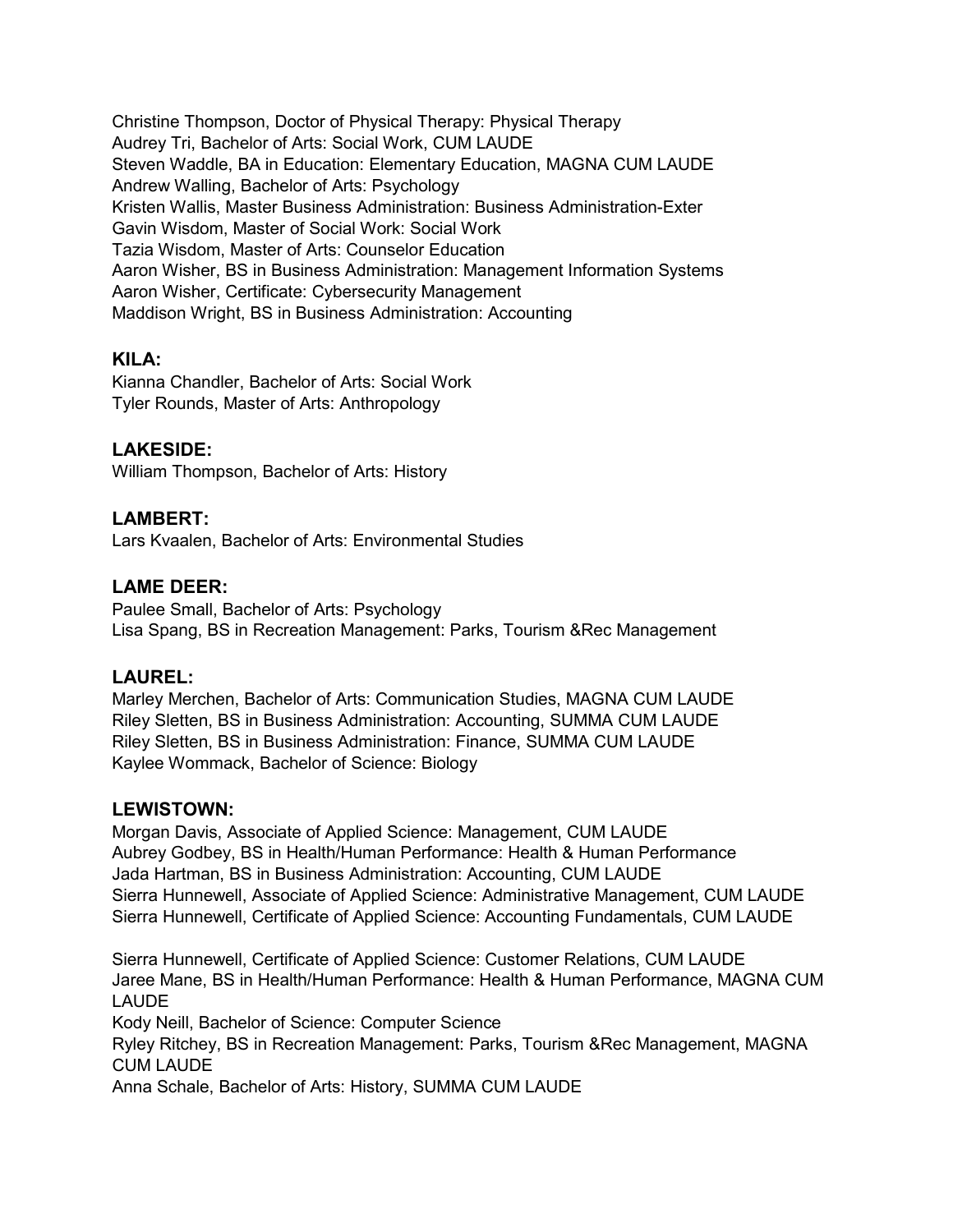Christine Thompson, Doctor of Physical Therapy: Physical Therapy
Audrey Tri, Bachelor of Arts: Social Work, CUM LAUDE
Steven Waddle, BA in Education: Elementary Education, MAGNA CUM LAUDE
Andrew Walling, Bachelor of Arts: Psychology
Kristen Wallis, Master Business Administration: Business Administration-Exter
Gavin Wisdom, Master of Social Work: Social Work
Tazia Wisdom, Master of Arts: Counselor Education
Aaron Wisher, BS in Business Administration: Management Information Systems
Aaron Wisher, Certificate: Cybersecurity Management
Maddison Wright, BS in Business Administration: Accounting

**KILA:**
Kianna Chandler, Bachelor of Arts: Social Work
Tyler Rounds, Master of Arts: Anthropology

**LAKESIDE:**
William Thompson, Bachelor of Arts: History

**LAMBERT:**
Lars Kvaalen, Bachelor of Arts: Environmental Studies

**LAME DEER:**
Paulee Small, Bachelor of Arts: Psychology
Lisa Spang, BS in Recreation Management: Parks, Tourism &Rec Management

**LAUREL:**
Marley Merchen, Bachelor of Arts: Communication Studies, MAGNA CUM LAUDE
Riley Sletten, BS in Business Administration: Accounting, SUMMA CUM LAUDE
Riley Sletten, BS in Business Administration: Finance, SUMMA CUM LAUDE
Kaylee Wommack, Bachelor of Science: Biology

**LEWISTOWN:**
Morgan Davis, Associate of Applied Science: Management, CUM LAUDE
Aubrey Godbey, BS in Health/Human Performance: Health & Human Performance
Jada Hartman, BS in Business Administration: Accounting, CUM LAUDE
Sierra Hunnewell, Associate of Applied Science: Administrative Management, CUM LAUDE
Sierra Hunnewell, Certificate of Applied Science: Accounting Fundamentals, CUM LAUDE

Sierra Hunnewell, Certificate of Applied Science: Customer Relations, CUM LAUDE
Jaree Mane, BS in Health/Human Performance: Health & Human Performance, MAGNA CUM LAUDE
Kody Neill, Bachelor of Science: Computer Science
Ryley Ritchey, BS in Recreation Management: Parks, Tourism &Rec Management, MAGNA CUM LAUDE
Anna Schale, Bachelor of Arts: History, SUMMA CUM LAUDE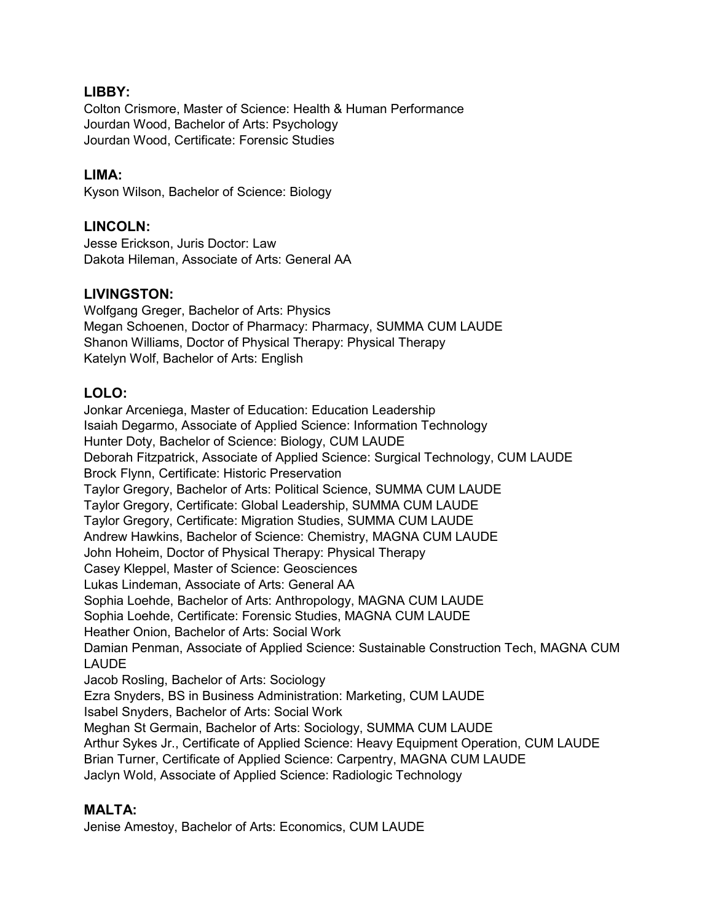**LIBBY:**
Colton Crismore, Master of Science: Health & Human Performance
Jourdan Wood, Bachelor of Arts: Psychology
Jourdan Wood, Certificate: Forensic Studies

**LIMA:**
Kyson Wilson, Bachelor of Science: Biology

**LINCOLN:**
Jesse Erickson, Juris Doctor: Law
Dakota Hileman, Associate of Arts: General AA

**LIVINGSTON:**
Wolfgang Greger, Bachelor of Arts: Physics
Megan Schoenen, Doctor of Pharmacy: Pharmacy, SUMMA CUM LAUDE
Shanon Williams, Doctor of Physical Therapy: Physical Therapy
Katelyn Wolf, Bachelor of Arts: English

**LOLO:**
Jonkar Arceniega, Master of Education: Education Leadership
Isaiah Degarmo, Associate of Applied Science: Information Technology
Hunter Doty, Bachelor of Science: Biology, CUM LAUDE
Deborah Fitzpatrick, Associate of Applied Science: Surgical Technology, CUM LAUDE
Brock Flynn, Certificate: Historic Preservation
Taylor Gregory, Bachelor of Arts: Political Science, SUMMA CUM LAUDE
Taylor Gregory, Certificate: Global Leadership, SUMMA CUM LAUDE
Taylor Gregory, Certificate: Migration Studies, SUMMA CUM LAUDE
Andrew Hawkins, Bachelor of Science: Chemistry, MAGNA CUM LAUDE
John Hoheim, Doctor of Physical Therapy: Physical Therapy
Casey Kleppel, Master of Science: Geosciences
Lukas Lindeman, Associate of Arts: General AA
Sophia Loehde, Bachelor of Arts: Anthropology, MAGNA CUM LAUDE
Sophia Loehde, Certificate: Forensic Studies, MAGNA CUM LAUDE
Heather Onion, Bachelor of Arts: Social Work
Damian Penman, Associate of Applied Science: Sustainable Construction Tech, MAGNA CUM LAUDE
Jacob Rosling, Bachelor of Arts: Sociology
Ezra Snyders, BS in Business Administration: Marketing, CUM LAUDE
Isabel Snyders, Bachelor of Arts: Social Work
Meghan St Germain, Bachelor of Arts: Sociology, SUMMA CUM LAUDE
Arthur Sykes Jr., Certificate of Applied Science: Heavy Equipment Operation, CUM LAUDE
Brian Turner, Certificate of Applied Science: Carpentry, MAGNA CUM LAUDE
Jaclyn Wold, Associate of Applied Science: Radiologic Technology

**MALTA:**
Jenise Amestoy, Bachelor of Arts: Economics, CUM LAUDE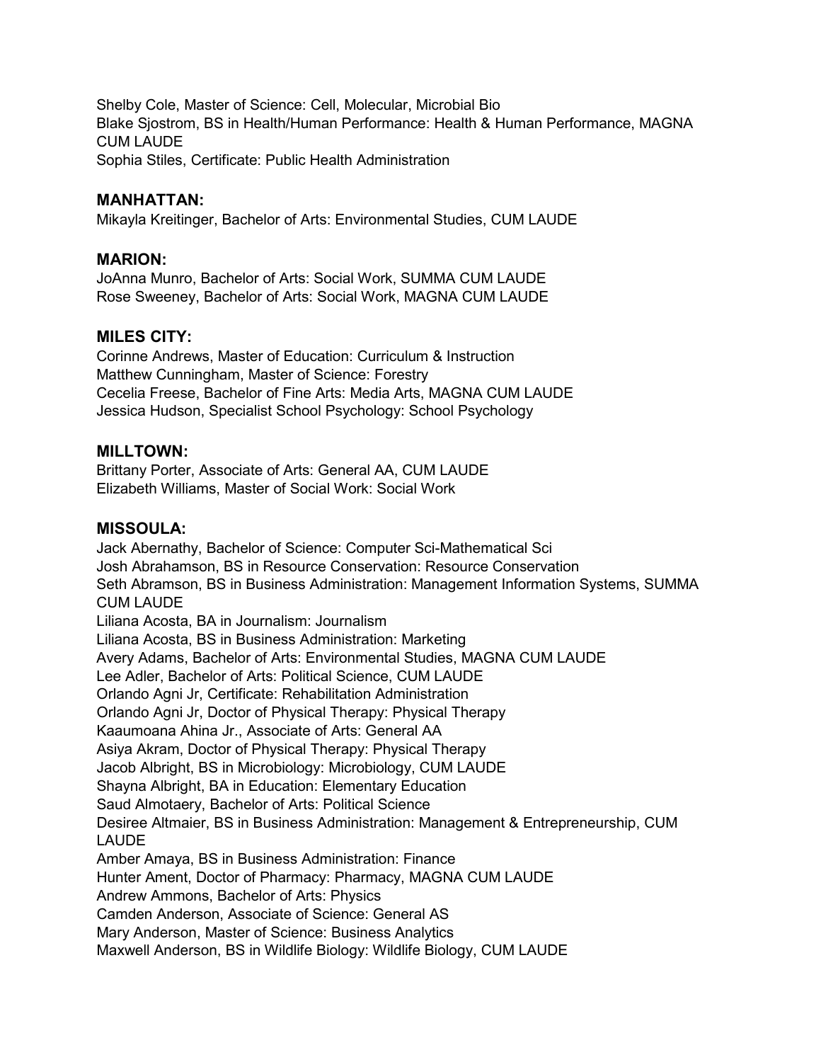Shelby Cole, Master of Science: Cell, Molecular, Microbial Bio
Blake Sjostrom, BS in Health/Human Performance: Health & Human Performance, MAGNA CUM LAUDE
Sophia Stiles, Certificate: Public Health Administration

## MANHATTAN:

Mikayla Kreitinger, Bachelor of Arts: Environmental Studies, CUM LAUDE

## MARION:

JoAnna Munro, Bachelor of Arts: Social Work, SUMMA CUM LAUDE
Rose Sweeney, Bachelor of Arts: Social Work, MAGNA CUM LAUDE

## MILES CITY:

Corinne Andrews, Master of Education: Curriculum & Instruction
Matthew Cunningham, Master of Science: Forestry
Cecelia Freese, Bachelor of Fine Arts: Media Arts, MAGNA CUM LAUDE
Jessica Hudson, Specialist School Psychology: School Psychology

## MILLTOWN:

Brittany Porter, Associate of Arts: General AA, CUM LAUDE
Elizabeth Williams, Master of Social Work: Social Work

## MISSOULA:

Jack Abernathy, Bachelor of Science: Computer Sci-Mathematical Sci
Josh Abrahamson, BS in Resource Conservation: Resource Conservation
Seth Abramson, BS in Business Administration: Management Information Systems, SUMMA CUM LAUDE
Liliana Acosta, BA in Journalism: Journalism
Liliana Acosta, BS in Business Administration: Marketing
Avery Adams, Bachelor of Arts: Environmental Studies, MAGNA CUM LAUDE
Lee Adler, Bachelor of Arts: Political Science, CUM LAUDE
Orlando Agni Jr, Certificate: Rehabilitation Administration
Orlando Agni Jr, Doctor of Physical Therapy: Physical Therapy
Kaaumoana Ahina Jr., Associate of Arts: General AA
Asiya Akram, Doctor of Physical Therapy: Physical Therapy
Jacob Albright, BS in Microbiology: Microbiology, CUM LAUDE
Shayna Albright, BA in Education: Elementary Education
Saud Almotaery, Bachelor of Arts: Political Science
Desiree Altmaier, BS in Business Administration: Management & Entrepreneurship, CUM LAUDE
Amber Amaya, BS in Business Administration: Finance
Hunter Ament, Doctor of Pharmacy: Pharmacy, MAGNA CUM LAUDE
Andrew Ammons, Bachelor of Arts: Physics
Camden Anderson, Associate of Science: General AS
Mary Anderson, Master of Science: Business Analytics
Maxwell Anderson, BS in Wildlife Biology: Wildlife Biology, CUM LAUDE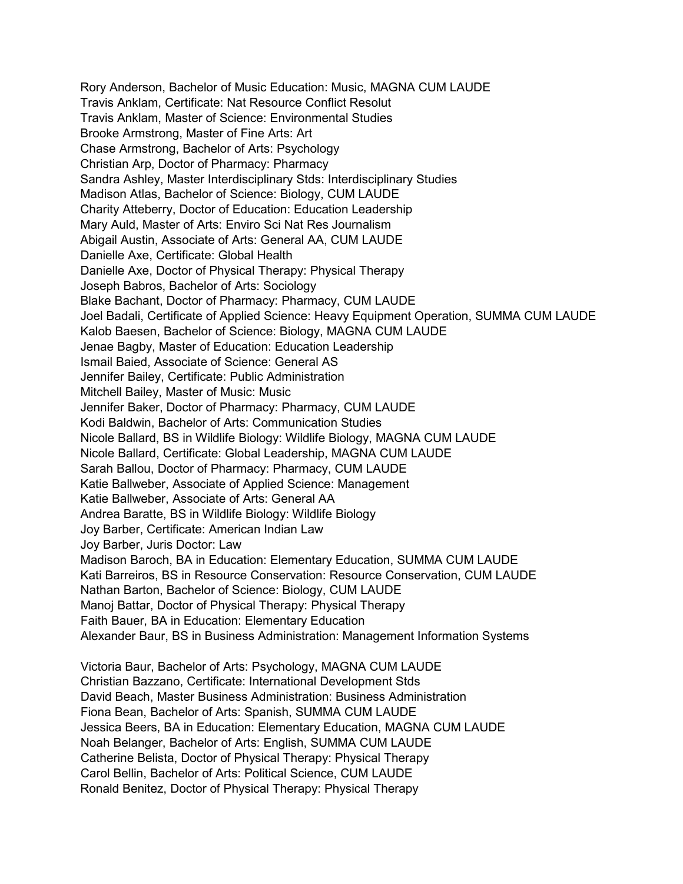Rory Anderson, Bachelor of Music Education: Music, MAGNA CUM LAUDE
Travis Anklam, Certificate: Nat Resource Conflict Resolut
Travis Anklam, Master of Science: Environmental Studies
Brooke Armstrong, Master of Fine Arts: Art
Chase Armstrong, Bachelor of Arts: Psychology
Christian Arp, Doctor of Pharmacy: Pharmacy
Sandra Ashley, Master Interdisciplinary Stds: Interdisciplinary Studies
Madison Atlas, Bachelor of Science: Biology, CUM LAUDE
Charity Atteberry, Doctor of Education: Education Leadership
Mary Auld, Master of Arts: Enviro Sci Nat Res Journalism
Abigail Austin, Associate of Arts: General AA, CUM LAUDE
Danielle Axe, Certificate: Global Health
Danielle Axe, Doctor of Physical Therapy: Physical Therapy
Joseph Babros, Bachelor of Arts: Sociology
Blake Bachant, Doctor of Pharmacy: Pharmacy, CUM LAUDE
Joel Badali, Certificate of Applied Science: Heavy Equipment Operation, SUMMA CUM LAUDE
Kalob Baesen, Bachelor of Science: Biology, MAGNA CUM LAUDE
Jenae Bagby, Master of Education: Education Leadership
Ismail Baied, Associate of Science: General AS
Jennifer Bailey, Certificate: Public Administration
Mitchell Bailey, Master of Music: Music
Jennifer Baker, Doctor of Pharmacy: Pharmacy, CUM LAUDE
Kodi Baldwin, Bachelor of Arts: Communication Studies
Nicole Ballard, BS in Wildlife Biology: Wildlife Biology, MAGNA CUM LAUDE
Nicole Ballard, Certificate: Global Leadership, MAGNA CUM LAUDE
Sarah Ballou, Doctor of Pharmacy: Pharmacy, CUM LAUDE
Katie Ballweber, Associate of Applied Science: Management
Katie Ballweber, Associate of Arts: General AA
Andrea Baratte, BS in Wildlife Biology: Wildlife Biology
Joy Barber, Certificate: American Indian Law
Joy Barber, Juris Doctor: Law
Madison Baroch, BA in Education: Elementary Education, SUMMA CUM LAUDE
Kati Barreiros, BS in Resource Conservation: Resource Conservation, CUM LAUDE
Nathan Barton, Bachelor of Science: Biology, CUM LAUDE
Manoj Battar, Doctor of Physical Therapy: Physical Therapy
Faith Bauer, BA in Education: Elementary Education
Alexander Baur, BS in Business Administration: Management Information Systems

Victoria Baur, Bachelor of Arts: Psychology, MAGNA CUM LAUDE
Christian Bazzano, Certificate: International Development Stds
David Beach, Master Business Administration: Business Administration
Fiona Bean, Bachelor of Arts: Spanish, SUMMA CUM LAUDE
Jessica Beers, BA in Education: Elementary Education, MAGNA CUM LAUDE
Noah Belanger, Bachelor of Arts: English, SUMMA CUM LAUDE
Catherine Belista, Doctor of Physical Therapy: Physical Therapy
Carol Bellin, Bachelor of Arts: Political Science, CUM LAUDE
Ronald Benitez, Doctor of Physical Therapy: Physical Therapy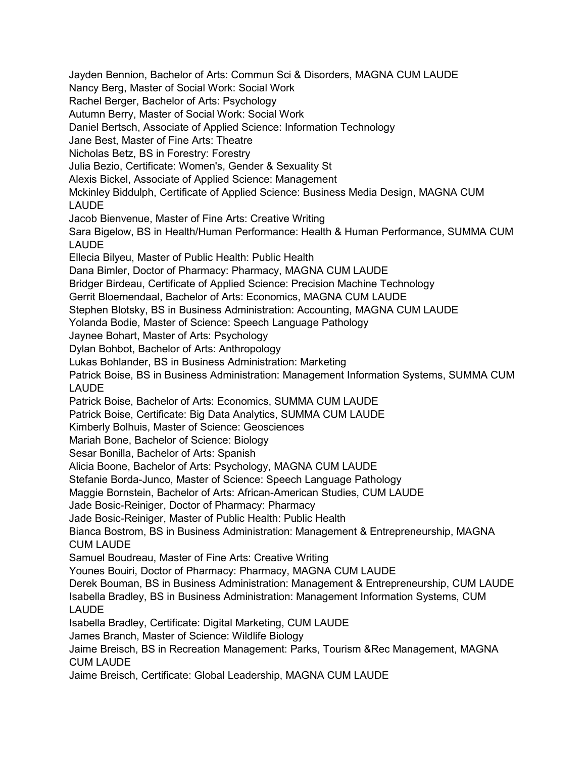Jayden Bennion, Bachelor of Arts: Commun Sci & Disorders, MAGNA CUM LAUDE
Nancy Berg, Master of Social Work: Social Work
Rachel Berger, Bachelor of Arts: Psychology
Autumn Berry, Master of Social Work: Social Work
Daniel Bertsch, Associate of Applied Science: Information Technology
Jane Best, Master of Fine Arts: Theatre
Nicholas Betz, BS in Forestry: Forestry
Julia Bezio, Certificate: Women's, Gender & Sexuality St
Alexis Bickel, Associate of Applied Science: Management
Mckinley Biddulph, Certificate of Applied Science: Business Media Design, MAGNA CUM LAUDE
Jacob Bienvenue, Master of Fine Arts: Creative Writing
Sara Bigelow, BS in Health/Human Performance: Health & Human Performance, SUMMA CUM LAUDE
Ellecia Bilyeu, Master of Public Health: Public Health
Dana Bimler, Doctor of Pharmacy: Pharmacy, MAGNA CUM LAUDE
Bridger Birdeau, Certificate of Applied Science: Precision Machine Technology
Gerrit Bloemendaal, Bachelor of Arts: Economics, MAGNA CUM LAUDE
Stephen Blotsky, BS in Business Administration: Accounting, MAGNA CUM LAUDE
Yolanda Bodie, Master of Science: Speech Language Pathology
Jaynee Bohart, Master of Arts: Psychology
Dylan Bohbot, Bachelor of Arts: Anthropology
Lukas Bohlander, BS in Business Administration: Marketing
Patrick Boise, BS in Business Administration: Management Information Systems, SUMMA CUM LAUDE
Patrick Boise, Bachelor of Arts: Economics, SUMMA CUM LAUDE
Patrick Boise, Certificate: Big Data Analytics, SUMMA CUM LAUDE
Kimberly Bolhuis, Master of Science: Geosciences
Mariah Bone, Bachelor of Science: Biology
Sesar Bonilla, Bachelor of Arts: Spanish
Alicia Boone, Bachelor of Arts: Psychology, MAGNA CUM LAUDE
Stefanie Borda-Junco, Master of Science: Speech Language Pathology
Maggie Bornstein, Bachelor of Arts: African-American Studies, CUM LAUDE
Jade Bosic-Reiniger, Doctor of Pharmacy: Pharmacy
Jade Bosic-Reiniger, Master of Public Health: Public Health
Bianca Bostrom, BS in Business Administration: Management & Entrepreneurship, MAGNA CUM LAUDE
Samuel Boudreau, Master of Fine Arts: Creative Writing
Younes Bouiri, Doctor of Pharmacy: Pharmacy, MAGNA CUM LAUDE
Derek Bouman, BS in Business Administration: Management & Entrepreneurship, CUM LAUDE
Isabella Bradley, BS in Business Administration: Management Information Systems, CUM LAUDE
Isabella Bradley, Certificate: Digital Marketing, CUM LAUDE
James Branch, Master of Science: Wildlife Biology
Jaime Breisch, BS in Recreation Management: Parks, Tourism &Rec Management, MAGNA CUM LAUDE
Jaime Breisch, Certificate: Global Leadership, MAGNA CUM LAUDE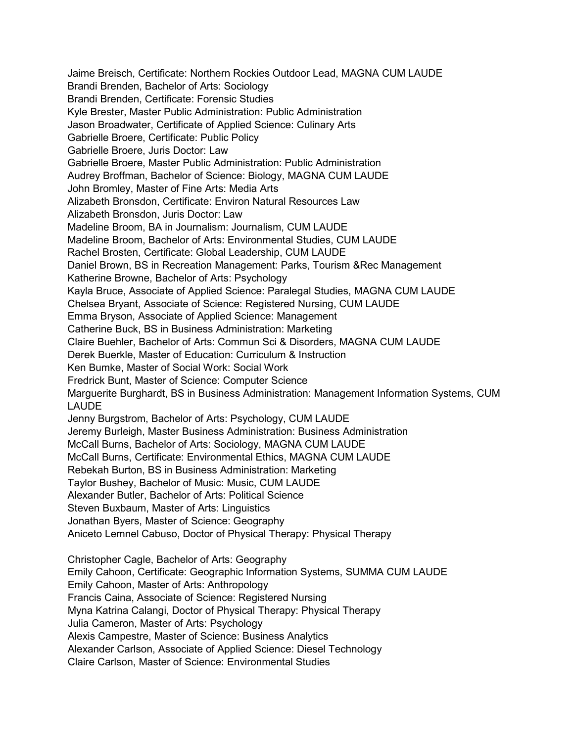Jaime Breisch, Certificate: Northern Rockies Outdoor Lead, MAGNA CUM LAUDE
Brandi Brenden, Bachelor of Arts: Sociology
Brandi Brenden, Certificate: Forensic Studies
Kyle Brester, Master Public Administration: Public Administration
Jason Broadwater, Certificate of Applied Science: Culinary Arts
Gabrielle Broere, Certificate: Public Policy
Gabrielle Broere, Juris Doctor: Law
Gabrielle Broere, Master Public Administration: Public Administration
Audrey Broffman, Bachelor of Science: Biology, MAGNA CUM LAUDE
John Bromley, Master of Fine Arts: Media Arts
Alizabeth Bronsdon, Certificate: Environ Natural Resources Law
Alizabeth Bronsdon, Juris Doctor: Law
Madeline Broom, BA in Journalism: Journalism, CUM LAUDE
Madeline Broom, Bachelor of Arts: Environmental Studies, CUM LAUDE
Rachel Brosten, Certificate: Global Leadership, CUM LAUDE
Daniel Brown, BS in Recreation Management: Parks, Tourism &Rec Management
Katherine Browne, Bachelor of Arts: Psychology
Kayla Bruce, Associate of Applied Science: Paralegal Studies, MAGNA CUM LAUDE
Chelsea Bryant, Associate of Science: Registered Nursing, CUM LAUDE
Emma Bryson, Associate of Applied Science: Management
Catherine Buck, BS in Business Administration: Marketing
Claire Buehler, Bachelor of Arts: Commun Sci & Disorders, MAGNA CUM LAUDE
Derek Buerkle, Master of Education: Curriculum & Instruction
Ken Bumke, Master of Social Work: Social Work
Fredrick Bunt, Master of Science: Computer Science
Marguerite Burghardt, BS in Business Administration: Management Information Systems, CUM LAUDE
Jenny Burgstrom, Bachelor of Arts: Psychology, CUM LAUDE
Jeremy Burleigh, Master Business Administration: Business Administration
McCall Burns, Bachelor of Arts: Sociology, MAGNA CUM LAUDE
McCall Burns, Certificate: Environmental Ethics, MAGNA CUM LAUDE
Rebekah Burton, BS in Business Administration: Marketing
Taylor Bushey, Bachelor of Music: Music, CUM LAUDE
Alexander Butler, Bachelor of Arts: Political Science
Steven Buxbaum, Master of Arts: Linguistics
Jonathan Byers, Master of Science: Geography
Aniceto Lemnel Cabuso, Doctor of Physical Therapy: Physical Therapy

Christopher Cagle, Bachelor of Arts: Geography
Emily Cahoon, Certificate: Geographic Information Systems, SUMMA CUM LAUDE
Emily Cahoon, Master of Arts: Anthropology
Francis Caina, Associate of Science: Registered Nursing
Myna Katrina Calangi, Doctor of Physical Therapy: Physical Therapy
Julia Cameron, Master of Arts: Psychology
Alexis Campestre, Master of Science: Business Analytics
Alexander Carlson, Associate of Applied Science: Diesel Technology
Claire Carlson, Master of Science: Environmental Studies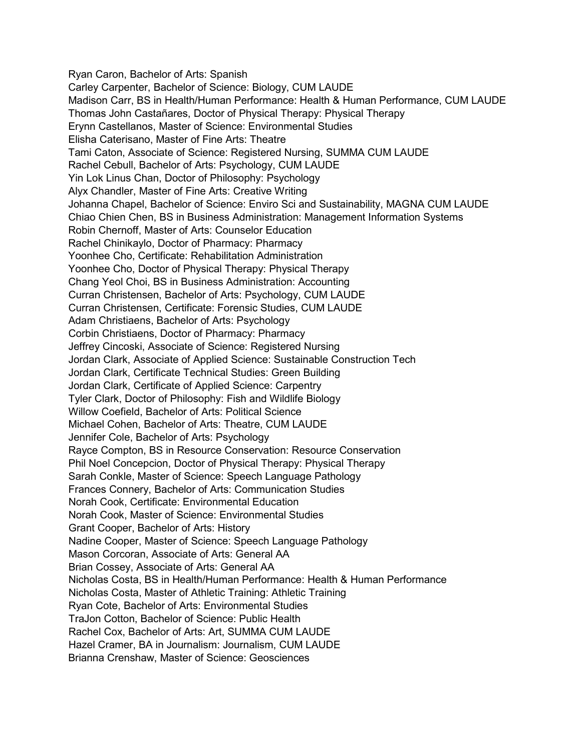Ryan Caron, Bachelor of Arts: Spanish
Carley Carpenter, Bachelor of Science: Biology, CUM LAUDE
Madison Carr, BS in Health/Human Performance: Health & Human Performance, CUM LAUDE
Thomas John Castañares, Doctor of Physical Therapy: Physical Therapy
Erynn Castellanos, Master of Science: Environmental Studies
Elisha Caterisano, Master of Fine Arts: Theatre
Tami Caton, Associate of Science: Registered Nursing, SUMMA CUM LAUDE
Rachel Cebull, Bachelor of Arts: Psychology, CUM LAUDE
Yin Lok Linus Chan, Doctor of Philosophy: Psychology
Alyx Chandler, Master of Fine Arts: Creative Writing
Johanna Chapel, Bachelor of Science: Enviro Sci and Sustainability, MAGNA CUM LAUDE
Chiao Chien Chen, BS in Business Administration: Management Information Systems
Robin Chernoff, Master of Arts: Counselor Education
Rachel Chinikaylo, Doctor of Pharmacy: Pharmacy
Yoonhee Cho, Certificate: Rehabilitation Administration
Yoonhee Cho, Doctor of Physical Therapy: Physical Therapy
Chang Yeol Choi, BS in Business Administration: Accounting
Curran Christensen, Bachelor of Arts: Psychology, CUM LAUDE
Curran Christensen, Certificate: Forensic Studies, CUM LAUDE
Adam Christiaens, Bachelor of Arts: Psychology
Corbin Christiaens, Doctor of Pharmacy: Pharmacy
Jeffrey Cincoski, Associate of Science: Registered Nursing
Jordan Clark, Associate of Applied Science: Sustainable Construction Tech
Jordan Clark, Certificate Technical Studies: Green Building
Jordan Clark, Certificate of Applied Science: Carpentry
Tyler Clark, Doctor of Philosophy: Fish and Wildlife Biology
Willow Coefield, Bachelor of Arts: Political Science
Michael Cohen, Bachelor of Arts: Theatre, CUM LAUDE
Jennifer Cole, Bachelor of Arts: Psychology
Rayce Compton, BS in Resource Conservation: Resource Conservation
Phil Noel Concepcion, Doctor of Physical Therapy: Physical Therapy
Sarah Conkle, Master of Science: Speech Language Pathology
Frances Connery, Bachelor of Arts: Communication Studies
Norah Cook, Certificate: Environmental Education
Norah Cook, Master of Science: Environmental Studies
Grant Cooper, Bachelor of Arts: History
Nadine Cooper, Master of Science: Speech Language Pathology
Mason Corcoran, Associate of Arts: General AA
Brian Cossey, Associate of Arts: General AA
Nicholas Costa, BS in Health/Human Performance: Health & Human Performance
Nicholas Costa, Master of Athletic Training: Athletic Training
Ryan Cote, Bachelor of Arts: Environmental Studies
TraJon Cotton, Bachelor of Science: Public Health
Rachel Cox, Bachelor of Arts: Art, SUMMA CUM LAUDE
Hazel Cramer, BA in Journalism: Journalism, CUM LAUDE
Brianna Crenshaw, Master of Science: Geosciences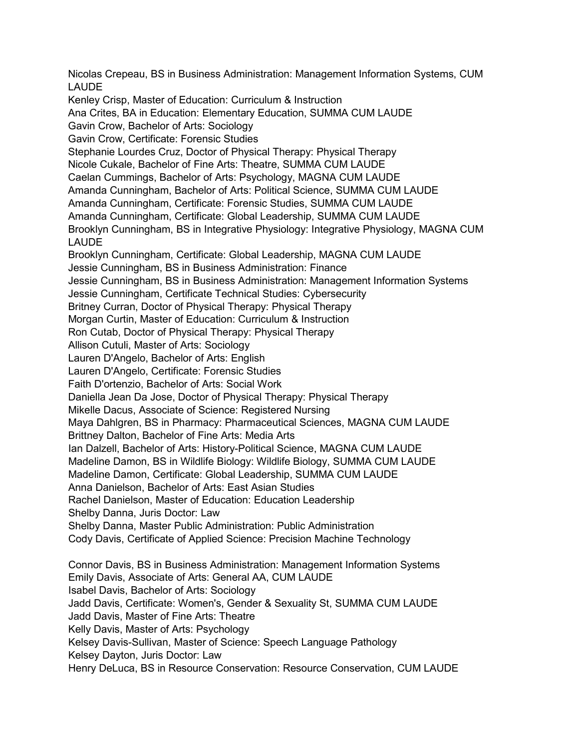Nicolas Crepeau, BS in Business Administration: Management Information Systems, CUM LAUDE
Kenley Crisp, Master of Education: Curriculum & Instruction
Ana Crites, BA in Education: Elementary Education, SUMMA CUM LAUDE
Gavin Crow, Bachelor of Arts: Sociology
Gavin Crow, Certificate: Forensic Studies
Stephanie Lourdes Cruz, Doctor of Physical Therapy: Physical Therapy
Nicole Cukale, Bachelor of Fine Arts: Theatre, SUMMA CUM LAUDE
Caelan Cummings, Bachelor of Arts: Psychology, MAGNA CUM LAUDE
Amanda Cunningham, Bachelor of Arts: Political Science, SUMMA CUM LAUDE
Amanda Cunningham, Certificate: Forensic Studies, SUMMA CUM LAUDE
Amanda Cunningham, Certificate: Global Leadership, SUMMA CUM LAUDE
Brooklyn Cunningham, BS in Integrative Physiology: Integrative Physiology, MAGNA CUM LAUDE
Brooklyn Cunningham, Certificate: Global Leadership, MAGNA CUM LAUDE
Jessie Cunningham, BS in Business Administration: Finance
Jessie Cunningham, BS in Business Administration: Management Information Systems
Jessie Cunningham, Certificate Technical Studies: Cybersecurity
Britney Curran, Doctor of Physical Therapy: Physical Therapy
Morgan Curtin, Master of Education: Curriculum & Instruction
Ron Cutab, Doctor of Physical Therapy: Physical Therapy
Allison Cutuli, Master of Arts: Sociology
Lauren D'Angelo, Bachelor of Arts: English
Lauren D'Angelo, Certificate: Forensic Studies
Faith D'ortenzio, Bachelor of Arts: Social Work
Daniella Jean Da Jose, Doctor of Physical Therapy: Physical Therapy
Mikelle Dacus, Associate of Science: Registered Nursing
Maya Dahlgren, BS in Pharmacy: Pharmaceutical Sciences, MAGNA CUM LAUDE
Brittney Dalton, Bachelor of Fine Arts: Media Arts
Ian Dalzell, Bachelor of Arts: History-Political Science, MAGNA CUM LAUDE
Madeline Damon, BS in Wildlife Biology: Wildlife Biology, SUMMA CUM LAUDE
Madeline Damon, Certificate: Global Leadership, SUMMA CUM LAUDE
Anna Danielson, Bachelor of Arts: East Asian Studies
Rachel Danielson, Master of Education: Education Leadership
Shelby Danna, Juris Doctor: Law
Shelby Danna, Master Public Administration: Public Administration
Cody Davis, Certificate of Applied Science: Precision Machine Technology

Connor Davis, BS in Business Administration: Management Information Systems
Emily Davis, Associate of Arts: General AA, CUM LAUDE
Isabel Davis, Bachelor of Arts: Sociology
Jadd Davis, Certificate: Women's, Gender & Sexuality St, SUMMA CUM LAUDE
Jadd Davis, Master of Fine Arts: Theatre
Kelly Davis, Master of Arts: Psychology
Kelsey Davis-Sullivan, Master of Science: Speech Language Pathology
Kelsey Dayton, Juris Doctor: Law
Henry DeLuca, BS in Resource Conservation: Resource Conservation, CUM LAUDE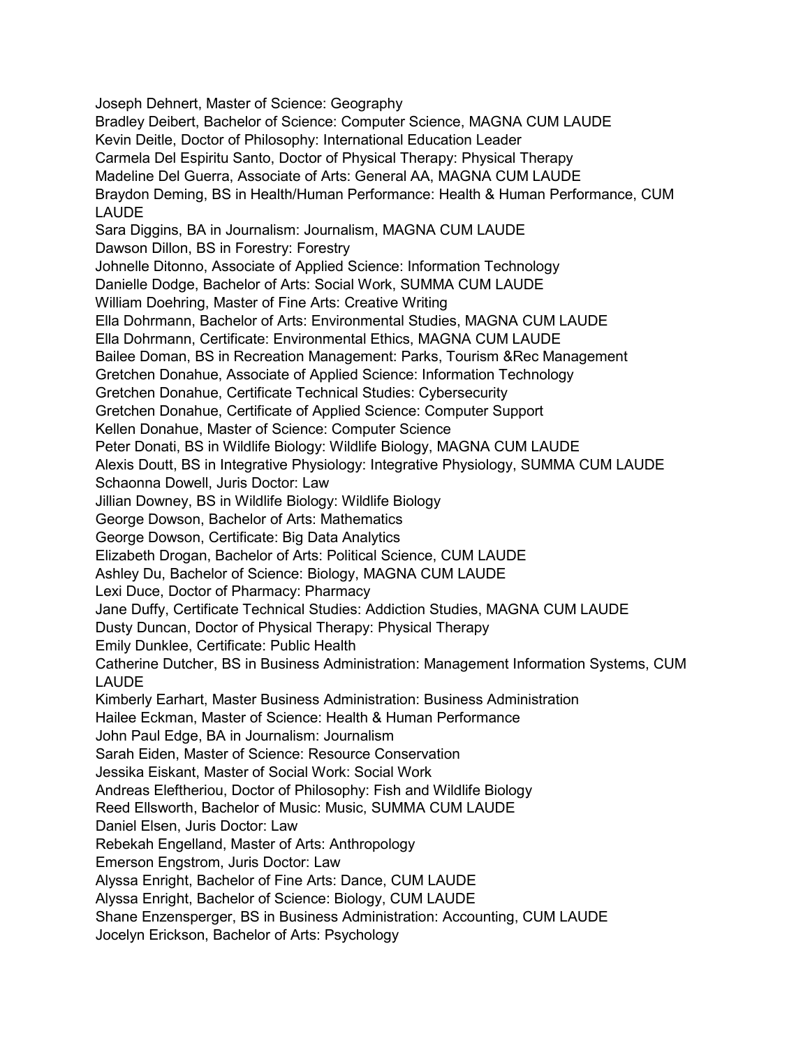Joseph Dehnert, Master of Science: Geography
Bradley Deibert, Bachelor of Science: Computer Science, MAGNA CUM LAUDE
Kevin Deitle, Doctor of Philosophy: International Education Leader
Carmela Del Espiritu Santo, Doctor of Physical Therapy: Physical Therapy
Madeline Del Guerra, Associate of Arts: General AA, MAGNA CUM LAUDE
Braydon Deming, BS in Health/Human Performance: Health & Human Performance, CUM LAUDE
Sara Diggins, BA in Journalism: Journalism, MAGNA CUM LAUDE
Dawson Dillon, BS in Forestry: Forestry
Johnelle Ditonno, Associate of Applied Science: Information Technology
Danielle Dodge, Bachelor of Arts: Social Work, SUMMA CUM LAUDE
William Doehring, Master of Fine Arts: Creative Writing
Ella Dohrmann, Bachelor of Arts: Environmental Studies, MAGNA CUM LAUDE
Ella Dohrmann, Certificate: Environmental Ethics, MAGNA CUM LAUDE
Bailee Doman, BS in Recreation Management: Parks, Tourism &Rec Management
Gretchen Donahue, Associate of Applied Science: Information Technology
Gretchen Donahue, Certificate Technical Studies: Cybersecurity
Gretchen Donahue, Certificate of Applied Science: Computer Support
Kellen Donahue, Master of Science: Computer Science
Peter Donati, BS in Wildlife Biology: Wildlife Biology, MAGNA CUM LAUDE
Alexis Doutt, BS in Integrative Physiology: Integrative Physiology, SUMMA CUM LAUDE
Schaonna Dowell, Juris Doctor: Law
Jillian Downey, BS in Wildlife Biology: Wildlife Biology
George Dowson, Bachelor of Arts: Mathematics
George Dowson, Certificate: Big Data Analytics
Elizabeth Drogan, Bachelor of Arts: Political Science, CUM LAUDE
Ashley Du, Bachelor of Science: Biology, MAGNA CUM LAUDE
Lexi Duce, Doctor of Pharmacy: Pharmacy
Jane Duffy, Certificate Technical Studies: Addiction Studies, MAGNA CUM LAUDE
Dusty Duncan, Doctor of Physical Therapy: Physical Therapy
Emily Dunklee, Certificate: Public Health
Catherine Dutcher, BS in Business Administration: Management Information Systems, CUM LAUDE
Kimberly Earhart, Master Business Administration: Business Administration
Hailee Eckman, Master of Science: Health & Human Performance
John Paul Edge, BA in Journalism: Journalism
Sarah Eiden, Master of Science: Resource Conservation
Jessika Eiskant, Master of Social Work: Social Work
Andreas Eleftheriou, Doctor of Philosophy: Fish and Wildlife Biology
Reed Ellsworth, Bachelor of Music: Music, SUMMA CUM LAUDE
Daniel Elsen, Juris Doctor: Law
Rebekah Engelland, Master of Arts: Anthropology
Emerson Engstrom, Juris Doctor: Law
Alyssa Enright, Bachelor of Fine Arts: Dance, CUM LAUDE
Alyssa Enright, Bachelor of Science: Biology, CUM LAUDE
Shane Enzensperger, BS in Business Administration: Accounting, CUM LAUDE
Jocelyn Erickson, Bachelor of Arts: Psychology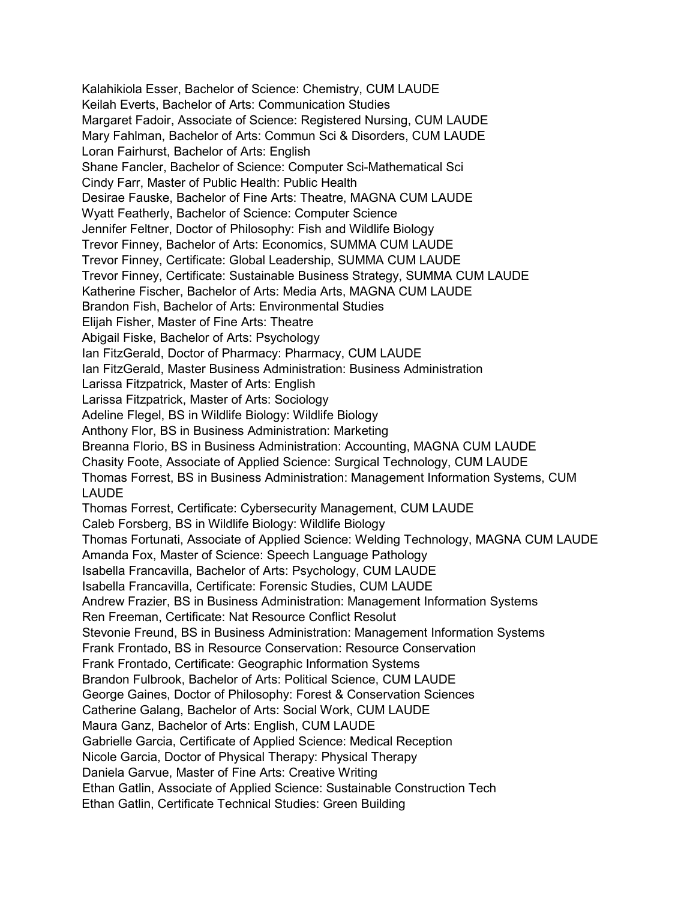Kalahikiola Esser, Bachelor of Science: Chemistry, CUM LAUDE
Keilah Everts, Bachelor of Arts: Communication Studies
Margaret Fadoir, Associate of Science: Registered Nursing, CUM LAUDE
Mary Fahlman, Bachelor of Arts: Commun Sci & Disorders, CUM LAUDE
Loran Fairhurst, Bachelor of Arts: English
Shane Fancler, Bachelor of Science: Computer Sci-Mathematical Sci
Cindy Farr, Master of Public Health: Public Health
Desirae Fauske, Bachelor of Fine Arts: Theatre, MAGNA CUM LAUDE
Wyatt Featherly, Bachelor of Science: Computer Science
Jennifer Feltner, Doctor of Philosophy: Fish and Wildlife Biology
Trevor Finney, Bachelor of Arts: Economics, SUMMA CUM LAUDE
Trevor Finney, Certificate: Global Leadership, SUMMA CUM LAUDE
Trevor Finney, Certificate: Sustainable Business Strategy, SUMMA CUM LAUDE
Katherine Fischer, Bachelor of Arts: Media Arts, MAGNA CUM LAUDE
Brandon Fish, Bachelor of Arts: Environmental Studies
Elijah Fisher, Master of Fine Arts: Theatre
Abigail Fiske, Bachelor of Arts: Psychology
Ian FitzGerald, Doctor of Pharmacy: Pharmacy, CUM LAUDE
Ian FitzGerald, Master Business Administration: Business Administration
Larissa Fitzpatrick, Master of Arts: English
Larissa Fitzpatrick, Master of Arts: Sociology
Adeline Flegel, BS in Wildlife Biology: Wildlife Biology
Anthony Flor, BS in Business Administration: Marketing
Breanna Florio, BS in Business Administration: Accounting, MAGNA CUM LAUDE
Chasity Foote, Associate of Applied Science: Surgical Technology, CUM LAUDE
Thomas Forrest, BS in Business Administration: Management Information Systems, CUM LAUDE
Thomas Forrest, Certificate: Cybersecurity Management, CUM LAUDE
Caleb Forsberg, BS in Wildlife Biology: Wildlife Biology
Thomas Fortunati, Associate of Applied Science: Welding Technology, MAGNA CUM LAUDE
Amanda Fox, Master of Science: Speech Language Pathology
Isabella Francavilla, Bachelor of Arts: Psychology, CUM LAUDE
Isabella Francavilla, Certificate: Forensic Studies, CUM LAUDE
Andrew Frazier, BS in Business Administration: Management Information Systems
Ren Freeman, Certificate: Nat Resource Conflict Resolut
Stevonie Freund, BS in Business Administration: Management Information Systems
Frank Frontado, BS in Resource Conservation: Resource Conservation
Frank Frontado, Certificate: Geographic Information Systems
Brandon Fulbrook, Bachelor of Arts: Political Science, CUM LAUDE
George Gaines, Doctor of Philosophy: Forest & Conservation Sciences
Catherine Galang, Bachelor of Arts: Social Work, CUM LAUDE
Maura Ganz, Bachelor of Arts: English, CUM LAUDE
Gabrielle Garcia, Certificate of Applied Science: Medical Reception
Nicole Garcia, Doctor of Physical Therapy: Physical Therapy
Daniela Garvue, Master of Fine Arts: Creative Writing
Ethan Gatlin, Associate of Applied Science: Sustainable Construction Tech
Ethan Gatlin, Certificate Technical Studies: Green Building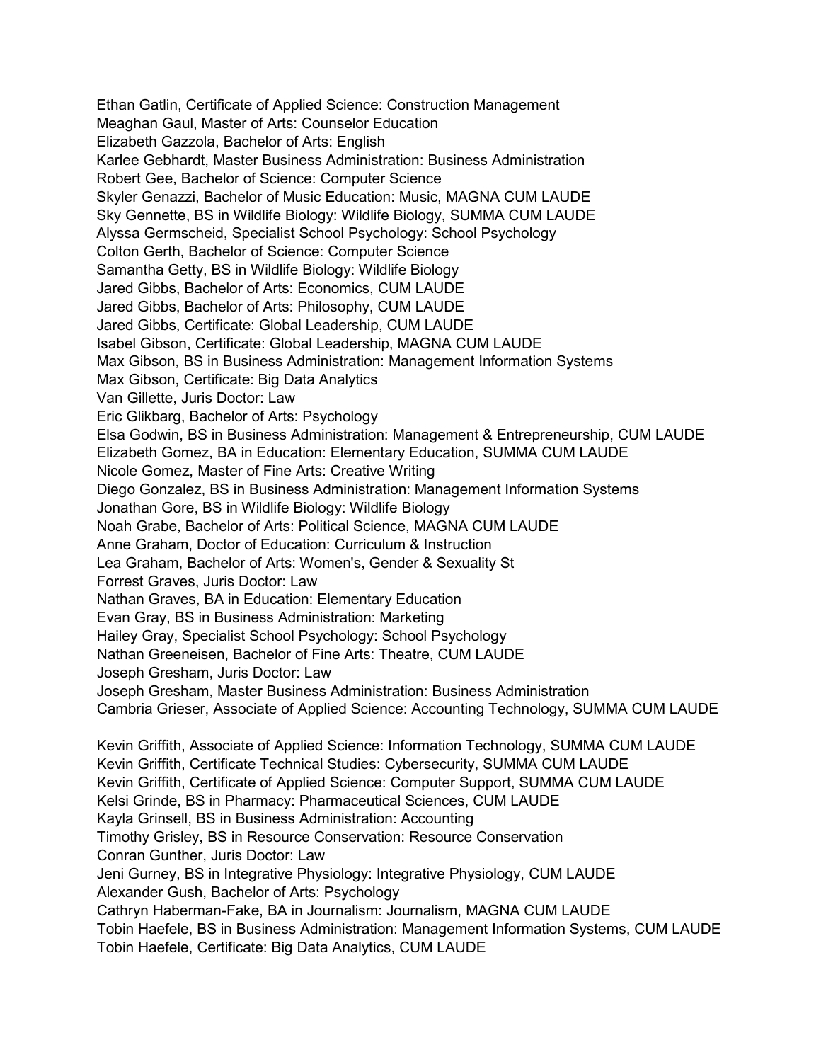Ethan Gatlin, Certificate of Applied Science: Construction Management
Meaghan Gaul, Master of Arts: Counselor Education
Elizabeth Gazzola, Bachelor of Arts: English
Karlee Gebhardt, Master Business Administration: Business Administration
Robert Gee, Bachelor of Science: Computer Science
Skyler Genazzi, Bachelor of Music Education: Music, MAGNA CUM LAUDE
Sky Gennette, BS in Wildlife Biology: Wildlife Biology, SUMMA CUM LAUDE
Alyssa Germscheid, Specialist School Psychology: School Psychology
Colton Gerth, Bachelor of Science: Computer Science
Samantha Getty, BS in Wildlife Biology: Wildlife Biology
Jared Gibbs, Bachelor of Arts: Economics, CUM LAUDE
Jared Gibbs, Bachelor of Arts: Philosophy, CUM LAUDE
Jared Gibbs, Certificate: Global Leadership, CUM LAUDE
Isabel Gibson, Certificate: Global Leadership, MAGNA CUM LAUDE
Max Gibson, BS in Business Administration: Management Information Systems
Max Gibson, Certificate: Big Data Analytics
Van Gillette, Juris Doctor: Law
Eric Glikbarg, Bachelor of Arts: Psychology
Elsa Godwin, BS in Business Administration: Management & Entrepreneurship, CUM LAUDE
Elizabeth Gomez, BA in Education: Elementary Education, SUMMA CUM LAUDE
Nicole Gomez, Master of Fine Arts: Creative Writing
Diego Gonzalez, BS in Business Administration: Management Information Systems
Jonathan Gore, BS in Wildlife Biology: Wildlife Biology
Noah Grabe, Bachelor of Arts: Political Science, MAGNA CUM LAUDE
Anne Graham, Doctor of Education: Curriculum & Instruction
Lea Graham, Bachelor of Arts: Women's, Gender & Sexuality St
Forrest Graves, Juris Doctor: Law
Nathan Graves, BA in Education: Elementary Education
Evan Gray, BS in Business Administration: Marketing
Hailey Gray, Specialist School Psychology: School Psychology
Nathan Greeneisen, Bachelor of Fine Arts: Theatre, CUM LAUDE
Joseph Gresham, Juris Doctor: Law
Joseph Gresham, Master Business Administration: Business Administration
Cambria Grieser, Associate of Applied Science: Accounting Technology, SUMMA CUM LAUDE

Kevin Griffith, Associate of Applied Science: Information Technology, SUMMA CUM LAUDE
Kevin Griffith, Certificate Technical Studies: Cybersecurity, SUMMA CUM LAUDE
Kevin Griffith, Certificate of Applied Science: Computer Support, SUMMA CUM LAUDE
Kelsi Grinde, BS in Pharmacy: Pharmaceutical Sciences, CUM LAUDE
Kayla Grinsell, BS in Business Administration: Accounting
Timothy Grisley, BS in Resource Conservation: Resource Conservation
Conran Gunther, Juris Doctor: Law
Jeni Gurney, BS in Integrative Physiology: Integrative Physiology, CUM LAUDE
Alexander Gush, Bachelor of Arts: Psychology
Cathryn Haberman-Fake, BA in Journalism: Journalism, MAGNA CUM LAUDE
Tobin Haefele, BS in Business Administration: Management Information Systems, CUM LAUDE
Tobin Haefele, Certificate: Big Data Analytics, CUM LAUDE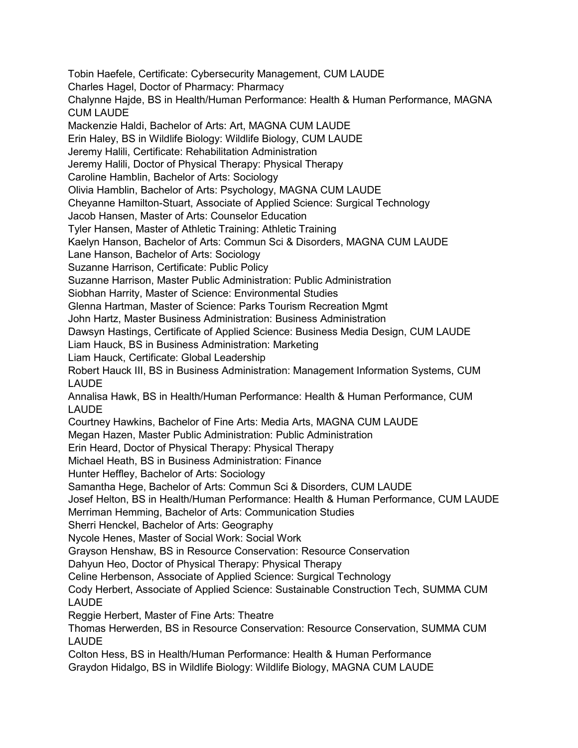Tobin Haefele, Certificate: Cybersecurity Management, CUM LAUDE
Charles Hagel, Doctor of Pharmacy: Pharmacy
Chalynne Hajde, BS in Health/Human Performance: Health & Human Performance, MAGNA CUM LAUDE
Mackenzie Haldi, Bachelor of Arts: Art, MAGNA CUM LAUDE
Erin Haley, BS in Wildlife Biology: Wildlife Biology, CUM LAUDE
Jeremy Halili, Certificate: Rehabilitation Administration
Jeremy Halili, Doctor of Physical Therapy: Physical Therapy
Caroline Hamblin, Bachelor of Arts: Sociology
Olivia Hamblin, Bachelor of Arts: Psychology, MAGNA CUM LAUDE
Cheyanne Hamilton-Stuart, Associate of Applied Science: Surgical Technology
Jacob Hansen, Master of Arts: Counselor Education
Tyler Hansen, Master of Athletic Training: Athletic Training
Kaelyn Hanson, Bachelor of Arts: Commun Sci & Disorders, MAGNA CUM LAUDE
Lane Hanson, Bachelor of Arts: Sociology
Suzanne Harrison, Certificate: Public Policy
Suzanne Harrison, Master Public Administration: Public Administration
Siobhan Harrity, Master of Science: Environmental Studies
Glenna Hartman, Master of Science: Parks Tourism Recreation Mgmt
John Hartz, Master Business Administration: Business Administration
Dawsyn Hastings, Certificate of Applied Science: Business Media Design, CUM LAUDE
Liam Hauck, BS in Business Administration: Marketing
Liam Hauck, Certificate: Global Leadership
Robert Hauck III, BS in Business Administration: Management Information Systems, CUM LAUDE
Annalisa Hawk, BS in Health/Human Performance: Health & Human Performance, CUM LAUDE
Courtney Hawkins, Bachelor of Fine Arts: Media Arts, MAGNA CUM LAUDE
Megan Hazen, Master Public Administration: Public Administration
Erin Heard, Doctor of Physical Therapy: Physical Therapy
Michael Heath, BS in Business Administration: Finance
Hunter Heffley, Bachelor of Arts: Sociology
Samantha Hege, Bachelor of Arts: Commun Sci & Disorders, CUM LAUDE
Josef Helton, BS in Health/Human Performance: Health & Human Performance, CUM LAUDE
Merriman Hemming, Bachelor of Arts: Communication Studies
Sherri Henckel, Bachelor of Arts: Geography
Nycole Henes, Master of Social Work: Social Work
Grayson Henshaw, BS in Resource Conservation: Resource Conservation
Dahyun Heo, Doctor of Physical Therapy: Physical Therapy
Celine Herbenson, Associate of Applied Science: Surgical Technology
Cody Herbert, Associate of Applied Science: Sustainable Construction Tech, SUMMA CUM LAUDE
Reggie Herbert, Master of Fine Arts: Theatre
Thomas Herwerden, BS in Resource Conservation: Resource Conservation, SUMMA CUM LAUDE
Colton Hess, BS in Health/Human Performance: Health & Human Performance
Graydon Hidalgo, BS in Wildlife Biology: Wildlife Biology, MAGNA CUM LAUDE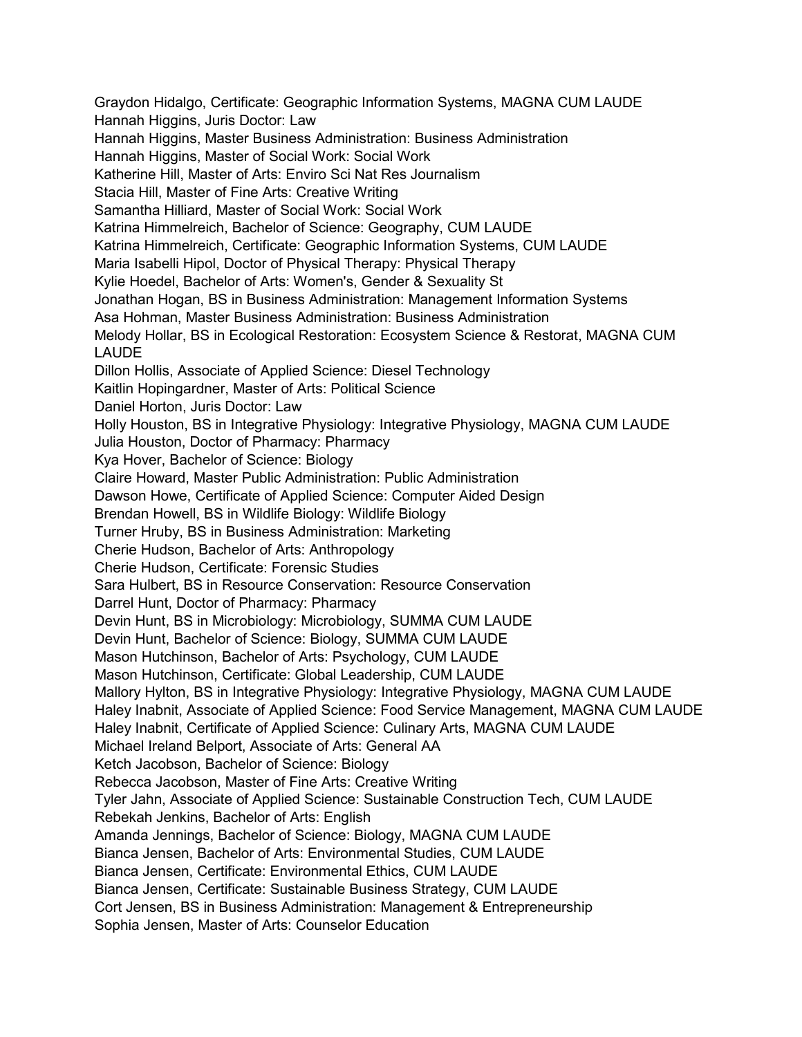Graydon Hidalgo, Certificate: Geographic Information Systems, MAGNA CUM LAUDE
Hannah Higgins, Juris Doctor: Law
Hannah Higgins, Master Business Administration: Business Administration
Hannah Higgins, Master of Social Work: Social Work
Katherine Hill, Master of Arts: Enviro Sci Nat Res Journalism
Stacia Hill, Master of Fine Arts: Creative Writing
Samantha Hilliard, Master of Social Work: Social Work
Katrina Himmelreich, Bachelor of Science: Geography, CUM LAUDE
Katrina Himmelreich, Certificate: Geographic Information Systems, CUM LAUDE
Maria Isabelli Hipol, Doctor of Physical Therapy: Physical Therapy
Kylie Hoedel, Bachelor of Arts: Women's, Gender & Sexuality St
Jonathan Hogan, BS in Business Administration: Management Information Systems
Asa Hohman, Master Business Administration: Business Administration
Melody Hollar, BS in Ecological Restoration: Ecosystem Science & Restorat, MAGNA CUM LAUDE
Dillon Hollis, Associate of Applied Science: Diesel Technology
Kaitlin Hopingardner, Master of Arts: Political Science
Daniel Horton, Juris Doctor: Law
Holly Houston, BS in Integrative Physiology: Integrative Physiology, MAGNA CUM LAUDE
Julia Houston, Doctor of Pharmacy: Pharmacy
Kya Hover, Bachelor of Science: Biology
Claire Howard, Master Public Administration: Public Administration
Dawson Howe, Certificate of Applied Science: Computer Aided Design
Brendan Howell, BS in Wildlife Biology: Wildlife Biology
Turner Hruby, BS in Business Administration: Marketing
Cherie Hudson, Bachelor of Arts: Anthropology
Cherie Hudson, Certificate: Forensic Studies
Sara Hulbert, BS in Resource Conservation: Resource Conservation
Darrel Hunt, Doctor of Pharmacy: Pharmacy
Devin Hunt, BS in Microbiology: Microbiology, SUMMA CUM LAUDE
Devin Hunt, Bachelor of Science: Biology, SUMMA CUM LAUDE
Mason Hutchinson, Bachelor of Arts: Psychology, CUM LAUDE
Mason Hutchinson, Certificate: Global Leadership, CUM LAUDE
Mallory Hylton, BS in Integrative Physiology: Integrative Physiology, MAGNA CUM LAUDE
Haley Inabnit, Associate of Applied Science: Food Service Management, MAGNA CUM LAUDE
Haley Inabnit, Certificate of Applied Science: Culinary Arts, MAGNA CUM LAUDE
Michael Ireland Belport, Associate of Arts: General AA
Ketch Jacobson, Bachelor of Science: Biology
Rebecca Jacobson, Master of Fine Arts: Creative Writing
Tyler Jahn, Associate of Applied Science: Sustainable Construction Tech, CUM LAUDE
Rebekah Jenkins, Bachelor of Arts: English
Amanda Jennings, Bachelor of Science: Biology, MAGNA CUM LAUDE
Bianca Jensen, Bachelor of Arts: Environmental Studies, CUM LAUDE
Bianca Jensen, Certificate: Environmental Ethics, CUM LAUDE
Bianca Jensen, Certificate: Sustainable Business Strategy, CUM LAUDE
Cort Jensen, BS in Business Administration: Management & Entrepreneurship
Sophia Jensen, Master of Arts: Counselor Education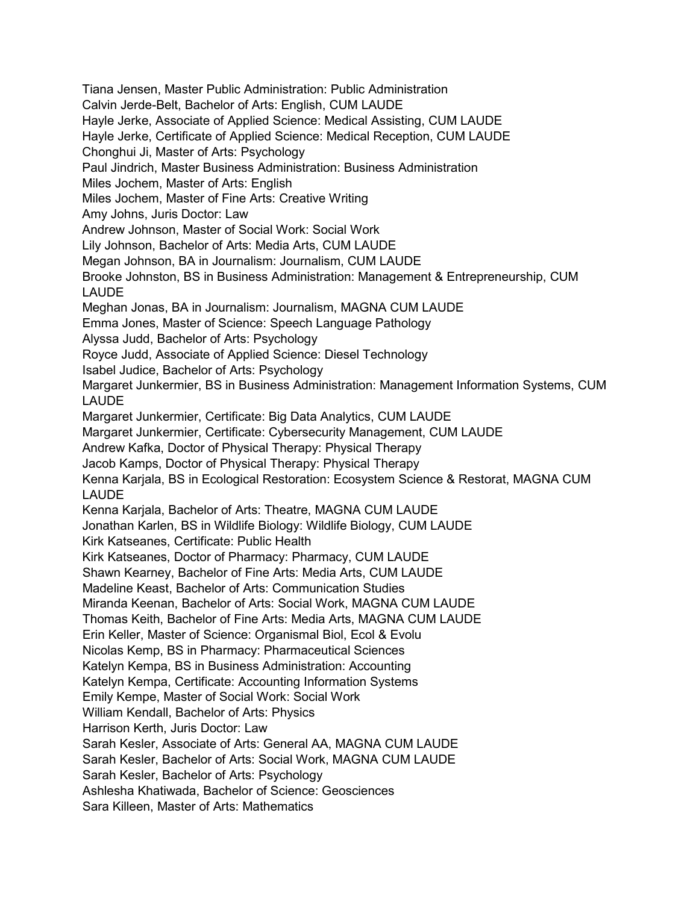Tiana Jensen, Master Public Administration: Public Administration
Calvin Jerde-Belt, Bachelor of Arts: English, CUM LAUDE
Hayle Jerke, Associate of Applied Science: Medical Assisting, CUM LAUDE
Hayle Jerke, Certificate of Applied Science: Medical Reception, CUM LAUDE
Chonghui Ji, Master of Arts: Psychology
Paul Jindrich, Master Business Administration: Business Administration
Miles Jochem, Master of Arts: English
Miles Jochem, Master of Fine Arts: Creative Writing
Amy Johns, Juris Doctor: Law
Andrew Johnson, Master of Social Work: Social Work
Lily Johnson, Bachelor of Arts: Media Arts, CUM LAUDE
Megan Johnson, BA in Journalism: Journalism, CUM LAUDE
Brooke Johnston, BS in Business Administration: Management & Entrepreneurship, CUM LAUDE
Meghan Jonas, BA in Journalism: Journalism, MAGNA CUM LAUDE
Emma Jones, Master of Science: Speech Language Pathology
Alyssa Judd, Bachelor of Arts: Psychology
Royce Judd, Associate of Applied Science: Diesel Technology
Isabel Judice, Bachelor of Arts: Psychology
Margaret Junkermier, BS in Business Administration: Management Information Systems, CUM LAUDE
Margaret Junkermier, Certificate: Big Data Analytics, CUM LAUDE
Margaret Junkermier, Certificate: Cybersecurity Management, CUM LAUDE
Andrew Kafka, Doctor of Physical Therapy: Physical Therapy
Jacob Kamps, Doctor of Physical Therapy: Physical Therapy
Kenna Karjala, BS in Ecological Restoration: Ecosystem Science & Restorat, MAGNA CUM LAUDE
Kenna Karjala, Bachelor of Arts: Theatre, MAGNA CUM LAUDE
Jonathan Karlen, BS in Wildlife Biology: Wildlife Biology, CUM LAUDE
Kirk Katseanes, Certificate: Public Health
Kirk Katseanes, Doctor of Pharmacy: Pharmacy, CUM LAUDE
Shawn Kearney, Bachelor of Fine Arts: Media Arts, CUM LAUDE
Madeline Keast, Bachelor of Arts: Communication Studies
Miranda Keenan, Bachelor of Arts: Social Work, MAGNA CUM LAUDE
Thomas Keith, Bachelor of Fine Arts: Media Arts, MAGNA CUM LAUDE
Erin Keller, Master of Science: Organismal Biol, Ecol & Evolu
Nicolas Kemp, BS in Pharmacy: Pharmaceutical Sciences
Katelyn Kempa, BS in Business Administration: Accounting
Katelyn Kempa, Certificate: Accounting Information Systems
Emily Kempe, Master of Social Work: Social Work
William Kendall, Bachelor of Arts: Physics
Harrison Kerth, Juris Doctor: Law
Sarah Kesler, Associate of Arts: General AA, MAGNA CUM LAUDE
Sarah Kesler, Bachelor of Arts: Social Work, MAGNA CUM LAUDE
Sarah Kesler, Bachelor of Arts: Psychology
Ashlesha Khatiwada, Bachelor of Science: Geosciences
Sara Killeen, Master of Arts: Mathematics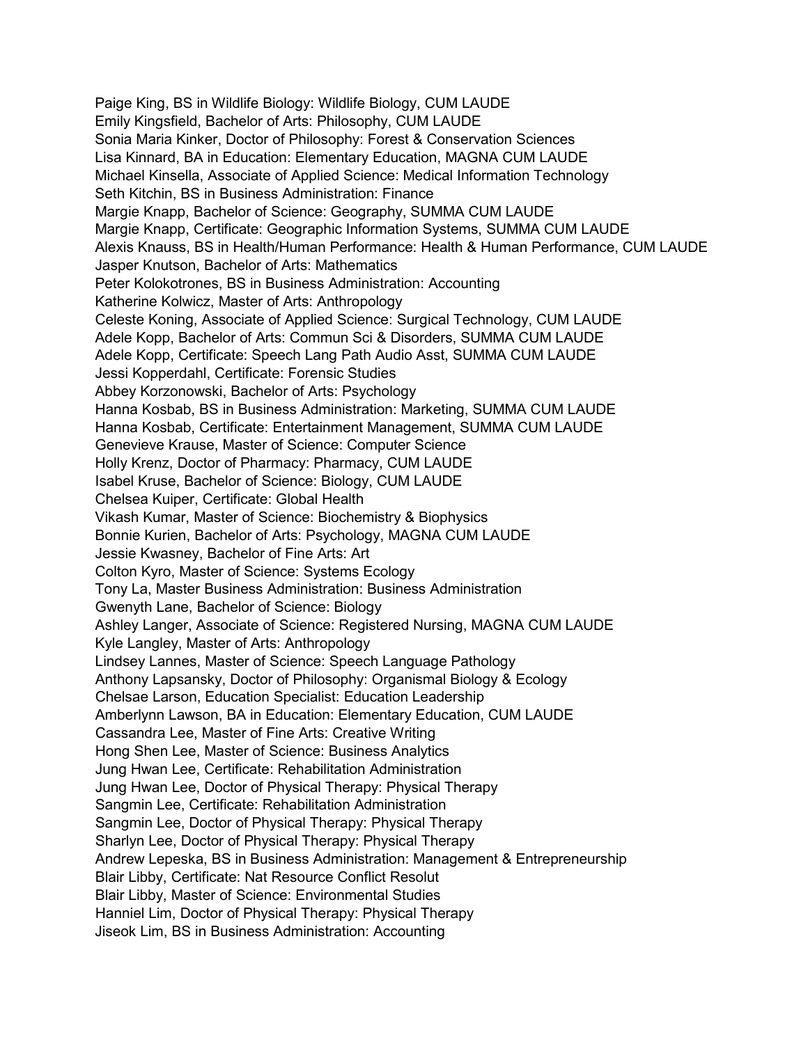Paige King, BS in Wildlife Biology: Wildlife Biology, CUM LAUDE
Emily Kingsfield, Bachelor of Arts: Philosophy, CUM LAUDE
Sonia Maria Kinker, Doctor of Philosophy: Forest & Conservation Sciences
Lisa Kinnard, BA in Education: Elementary Education, MAGNA CUM LAUDE
Michael Kinsella, Associate of Applied Science: Medical Information Technology
Seth Kitchin, BS in Business Administration: Finance
Margie Knapp, Bachelor of Science: Geography, SUMMA CUM LAUDE
Margie Knapp, Certificate: Geographic Information Systems, SUMMA CUM LAUDE
Alexis Knauss, BS in Health/Human Performance: Health & Human Performance, CUM LAUDE
Jasper Knutson, Bachelor of Arts: Mathematics
Peter Kolokotrones, BS in Business Administration: Accounting
Katherine Kolwicz, Master of Arts: Anthropology
Celeste Koning, Associate of Applied Science: Surgical Technology, CUM LAUDE
Adele Kopp, Bachelor of Arts: Commun Sci & Disorders, SUMMA CUM LAUDE
Adele Kopp, Certificate: Speech Lang Path Audio Asst, SUMMA CUM LAUDE
Jessi Kopperdahl, Certificate: Forensic Studies
Abbey Korzonowski, Bachelor of Arts: Psychology
Hanna Kosbab, BS in Business Administration: Marketing, SUMMA CUM LAUDE
Hanna Kosbab, Certificate: Entertainment Management, SUMMA CUM LAUDE
Genevieve Krause, Master of Science: Computer Science
Holly Krenz, Doctor of Pharmacy: Pharmacy, CUM LAUDE
Isabel Kruse, Bachelor of Science: Biology, CUM LAUDE
Chelsea Kuiper, Certificate: Global Health
Vikash Kumar, Master of Science: Biochemistry & Biophysics
Bonnie Kurien, Bachelor of Arts: Psychology, MAGNA CUM LAUDE
Jessie Kwasney, Bachelor of Fine Arts: Art
Colton Kyro, Master of Science: Systems Ecology
Tony La, Master Business Administration: Business Administration
Gwenyth Lane, Bachelor of Science: Biology
Ashley Langer, Associate of Science: Registered Nursing, MAGNA CUM LAUDE
Kyle Langley, Master of Arts: Anthropology
Lindsey Lannes, Master of Science: Speech Language Pathology
Anthony Lapsansky, Doctor of Philosophy: Organismal Biology & Ecology
Chelsae Larson, Education Specialist: Education Leadership
Amberlynn Lawson, BA in Education: Elementary Education, CUM LAUDE
Cassandra Lee, Master of Fine Arts: Creative Writing
Hong Shen Lee, Master of Science: Business Analytics
Jung Hwan Lee, Certificate: Rehabilitation Administration
Jung Hwan Lee, Doctor of Physical Therapy: Physical Therapy
Sangmin Lee, Certificate: Rehabilitation Administration
Sangmin Lee, Doctor of Physical Therapy: Physical Therapy
Sharlyn Lee, Doctor of Physical Therapy: Physical Therapy
Andrew Lepeska, BS in Business Administration: Management & Entrepreneurship
Blair Libby, Certificate: Nat Resource Conflict Resolut
Blair Libby, Master of Science: Environmental Studies
Hanniel Lim, Doctor of Physical Therapy: Physical Therapy
Jiseok Lim, BS in Business Administration: Accounting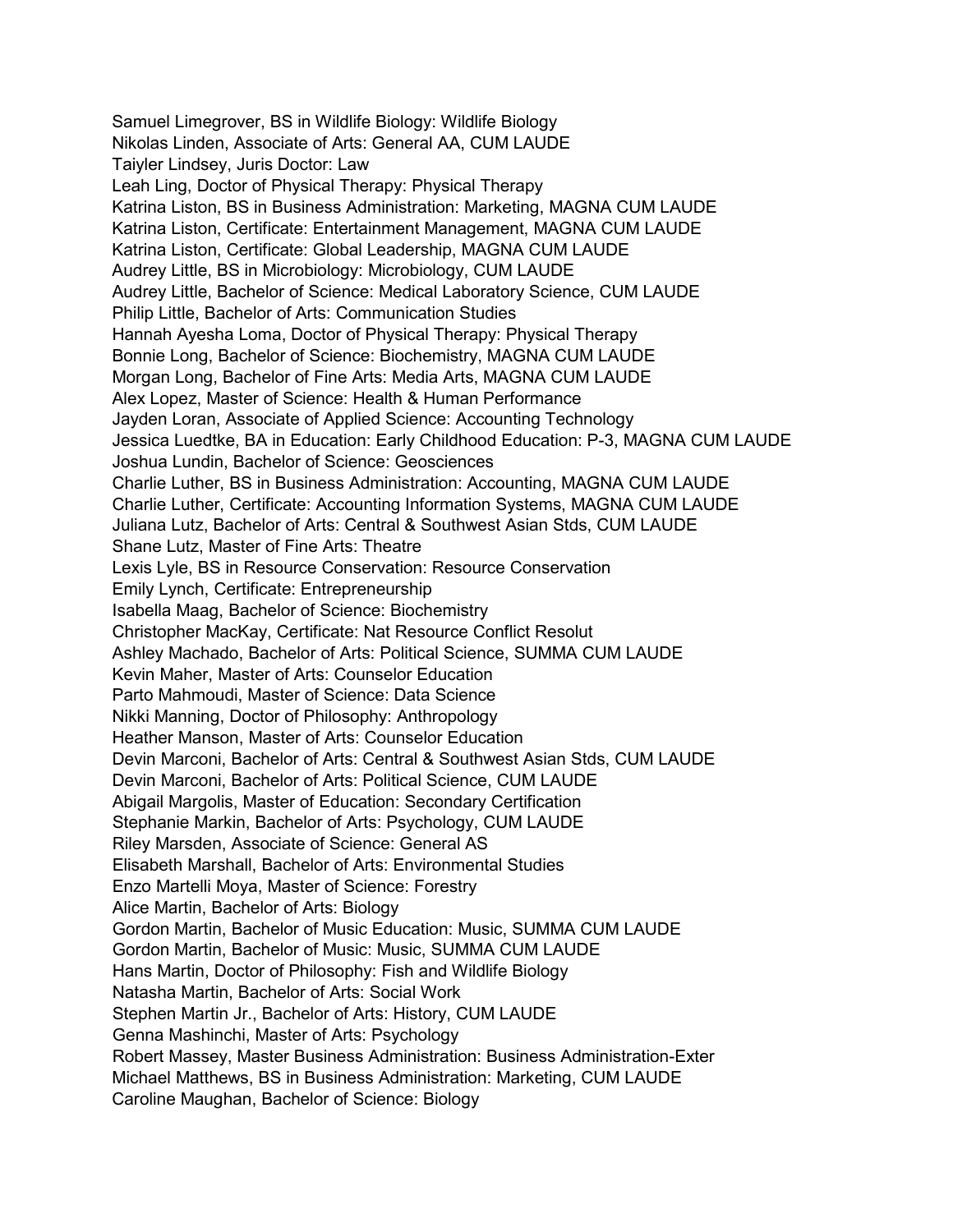Samuel Limegrover, BS in Wildlife Biology: Wildlife Biology
Nikolas Linden, Associate of Arts: General AA, CUM LAUDE
Taiyler Lindsey, Juris Doctor: Law
Leah Ling, Doctor of Physical Therapy: Physical Therapy
Katrina Liston, BS in Business Administration: Marketing, MAGNA CUM LAUDE
Katrina Liston, Certificate: Entertainment Management, MAGNA CUM LAUDE
Katrina Liston, Certificate: Global Leadership, MAGNA CUM LAUDE
Audrey Little, BS in Microbiology: Microbiology, CUM LAUDE
Audrey Little, Bachelor of Science: Medical Laboratory Science, CUM LAUDE
Philip Little, Bachelor of Arts: Communication Studies
Hannah Ayesha Loma, Doctor of Physical Therapy: Physical Therapy
Bonnie Long, Bachelor of Science: Biochemistry, MAGNA CUM LAUDE
Morgan Long, Bachelor of Fine Arts: Media Arts, MAGNA CUM LAUDE
Alex Lopez, Master of Science: Health & Human Performance
Jayden Loran, Associate of Applied Science: Accounting Technology
Jessica Luedtke, BA in Education: Early Childhood Education: P-3, MAGNA CUM LAUDE
Joshua Lundin, Bachelor of Science: Geosciences
Charlie Luther, BS in Business Administration: Accounting, MAGNA CUM LAUDE
Charlie Luther, Certificate: Accounting Information Systems, MAGNA CUM LAUDE
Juliana Lutz, Bachelor of Arts: Central & Southwest Asian Stds, CUM LAUDE
Shane Lutz, Master of Fine Arts: Theatre
Lexis Lyle, BS in Resource Conservation: Resource Conservation
Emily Lynch, Certificate: Entrepreneurship
Isabella Maag, Bachelor of Science: Biochemistry
Christopher MacKay, Certificate: Nat Resource Conflict Resolut
Ashley Machado, Bachelor of Arts: Political Science, SUMMA CUM LAUDE
Kevin Maher, Master of Arts: Counselor Education
Parto Mahmoudi, Master of Science: Data Science
Nikki Manning, Doctor of Philosophy: Anthropology
Heather Manson, Master of Arts: Counselor Education
Devin Marconi, Bachelor of Arts: Central & Southwest Asian Stds, CUM LAUDE
Devin Marconi, Bachelor of Arts: Political Science, CUM LAUDE
Abigail Margolis, Master of Education: Secondary Certification
Stephanie Markin, Bachelor of Arts: Psychology, CUM LAUDE
Riley Marsden, Associate of Science: General AS
Elisabeth Marshall, Bachelor of Arts: Environmental Studies
Enzo Martelli Moya, Master of Science: Forestry
Alice Martin, Bachelor of Arts: Biology
Gordon Martin, Bachelor of Music Education: Music, SUMMA CUM LAUDE
Gordon Martin, Bachelor of Music: Music, SUMMA CUM LAUDE
Hans Martin, Doctor of Philosophy: Fish and Wildlife Biology
Natasha Martin, Bachelor of Arts: Social Work
Stephen Martin Jr., Bachelor of Arts: History, CUM LAUDE
Genna Mashinchi, Master of Arts: Psychology
Robert Massey, Master Business Administration: Business Administration-Exter
Michael Matthews, BS in Business Administration: Marketing, CUM LAUDE
Caroline Maughan, Bachelor of Science: Biology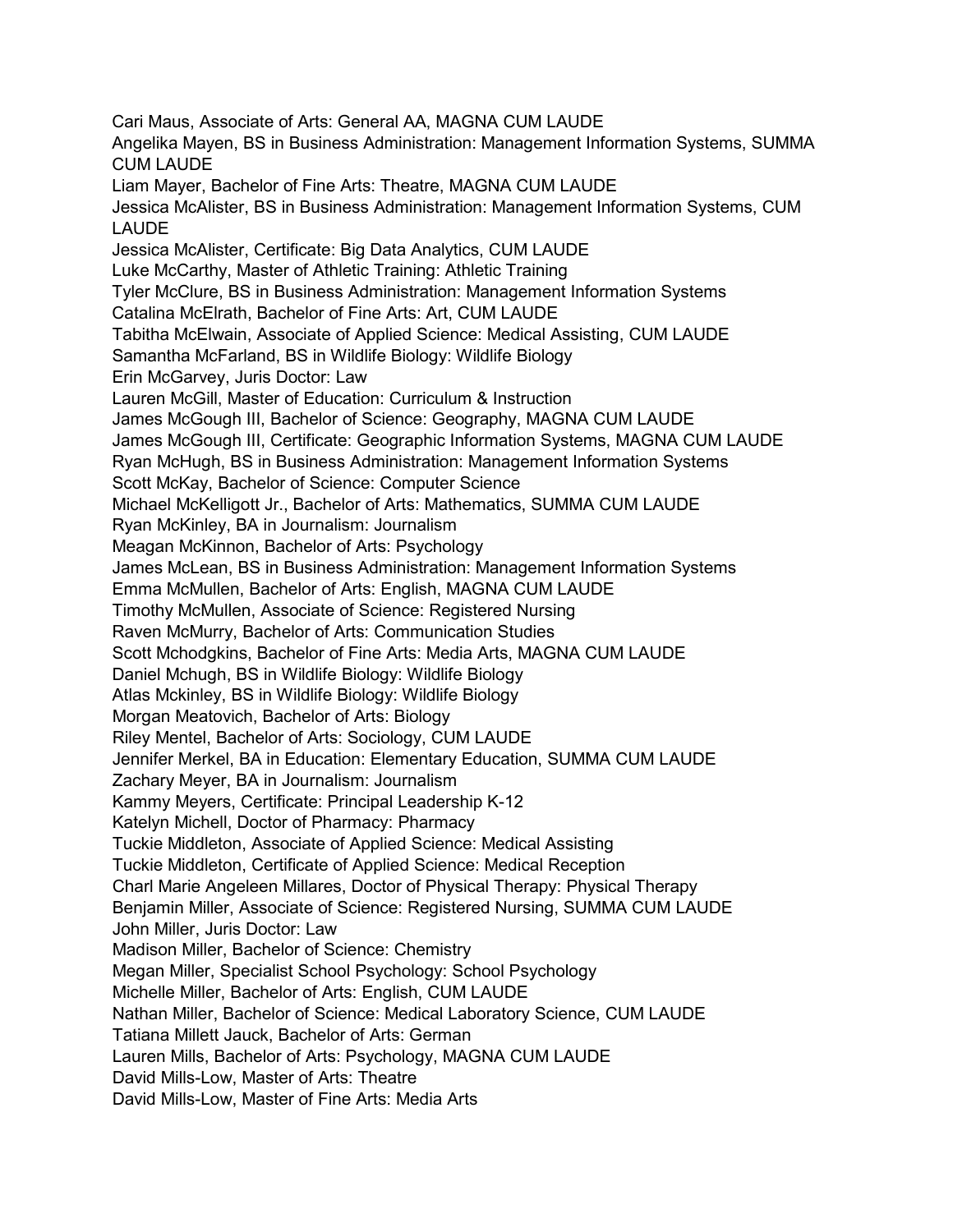Cari Maus, Associate of Arts: General AA, MAGNA CUM LAUDE
Angelika Mayen, BS in Business Administration: Management Information Systems, SUMMA CUM LAUDE
Liam Mayer, Bachelor of Fine Arts: Theatre, MAGNA CUM LAUDE
Jessica McAlister, BS in Business Administration: Management Information Systems, CUM LAUDE
Jessica McAlister, Certificate: Big Data Analytics, CUM LAUDE
Luke McCarthy, Master of Athletic Training: Athletic Training
Tyler McClure, BS in Business Administration: Management Information Systems
Catalina McElrath, Bachelor of Fine Arts: Art, CUM LAUDE
Tabitha McElwain, Associate of Applied Science: Medical Assisting, CUM LAUDE
Samantha McFarland, BS in Wildlife Biology: Wildlife Biology
Erin McGarvey, Juris Doctor: Law
Lauren McGill, Master of Education: Curriculum & Instruction
James McGough III, Bachelor of Science: Geography, MAGNA CUM LAUDE
James McGough III, Certificate: Geographic Information Systems, MAGNA CUM LAUDE
Ryan McHugh, BS in Business Administration: Management Information Systems
Scott McKay, Bachelor of Science: Computer Science
Michael McKelligott Jr., Bachelor of Arts: Mathematics, SUMMA CUM LAUDE
Ryan McKinley, BA in Journalism: Journalism
Meagan McKinnon, Bachelor of Arts: Psychology
James McLean, BS in Business Administration: Management Information Systems
Emma McMullen, Bachelor of Arts: English, MAGNA CUM LAUDE
Timothy McMullen, Associate of Science: Registered Nursing
Raven McMurry, Bachelor of Arts: Communication Studies
Scott Mchodgkins, Bachelor of Fine Arts: Media Arts, MAGNA CUM LAUDE
Daniel Mchugh, BS in Wildlife Biology: Wildlife Biology
Atlas Mckinley, BS in Wildlife Biology: Wildlife Biology
Morgan Meatovich, Bachelor of Arts: Biology
Riley Mentel, Bachelor of Arts: Sociology, CUM LAUDE
Jennifer Merkel, BA in Education: Elementary Education, SUMMA CUM LAUDE
Zachary Meyer, BA in Journalism: Journalism
Kammy Meyers, Certificate: Principal Leadership K-12
Katelyn Michell, Doctor of Pharmacy: Pharmacy
Tuckie Middleton, Associate of Applied Science: Medical Assisting
Tuckie Middleton, Certificate of Applied Science: Medical Reception
Charl Marie Angeleen Millares, Doctor of Physical Therapy: Physical Therapy
Benjamin Miller, Associate of Science: Registered Nursing, SUMMA CUM LAUDE
John Miller, Juris Doctor: Law
Madison Miller, Bachelor of Science: Chemistry
Megan Miller, Specialist School Psychology: School Psychology
Michelle Miller, Bachelor of Arts: English, CUM LAUDE
Nathan Miller, Bachelor of Science: Medical Laboratory Science, CUM LAUDE
Tatiana Millett Jauck, Bachelor of Arts: German
Lauren Mills, Bachelor of Arts: Psychology, MAGNA CUM LAUDE
David Mills-Low, Master of Arts: Theatre
David Mills-Low, Master of Fine Arts: Media Arts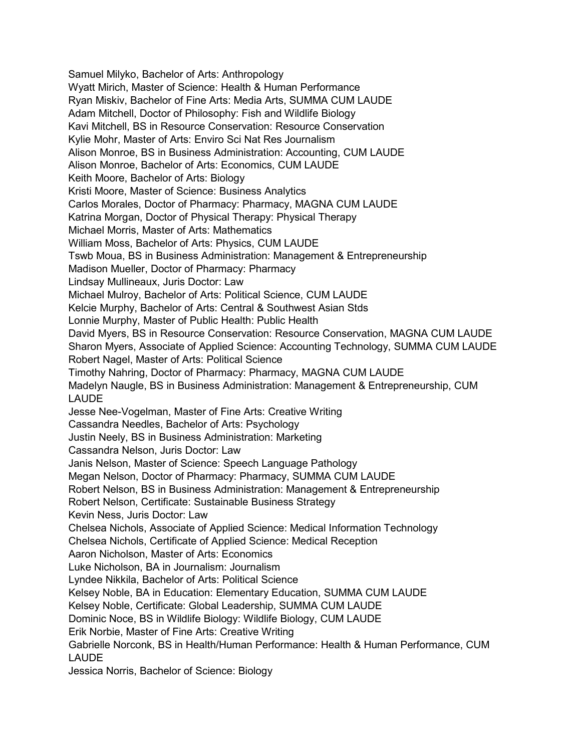Samuel Milyko, Bachelor of Arts: Anthropology
Wyatt Mirich, Master of Science: Health & Human Performance
Ryan Miskiv, Bachelor of Fine Arts: Media Arts, SUMMA CUM LAUDE
Adam Mitchell, Doctor of Philosophy: Fish and Wildlife Biology
Kavi Mitchell, BS in Resource Conservation: Resource Conservation
Kylie Mohr, Master of Arts: Enviro Sci Nat Res Journalism
Alison Monroe, BS in Business Administration: Accounting, CUM LAUDE
Alison Monroe, Bachelor of Arts: Economics, CUM LAUDE
Keith Moore, Bachelor of Arts: Biology
Kristi Moore, Master of Science: Business Analytics
Carlos Morales, Doctor of Pharmacy: Pharmacy, MAGNA CUM LAUDE
Katrina Morgan, Doctor of Physical Therapy: Physical Therapy
Michael Morris, Master of Arts: Mathematics
William Moss, Bachelor of Arts: Physics, CUM LAUDE
Tswb Moua, BS in Business Administration: Management & Entrepreneurship
Madison Mueller, Doctor of Pharmacy: Pharmacy
Lindsay Mullineaux, Juris Doctor: Law
Michael Mulroy, Bachelor of Arts: Political Science, CUM LAUDE
Kelcie Murphy, Bachelor of Arts: Central & Southwest Asian Stds
Lonnie Murphy, Master of Public Health: Public Health
David Myers, BS in Resource Conservation: Resource Conservation, MAGNA CUM LAUDE
Sharon Myers, Associate of Applied Science: Accounting Technology, SUMMA CUM LAUDE
Robert Nagel, Master of Arts: Political Science
Timothy Nahring, Doctor of Pharmacy: Pharmacy, MAGNA CUM LAUDE
Madelyn Naugle, BS in Business Administration: Management & Entrepreneurship, CUM LAUDE
Jesse Nee-Vogelman, Master of Fine Arts: Creative Writing
Cassandra Needles, Bachelor of Arts: Psychology
Justin Neely, BS in Business Administration: Marketing
Cassandra Nelson, Juris Doctor: Law
Janis Nelson, Master of Science: Speech Language Pathology
Megan Nelson, Doctor of Pharmacy: Pharmacy, SUMMA CUM LAUDE
Robert Nelson, BS in Business Administration: Management & Entrepreneurship
Robert Nelson, Certificate: Sustainable Business Strategy
Kevin Ness, Juris Doctor: Law
Chelsea Nichols, Associate of Applied Science: Medical Information Technology
Chelsea Nichols, Certificate of Applied Science: Medical Reception
Aaron Nicholson, Master of Arts: Economics
Luke Nicholson, BA in Journalism: Journalism
Lyndee Nikkila, Bachelor of Arts: Political Science
Kelsey Noble, BA in Education: Elementary Education, SUMMA CUM LAUDE
Kelsey Noble, Certificate: Global Leadership, SUMMA CUM LAUDE
Dominic Noce, BS in Wildlife Biology: Wildlife Biology, CUM LAUDE
Erik Norbie, Master of Fine Arts: Creative Writing
Gabrielle Norconk, BS in Health/Human Performance: Health & Human Performance, CUM LAUDE
Jessica Norris, Bachelor of Science: Biology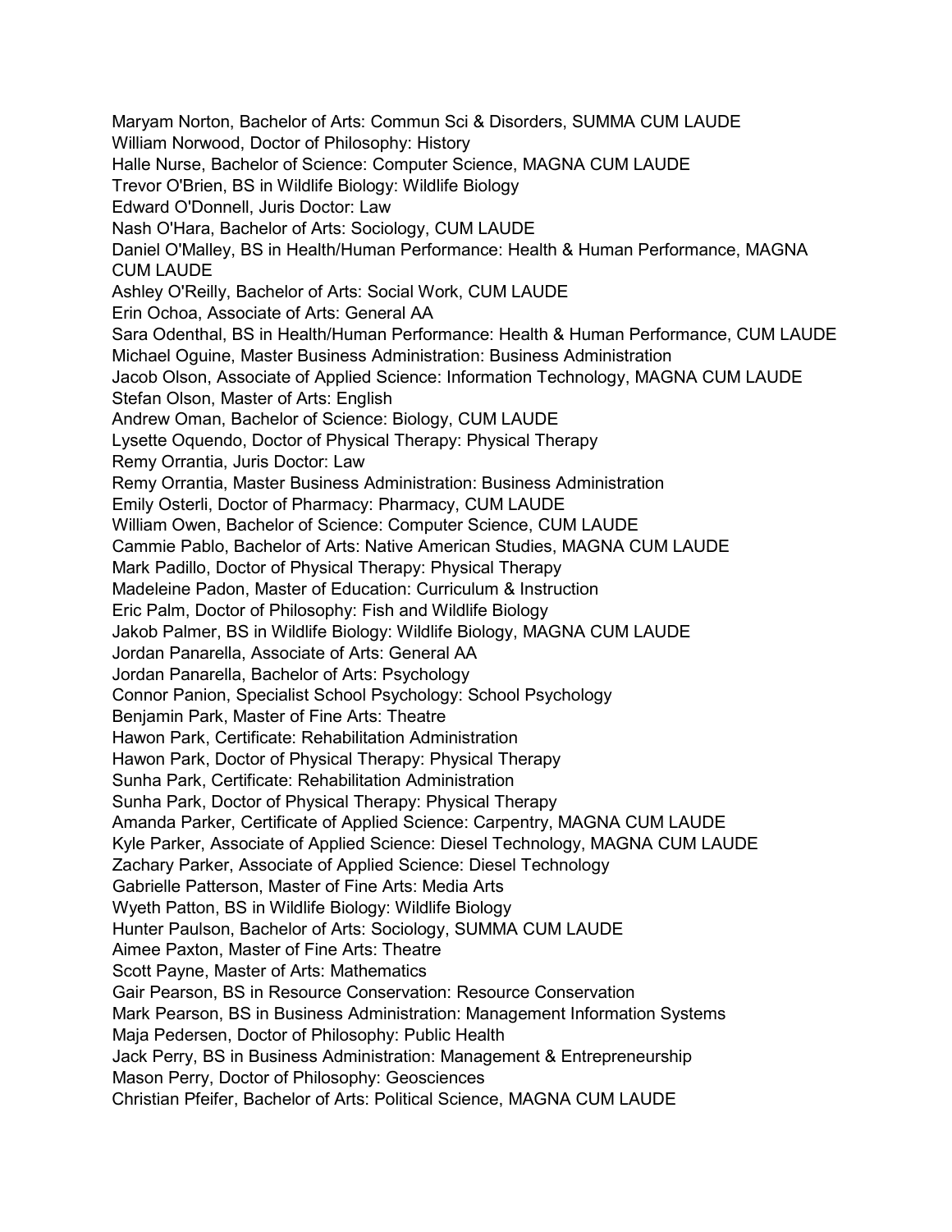Maryam Norton, Bachelor of Arts: Commun Sci & Disorders, SUMMA CUM LAUDE
William Norwood, Doctor of Philosophy: History
Halle Nurse, Bachelor of Science: Computer Science, MAGNA CUM LAUDE
Trevor O'Brien, BS in Wildlife Biology: Wildlife Biology
Edward O'Donnell, Juris Doctor: Law
Nash O'Hara, Bachelor of Arts: Sociology, CUM LAUDE
Daniel O'Malley, BS in Health/Human Performance: Health & Human Performance, MAGNA CUM LAUDE
Ashley O'Reilly, Bachelor of Arts: Social Work, CUM LAUDE
Erin Ochoa, Associate of Arts: General AA
Sara Odenthal, BS in Health/Human Performance: Health & Human Performance, CUM LAUDE
Michael Oguine, Master Business Administration: Business Administration
Jacob Olson, Associate of Applied Science: Information Technology, MAGNA CUM LAUDE
Stefan Olson, Master of Arts: English
Andrew Oman, Bachelor of Science: Biology, CUM LAUDE
Lysette Oquendo, Doctor of Physical Therapy: Physical Therapy
Remy Orrantia, Juris Doctor: Law
Remy Orrantia, Master Business Administration: Business Administration
Emily Osterli, Doctor of Pharmacy: Pharmacy, CUM LAUDE
William Owen, Bachelor of Science: Computer Science, CUM LAUDE
Cammie Pablo, Bachelor of Arts: Native American Studies, MAGNA CUM LAUDE
Mark Padillo, Doctor of Physical Therapy: Physical Therapy
Madeleine Padon, Master of Education: Curriculum & Instruction
Eric Palm, Doctor of Philosophy: Fish and Wildlife Biology
Jakob Palmer, BS in Wildlife Biology: Wildlife Biology, MAGNA CUM LAUDE
Jordan Panarella, Associate of Arts: General AA
Jordan Panarella, Bachelor of Arts: Psychology
Connor Panion, Specialist School Psychology: School Psychology
Benjamin Park, Master of Fine Arts: Theatre
Hawon Park, Certificate: Rehabilitation Administration
Hawon Park, Doctor of Physical Therapy: Physical Therapy
Sunha Park, Certificate: Rehabilitation Administration
Sunha Park, Doctor of Physical Therapy: Physical Therapy
Amanda Parker, Certificate of Applied Science: Carpentry, MAGNA CUM LAUDE
Kyle Parker, Associate of Applied Science: Diesel Technology, MAGNA CUM LAUDE
Zachary Parker, Associate of Applied Science: Diesel Technology
Gabrielle Patterson, Master of Fine Arts: Media Arts
Wyeth Patton, BS in Wildlife Biology: Wildlife Biology
Hunter Paulson, Bachelor of Arts: Sociology, SUMMA CUM LAUDE
Aimee Paxton, Master of Fine Arts: Theatre
Scott Payne, Master of Arts: Mathematics
Gair Pearson, BS in Resource Conservation: Resource Conservation
Mark Pearson, BS in Business Administration: Management Information Systems
Maja Pedersen, Doctor of Philosophy: Public Health
Jack Perry, BS in Business Administration: Management & Entrepreneurship
Mason Perry, Doctor of Philosophy: Geosciences
Christian Pfeifer, Bachelor of Arts: Political Science, MAGNA CUM LAUDE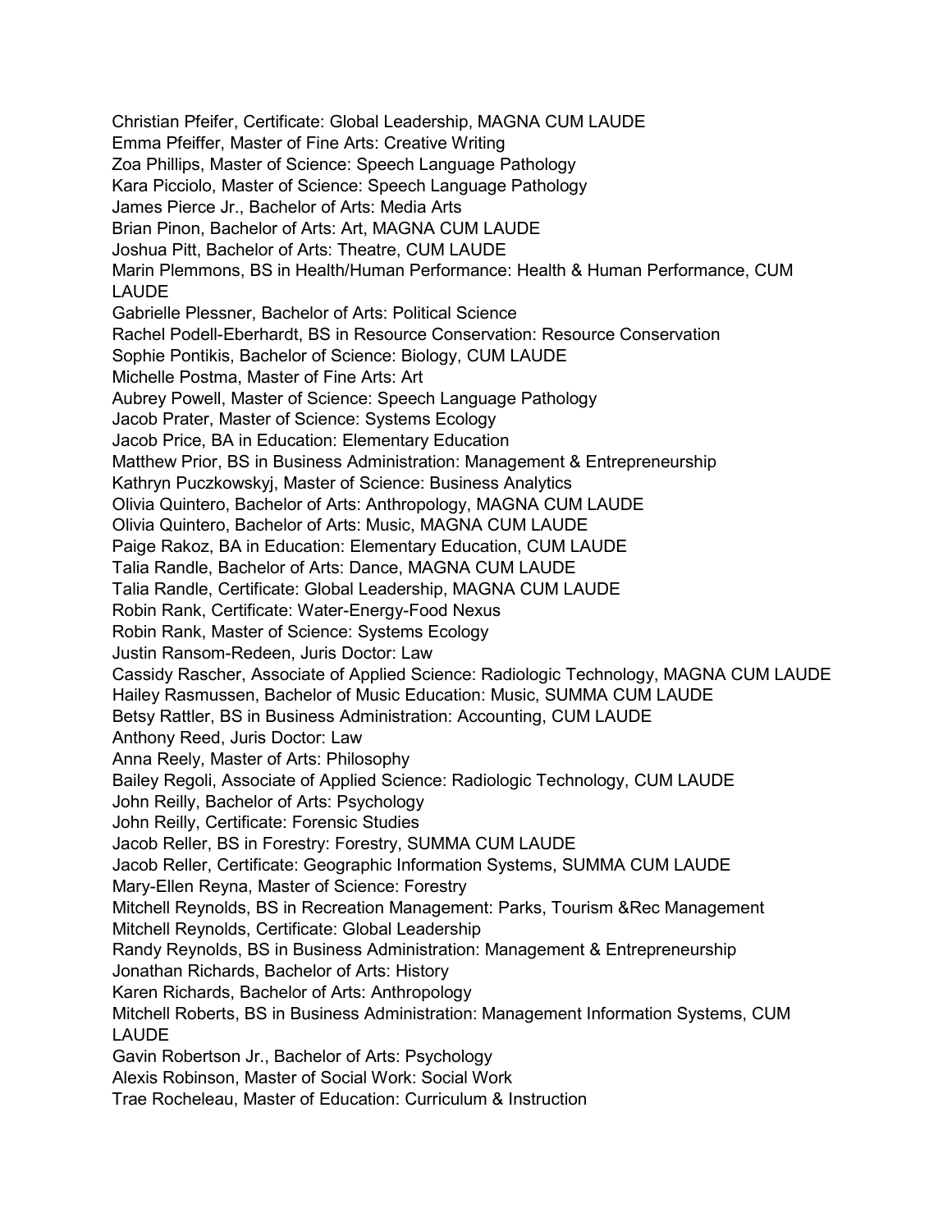Christian Pfeifer, Certificate: Global Leadership, MAGNA CUM LAUDE
Emma Pfeiffer, Master of Fine Arts: Creative Writing
Zoa Phillips, Master of Science: Speech Language Pathology
Kara Picciolo, Master of Science: Speech Language Pathology
James Pierce Jr., Bachelor of Arts: Media Arts
Brian Pinon, Bachelor of Arts: Art, MAGNA CUM LAUDE
Joshua Pitt, Bachelor of Arts: Theatre, CUM LAUDE
Marin Plemmons, BS in Health/Human Performance: Health & Human Performance, CUM LAUDE
Gabrielle Plessner, Bachelor of Arts: Political Science
Rachel Podell-Eberhardt, BS in Resource Conservation: Resource Conservation
Sophie Pontikis, Bachelor of Science: Biology, CUM LAUDE
Michelle Postma, Master of Fine Arts: Art
Aubrey Powell, Master of Science: Speech Language Pathology
Jacob Prater, Master of Science: Systems Ecology
Jacob Price, BA in Education: Elementary Education
Matthew Prior, BS in Business Administration: Management & Entrepreneurship
Kathryn Puczkowskyj, Master of Science: Business Analytics
Olivia Quintero, Bachelor of Arts: Anthropology, MAGNA CUM LAUDE
Olivia Quintero, Bachelor of Arts: Music, MAGNA CUM LAUDE
Paige Rakoz, BA in Education: Elementary Education, CUM LAUDE
Talia Randle, Bachelor of Arts: Dance, MAGNA CUM LAUDE
Talia Randle, Certificate: Global Leadership, MAGNA CUM LAUDE
Robin Rank, Certificate: Water-Energy-Food Nexus
Robin Rank, Master of Science: Systems Ecology
Justin Ransom-Redeen, Juris Doctor: Law
Cassidy Rascher, Associate of Applied Science: Radiologic Technology, MAGNA CUM LAUDE
Hailey Rasmussen, Bachelor of Music Education: Music, SUMMA CUM LAUDE
Betsy Rattler, BS in Business Administration: Accounting, CUM LAUDE
Anthony Reed, Juris Doctor: Law
Anna Reely, Master of Arts: Philosophy
Bailey Regoli, Associate of Applied Science: Radiologic Technology, CUM LAUDE
John Reilly, Bachelor of Arts: Psychology
John Reilly, Certificate: Forensic Studies
Jacob Reller, BS in Forestry: Forestry, SUMMA CUM LAUDE
Jacob Reller, Certificate: Geographic Information Systems, SUMMA CUM LAUDE
Mary-Ellen Reyna, Master of Science: Forestry
Mitchell Reynolds, BS in Recreation Management: Parks, Tourism &Rec Management
Mitchell Reynolds, Certificate: Global Leadership
Randy Reynolds, BS in Business Administration: Management & Entrepreneurship
Jonathan Richards, Bachelor of Arts: History
Karen Richards, Bachelor of Arts: Anthropology
Mitchell Roberts, BS in Business Administration: Management Information Systems, CUM LAUDE
Gavin Robertson Jr., Bachelor of Arts: Psychology
Alexis Robinson, Master of Social Work: Social Work
Trae Rocheleau, Master of Education: Curriculum & Instruction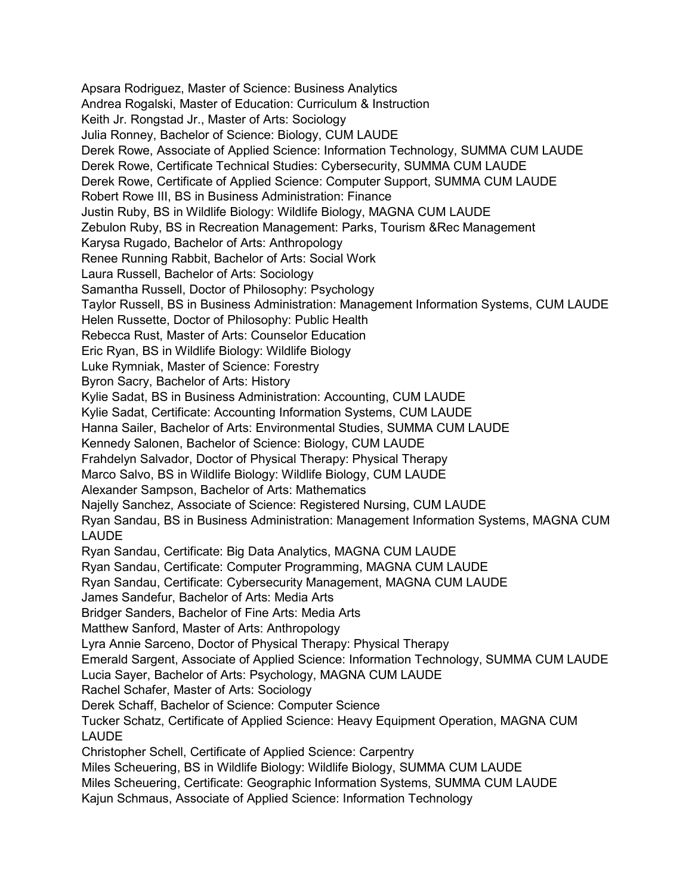Apsara Rodriguez, Master of Science: Business Analytics
Andrea Rogalski, Master of Education: Curriculum & Instruction
Keith Jr. Rongstad Jr., Master of Arts: Sociology
Julia Ronney, Bachelor of Science: Biology, CUM LAUDE
Derek Rowe, Associate of Applied Science: Information Technology, SUMMA CUM LAUDE
Derek Rowe, Certificate Technical Studies: Cybersecurity, SUMMA CUM LAUDE
Derek Rowe, Certificate of Applied Science: Computer Support, SUMMA CUM LAUDE
Robert Rowe III, BS in Business Administration: Finance
Justin Ruby, BS in Wildlife Biology: Wildlife Biology, MAGNA CUM LAUDE
Zebulon Ruby, BS in Recreation Management: Parks, Tourism &Rec Management
Karysa Rugado, Bachelor of Arts: Anthropology
Renee Running Rabbit, Bachelor of Arts: Social Work
Laura Russell, Bachelor of Arts: Sociology
Samantha Russell, Doctor of Philosophy: Psychology
Taylor Russell, BS in Business Administration: Management Information Systems, CUM LAUDE
Helen Russette, Doctor of Philosophy: Public Health
Rebecca Rust, Master of Arts: Counselor Education
Eric Ryan, BS in Wildlife Biology: Wildlife Biology
Luke Rymniak, Master of Science: Forestry
Byron Sacry, Bachelor of Arts: History
Kylie Sadat, BS in Business Administration: Accounting, CUM LAUDE
Kylie Sadat, Certificate: Accounting Information Systems, CUM LAUDE
Hanna Sailer, Bachelor of Arts: Environmental Studies, SUMMA CUM LAUDE
Kennedy Salonen, Bachelor of Science: Biology, CUM LAUDE
Frahdelyn Salvador, Doctor of Physical Therapy: Physical Therapy
Marco Salvo, BS in Wildlife Biology: Wildlife Biology, CUM LAUDE
Alexander Sampson, Bachelor of Arts: Mathematics
Najelly Sanchez, Associate of Science: Registered Nursing, CUM LAUDE
Ryan Sandau, BS in Business Administration: Management Information Systems, MAGNA CUM LAUDE
Ryan Sandau, Certificate: Big Data Analytics, MAGNA CUM LAUDE
Ryan Sandau, Certificate: Computer Programming, MAGNA CUM LAUDE
Ryan Sandau, Certificate: Cybersecurity Management, MAGNA CUM LAUDE
James Sandefur, Bachelor of Arts: Media Arts
Bridger Sanders, Bachelor of Fine Arts: Media Arts
Matthew Sanford, Master of Arts: Anthropology
Lyra Annie Sarceno, Doctor of Physical Therapy: Physical Therapy
Emerald Sargent, Associate of Applied Science: Information Technology, SUMMA CUM LAUDE
Lucia Sayer, Bachelor of Arts: Psychology, MAGNA CUM LAUDE
Rachel Schafer, Master of Arts: Sociology
Derek Schaff, Bachelor of Science: Computer Science
Tucker Schatz, Certificate of Applied Science: Heavy Equipment Operation, MAGNA CUM LAUDE
Christopher Schell, Certificate of Applied Science: Carpentry
Miles Scheuering, BS in Wildlife Biology: Wildlife Biology, SUMMA CUM LAUDE
Miles Scheuering, Certificate: Geographic Information Systems, SUMMA CUM LAUDE
Kajun Schmaus, Associate of Applied Science: Information Technology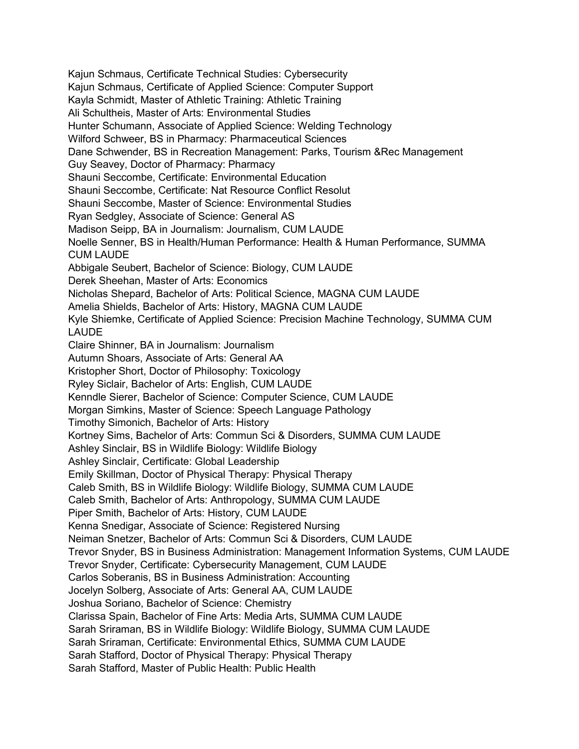Kajun Schmaus, Certificate Technical Studies: Cybersecurity
Kajun Schmaus, Certificate of Applied Science: Computer Support
Kayla Schmidt, Master of Athletic Training: Athletic Training
Ali Schultheis, Master of Arts: Environmental Studies
Hunter Schumann, Associate of Applied Science: Welding Technology
Wilford Schweer, BS in Pharmacy: Pharmaceutical Sciences
Dane Schwender, BS in Recreation Management: Parks, Tourism &Rec Management
Guy Seavey, Doctor of Pharmacy: Pharmacy
Shauni Seccombe, Certificate: Environmental Education
Shauni Seccombe, Certificate: Nat Resource Conflict Resolut
Shauni Seccombe, Master of Science: Environmental Studies
Ryan Sedgley, Associate of Science: General AS
Madison Seipp, BA in Journalism: Journalism, CUM LAUDE
Noelle Senner, BS in Health/Human Performance: Health & Human Performance, SUMMA CUM LAUDE
Abbigale Seubert, Bachelor of Science: Biology, CUM LAUDE
Derek Sheehan, Master of Arts: Economics
Nicholas Shepard, Bachelor of Arts: Political Science, MAGNA CUM LAUDE
Amelia Shields, Bachelor of Arts: History, MAGNA CUM LAUDE
Kyle Shiemke, Certificate of Applied Science: Precision Machine Technology, SUMMA CUM LAUDE
Claire Shinner, BA in Journalism: Journalism
Autumn Shoars, Associate of Arts: General AA
Kristopher Short, Doctor of Philosophy: Toxicology
Ryley Siclair, Bachelor of Arts: English, CUM LAUDE
Kenndle Sierer, Bachelor of Science: Computer Science, CUM LAUDE
Morgan Simkins, Master of Science: Speech Language Pathology
Timothy Simonich, Bachelor of Arts: History
Kortney Sims, Bachelor of Arts: Commun Sci & Disorders, SUMMA CUM LAUDE
Ashley Sinclair, BS in Wildlife Biology: Wildlife Biology
Ashley Sinclair, Certificate: Global Leadership
Emily Skillman, Doctor of Physical Therapy: Physical Therapy
Caleb Smith, BS in Wildlife Biology: Wildlife Biology, SUMMA CUM LAUDE
Caleb Smith, Bachelor of Arts: Anthropology, SUMMA CUM LAUDE
Piper Smith, Bachelor of Arts: History, CUM LAUDE
Kenna Snedigar, Associate of Science: Registered Nursing
Neiman Snetzer, Bachelor of Arts: Commun Sci & Disorders, CUM LAUDE
Trevor Snyder, BS in Business Administration: Management Information Systems, CUM LAUDE
Trevor Snyder, Certificate: Cybersecurity Management, CUM LAUDE
Carlos Soberanis, BS in Business Administration: Accounting
Jocelyn Solberg, Associate of Arts: General AA, CUM LAUDE
Joshua Soriano, Bachelor of Science: Chemistry
Clarissa Spain, Bachelor of Fine Arts: Media Arts, SUMMA CUM LAUDE
Sarah Sriraman, BS in Wildlife Biology: Wildlife Biology, SUMMA CUM LAUDE
Sarah Sriraman, Certificate: Environmental Ethics, SUMMA CUM LAUDE
Sarah Stafford, Doctor of Physical Therapy: Physical Therapy
Sarah Stafford, Master of Public Health: Public Health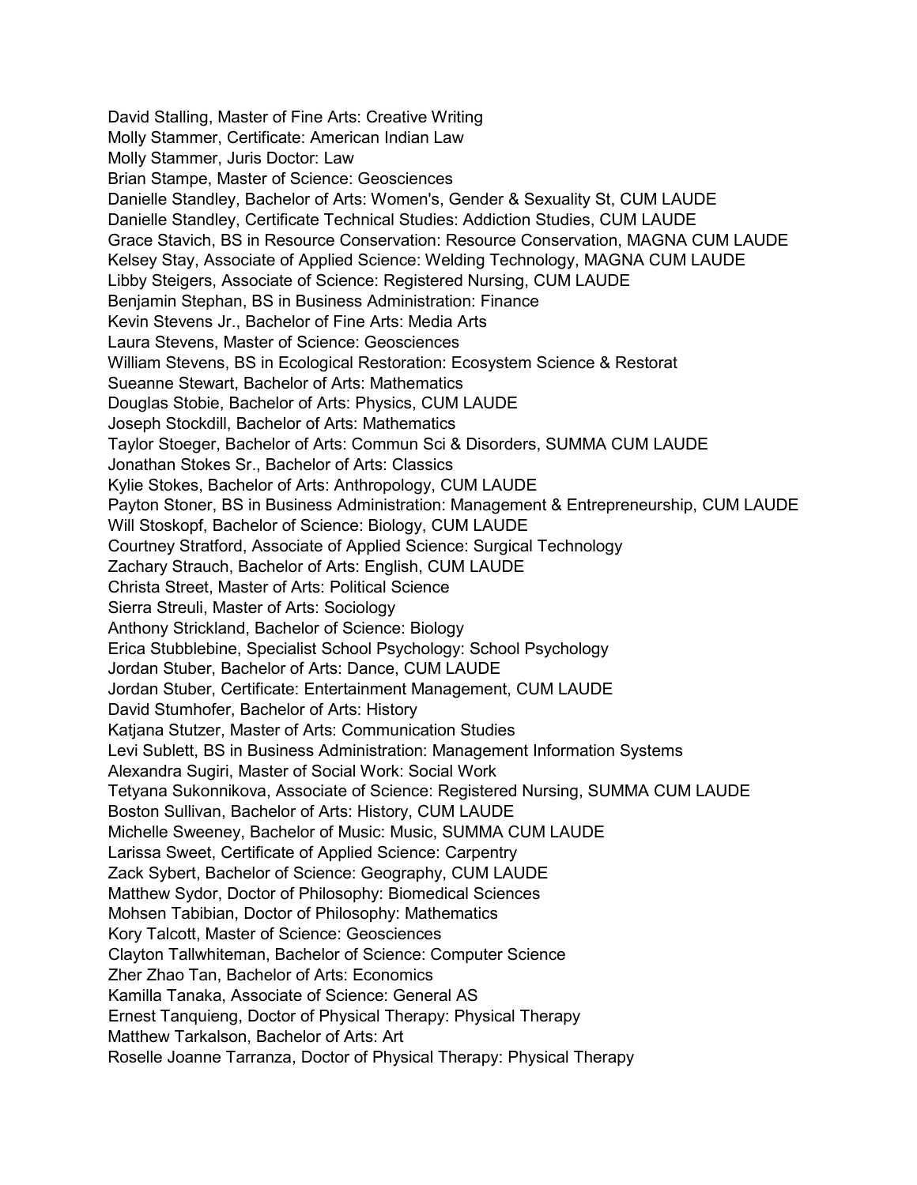David Stalling, Master of Fine Arts: Creative Writing
Molly Stammer, Certificate: American Indian Law
Molly Stammer, Juris Doctor: Law
Brian Stampe, Master of Science: Geosciences
Danielle Standley, Bachelor of Arts: Women's, Gender & Sexuality St, CUM LAUDE
Danielle Standley, Certificate Technical Studies: Addiction Studies, CUM LAUDE
Grace Stavich, BS in Resource Conservation: Resource Conservation, MAGNA CUM LAUDE
Kelsey Stay, Associate of Applied Science: Welding Technology, MAGNA CUM LAUDE
Libby Steigers, Associate of Science: Registered Nursing, CUM LAUDE
Benjamin Stephan, BS in Business Administration: Finance
Kevin Stevens Jr., Bachelor of Fine Arts: Media Arts
Laura Stevens, Master of Science: Geosciences
William Stevens, BS in Ecological Restoration: Ecosystem Science & Restorat
Sueanne Stewart, Bachelor of Arts: Mathematics
Douglas Stobie, Bachelor of Arts: Physics, CUM LAUDE
Joseph Stockdill, Bachelor of Arts: Mathematics
Taylor Stoeger, Bachelor of Arts: Commun Sci & Disorders, SUMMA CUM LAUDE
Jonathan Stokes Sr., Bachelor of Arts: Classics
Kylie Stokes, Bachelor of Arts: Anthropology, CUM LAUDE
Payton Stoner, BS in Business Administration: Management & Entrepreneurship, CUM LAUDE
Will Stoskopf, Bachelor of Science: Biology, CUM LAUDE
Courtney Stratford, Associate of Applied Science: Surgical Technology
Zachary Strauch, Bachelor of Arts: English, CUM LAUDE
Christa Street, Master of Arts: Political Science
Sierra Streuli, Master of Arts: Sociology
Anthony Strickland, Bachelor of Science: Biology
Erica Stubblebine, Specialist School Psychology: School Psychology
Jordan Stuber, Bachelor of Arts: Dance, CUM LAUDE
Jordan Stuber, Certificate: Entertainment Management, CUM LAUDE
David Stumhofer, Bachelor of Arts: History
Katjana Stutzer, Master of Arts: Communication Studies
Levi Sublett, BS in Business Administration: Management Information Systems
Alexandra Sugiri, Master of Social Work: Social Work
Tetyana Sukonnikova, Associate of Science: Registered Nursing, SUMMA CUM LAUDE
Boston Sullivan, Bachelor of Arts: History, CUM LAUDE
Michelle Sweeney, Bachelor of Music: Music, SUMMA CUM LAUDE
Larissa Sweet, Certificate of Applied Science: Carpentry
Zack Sybert, Bachelor of Science: Geography, CUM LAUDE
Matthew Sydor, Doctor of Philosophy: Biomedical Sciences
Mohsen Tabibian, Doctor of Philosophy: Mathematics
Kory Talcott, Master of Science: Geosciences
Clayton Tallwhiteman, Bachelor of Science: Computer Science
Zher Zhao Tan, Bachelor of Arts: Economics
Kamilla Tanaka, Associate of Science: General AS
Ernest Tanquieng, Doctor of Physical Therapy: Physical Therapy
Matthew Tarkalson, Bachelor of Arts: Art
Roselle Joanne Tarranza, Doctor of Physical Therapy: Physical Therapy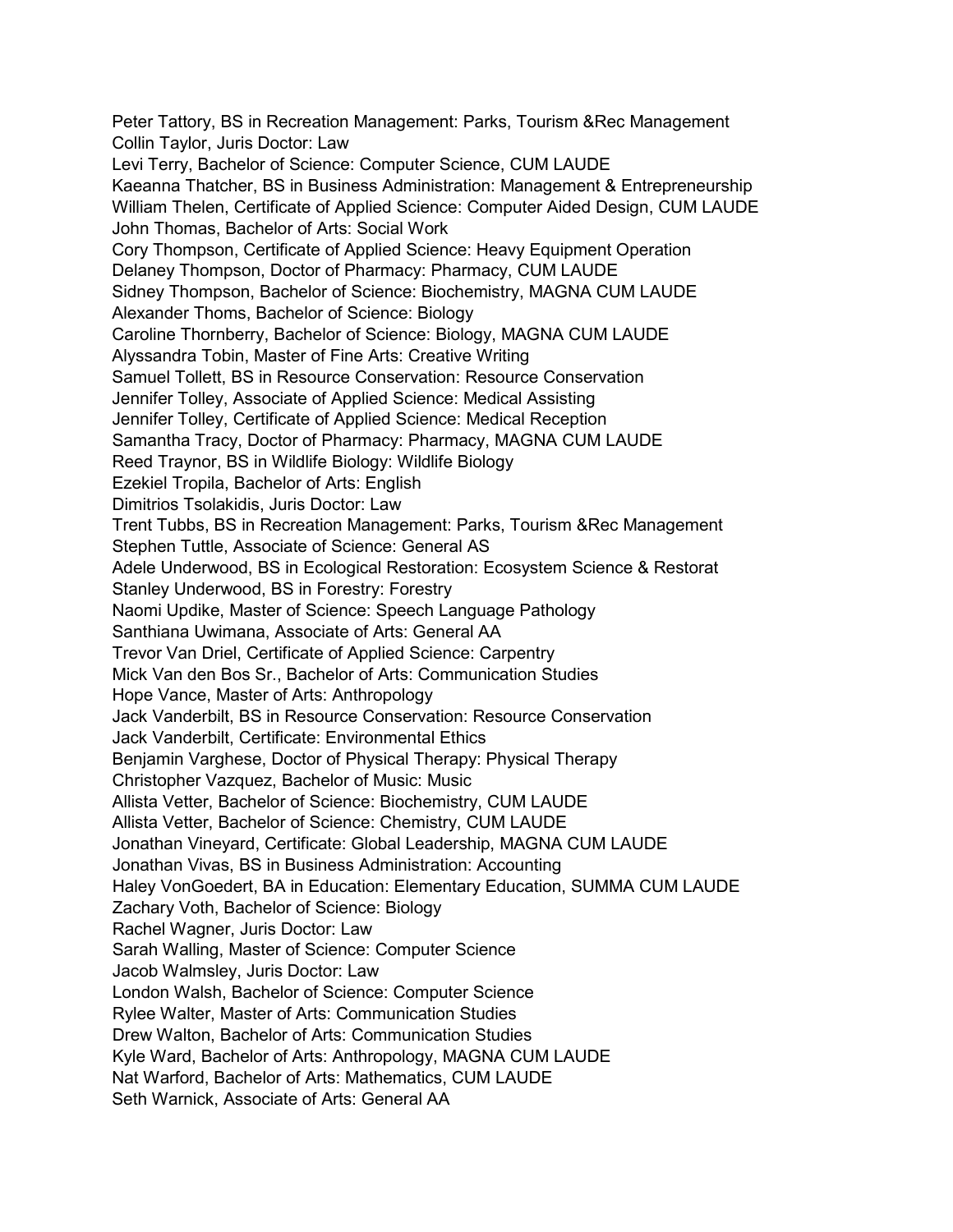Peter Tattory, BS in Recreation Management: Parks, Tourism &Rec Management
Collin Taylor, Juris Doctor: Law
Levi Terry, Bachelor of Science: Computer Science, CUM LAUDE
Kaeanna Thatcher, BS in Business Administration: Management & Entrepreneurship
William Thelen, Certificate of Applied Science: Computer Aided Design, CUM LAUDE
John Thomas, Bachelor of Arts: Social Work
Cory Thompson, Certificate of Applied Science: Heavy Equipment Operation
Delaney Thompson, Doctor of Pharmacy: Pharmacy, CUM LAUDE
Sidney Thompson, Bachelor of Science: Biochemistry, MAGNA CUM LAUDE
Alexander Thoms, Bachelor of Science: Biology
Caroline Thornberry, Bachelor of Science: Biology, MAGNA CUM LAUDE
Alyssandra Tobin, Master of Fine Arts: Creative Writing
Samuel Tollett, BS in Resource Conservation: Resource Conservation
Jennifer Tolley, Associate of Applied Science: Medical Assisting
Jennifer Tolley, Certificate of Applied Science: Medical Reception
Samantha Tracy, Doctor of Pharmacy: Pharmacy, MAGNA CUM LAUDE
Reed Traynor, BS in Wildlife Biology: Wildlife Biology
Ezekiel Tropila, Bachelor of Arts: English
Dimitrios Tsolakidis, Juris Doctor: Law
Trent Tubbs, BS in Recreation Management: Parks, Tourism &Rec Management
Stephen Tuttle, Associate of Science: General AS
Adele Underwood, BS in Ecological Restoration: Ecosystem Science & Restorat
Stanley Underwood, BS in Forestry: Forestry
Naomi Updike, Master of Science: Speech Language Pathology
Santhiana Uwimana, Associate of Arts: General AA
Trevor Van Driel, Certificate of Applied Science: Carpentry
Mick Van den Bos Sr., Bachelor of Arts: Communication Studies
Hope Vance, Master of Arts: Anthropology
Jack Vanderbilt, BS in Resource Conservation: Resource Conservation
Jack Vanderbilt, Certificate: Environmental Ethics
Benjamin Varghese, Doctor of Physical Therapy: Physical Therapy
Christopher Vazquez, Bachelor of Music: Music
Allista Vetter, Bachelor of Science: Biochemistry, CUM LAUDE
Allista Vetter, Bachelor of Science: Chemistry, CUM LAUDE
Jonathan Vineyard, Certificate: Global Leadership, MAGNA CUM LAUDE
Jonathan Vivas, BS in Business Administration: Accounting
Haley VonGoedert, BA in Education: Elementary Education, SUMMA CUM LAUDE
Zachary Voth, Bachelor of Science: Biology
Rachel Wagner, Juris Doctor: Law
Sarah Walling, Master of Science: Computer Science
Jacob Walmsley, Juris Doctor: Law
London Walsh, Bachelor of Science: Computer Science
Rylee Walter, Master of Arts: Communication Studies
Drew Walton, Bachelor of Arts: Communication Studies
Kyle Ward, Bachelor of Arts: Anthropology, MAGNA CUM LAUDE
Nat Warford, Bachelor of Arts: Mathematics, CUM LAUDE
Seth Warnick, Associate of Arts: General AA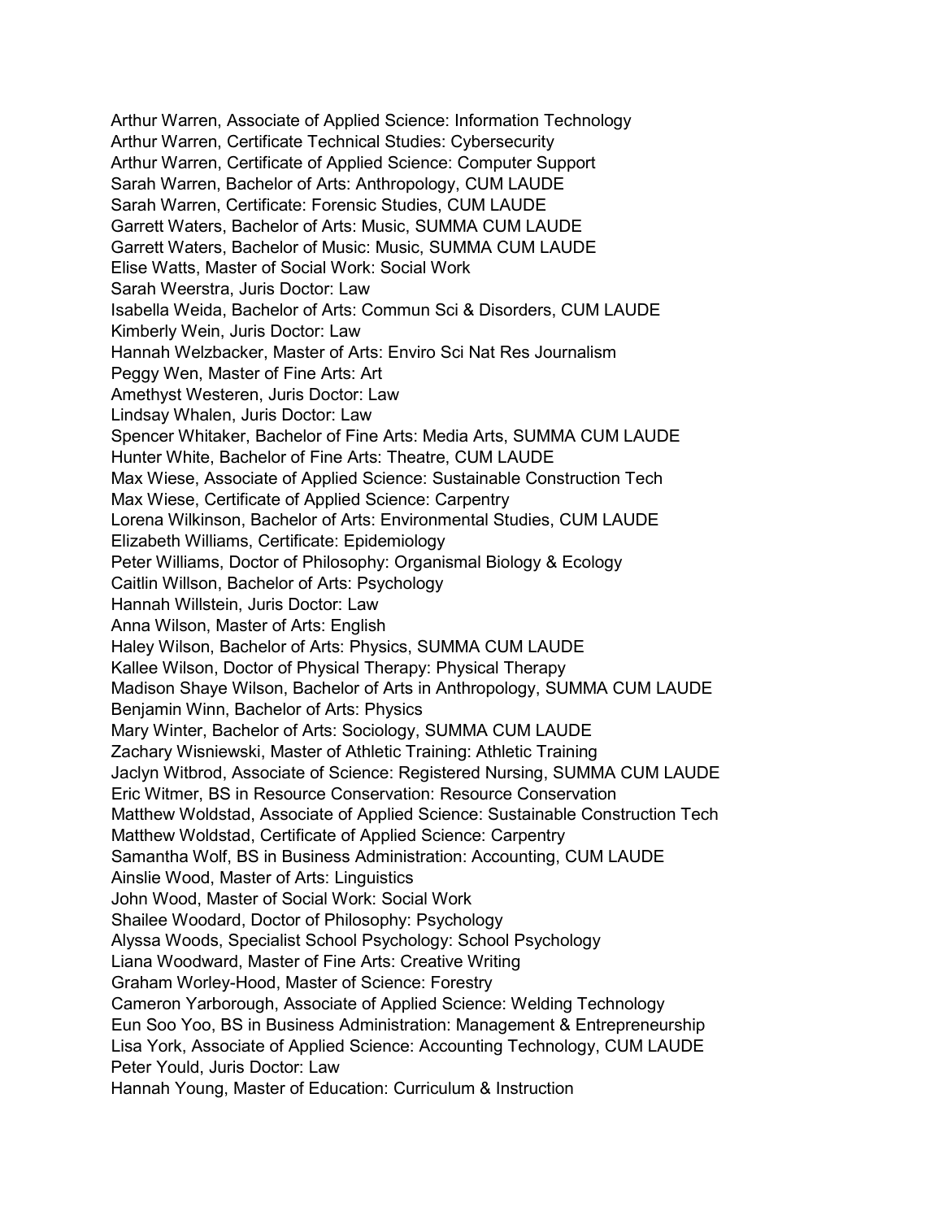Arthur Warren, Associate of Applied Science: Information Technology
Arthur Warren, Certificate Technical Studies: Cybersecurity
Arthur Warren, Certificate of Applied Science: Computer Support
Sarah Warren, Bachelor of Arts: Anthropology, CUM LAUDE
Sarah Warren, Certificate: Forensic Studies, CUM LAUDE
Garrett Waters, Bachelor of Arts: Music, SUMMA CUM LAUDE
Garrett Waters, Bachelor of Music: Music, SUMMA CUM LAUDE
Elise Watts, Master of Social Work: Social Work
Sarah Weerstra, Juris Doctor: Law
Isabella Weida, Bachelor of Arts: Commun Sci & Disorders, CUM LAUDE
Kimberly Wein, Juris Doctor: Law
Hannah Welzbacker, Master of Arts: Enviro Sci Nat Res Journalism
Peggy Wen, Master of Fine Arts: Art
Amethyst Westeren, Juris Doctor: Law
Lindsay Whalen, Juris Doctor: Law
Spencer Whitaker, Bachelor of Fine Arts: Media Arts, SUMMA CUM LAUDE
Hunter White, Bachelor of Fine Arts: Theatre, CUM LAUDE
Max Wiese, Associate of Applied Science: Sustainable Construction Tech
Max Wiese, Certificate of Applied Science: Carpentry
Lorena Wilkinson, Bachelor of Arts: Environmental Studies, CUM LAUDE
Elizabeth Williams, Certificate: Epidemiology
Peter Williams, Doctor of Philosophy: Organismal Biology & Ecology
Caitlin Willson, Bachelor of Arts: Psychology
Hannah Willstein, Juris Doctor: Law
Anna Wilson, Master of Arts: English
Haley Wilson, Bachelor of Arts: Physics, SUMMA CUM LAUDE
Kallee Wilson, Doctor of Physical Therapy: Physical Therapy
Madison Shaye Wilson, Bachelor of Arts in Anthropology, SUMMA CUM LAUDE
Benjamin Winn, Bachelor of Arts: Physics
Mary Winter, Bachelor of Arts: Sociology, SUMMA CUM LAUDE
Zachary Wisniewski, Master of Athletic Training: Athletic Training
Jaclyn Witbrod, Associate of Science: Registered Nursing, SUMMA CUM LAUDE
Eric Witmer, BS in Resource Conservation: Resource Conservation
Matthew Woldstad, Associate of Applied Science: Sustainable Construction Tech
Matthew Woldstad, Certificate of Applied Science: Carpentry
Samantha Wolf, BS in Business Administration: Accounting, CUM LAUDE
Ainslie Wood, Master of Arts: Linguistics
John Wood, Master of Social Work: Social Work
Shailee Woodard, Doctor of Philosophy: Psychology
Alyssa Woods, Specialist School Psychology: School Psychology
Liana Woodward, Master of Fine Arts: Creative Writing
Graham Worley-Hood, Master of Science: Forestry
Cameron Yarborough, Associate of Applied Science: Welding Technology
Eun Soo Yoo, BS in Business Administration: Management & Entrepreneurship
Lisa York, Associate of Applied Science: Accounting Technology, CUM LAUDE
Peter Yould, Juris Doctor: Law
Hannah Young, Master of Education: Curriculum & Instruction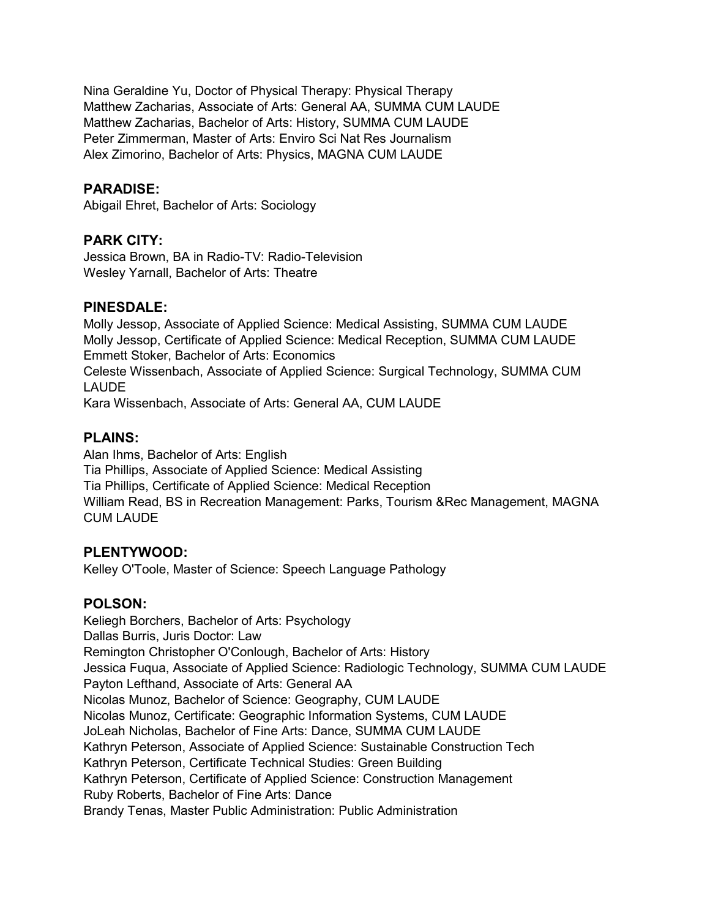Nina Geraldine Yu, Doctor of Physical Therapy: Physical Therapy
Matthew Zacharias, Associate of Arts: General AA, SUMMA CUM LAUDE
Matthew Zacharias, Bachelor of Arts: History, SUMMA CUM LAUDE
Peter Zimmerman, Master of Arts: Enviro Sci Nat Res Journalism
Alex Zimorino, Bachelor of Arts: Physics, MAGNA CUM LAUDE

## PARADISE:

Abigail Ehret, Bachelor of Arts: Sociology

## PARK CITY:

Jessica Brown, BA in Radio-TV: Radio-Television
Wesley Yarnall, Bachelor of Arts: Theatre

## PINESDALE:

Molly Jessop, Associate of Applied Science: Medical Assisting, SUMMA CUM LAUDE
Molly Jessop, Certificate of Applied Science: Medical Reception, SUMMA CUM LAUDE
Emmett Stoker, Bachelor of Arts: Economics
Celeste Wissenbach, Associate of Applied Science: Surgical Technology, SUMMA CUM LAUDE
Kara Wissenbach, Associate of Arts: General AA, CUM LAUDE

## PLAINS:

Alan Ihms, Bachelor of Arts: English
Tia Phillips, Associate of Applied Science: Medical Assisting
Tia Phillips, Certificate of Applied Science: Medical Reception
William Read, BS in Recreation Management: Parks, Tourism &Rec Management, MAGNA CUM LAUDE

## PLENTYWOOD:

Kelley O'Toole, Master of Science: Speech Language Pathology

## POLSON:

Keliegh Borchers, Bachelor of Arts: Psychology
Dallas Burris, Juris Doctor: Law
Remington Christopher O'Conlough, Bachelor of Arts: History
Jessica Fuqua, Associate of Applied Science: Radiologic Technology, SUMMA CUM LAUDE
Payton Lefthand, Associate of Arts: General AA
Nicolas Munoz, Bachelor of Science: Geography, CUM LAUDE
Nicolas Munoz, Certificate: Geographic Information Systems, CUM LAUDE
JoLeah Nicholas, Bachelor of Fine Arts: Dance, SUMMA CUM LAUDE
Kathryn Peterson, Associate of Applied Science: Sustainable Construction Tech
Kathryn Peterson, Certificate Technical Studies: Green Building
Kathryn Peterson, Certificate of Applied Science: Construction Management
Ruby Roberts, Bachelor of Fine Arts: Dance
Brandy Tenas, Master Public Administration: Public Administration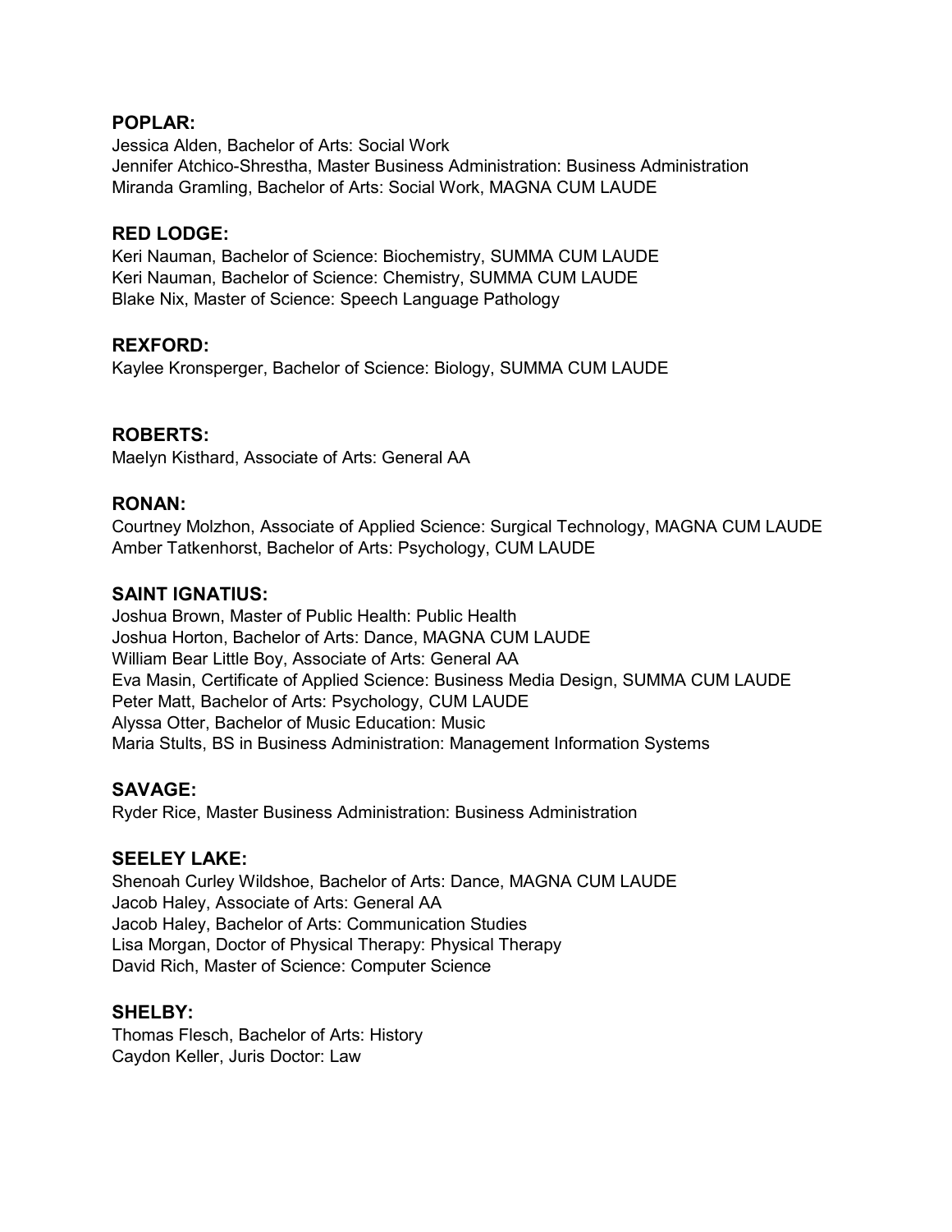**POPLAR:**
Jessica Alden, Bachelor of Arts: Social Work
Jennifer Atchico-Shrestha, Master Business Administration: Business Administration
Miranda Gramling, Bachelor of Arts: Social Work, MAGNA CUM LAUDE

**RED LODGE:**
Keri Nauman, Bachelor of Science: Biochemistry, SUMMA CUM LAUDE
Keri Nauman, Bachelor of Science: Chemistry, SUMMA CUM LAUDE
Blake Nix, Master of Science: Speech Language Pathology

**REXFORD:**
Kaylee Kronsperger, Bachelor of Science: Biology, SUMMA CUM LAUDE

**ROBERTS:**
Maelyn Kisthard, Associate of Arts: General AA

**RONAN:**
Courtney Molzhon, Associate of Applied Science: Surgical Technology, MAGNA CUM LAUDE
Amber Tatkenhorst, Bachelor of Arts: Psychology, CUM LAUDE

**SAINT IGNATIUS:**
Joshua Brown, Master of Public Health: Public Health
Joshua Horton, Bachelor of Arts: Dance, MAGNA CUM LAUDE
William Bear Little Boy, Associate of Arts: General AA
Eva Masin, Certificate of Applied Science: Business Media Design, SUMMA CUM LAUDE
Peter Matt, Bachelor of Arts: Psychology, CUM LAUDE
Alyssa Otter, Bachelor of Music Education: Music
Maria Stults, BS in Business Administration: Management Information Systems

**SAVAGE:**
Ryder Rice, Master Business Administration: Business Administration

**SEELEY LAKE:**
Shenoah Curley Wildshoe, Bachelor of Arts: Dance, MAGNA CUM LAUDE
Jacob Haley, Associate of Arts: General AA
Jacob Haley, Bachelor of Arts: Communication Studies
Lisa Morgan, Doctor of Physical Therapy: Physical Therapy
David Rich, Master of Science: Computer Science

**SHELBY:**
Thomas Flesch, Bachelor of Arts: History
Caydon Keller, Juris Doctor: Law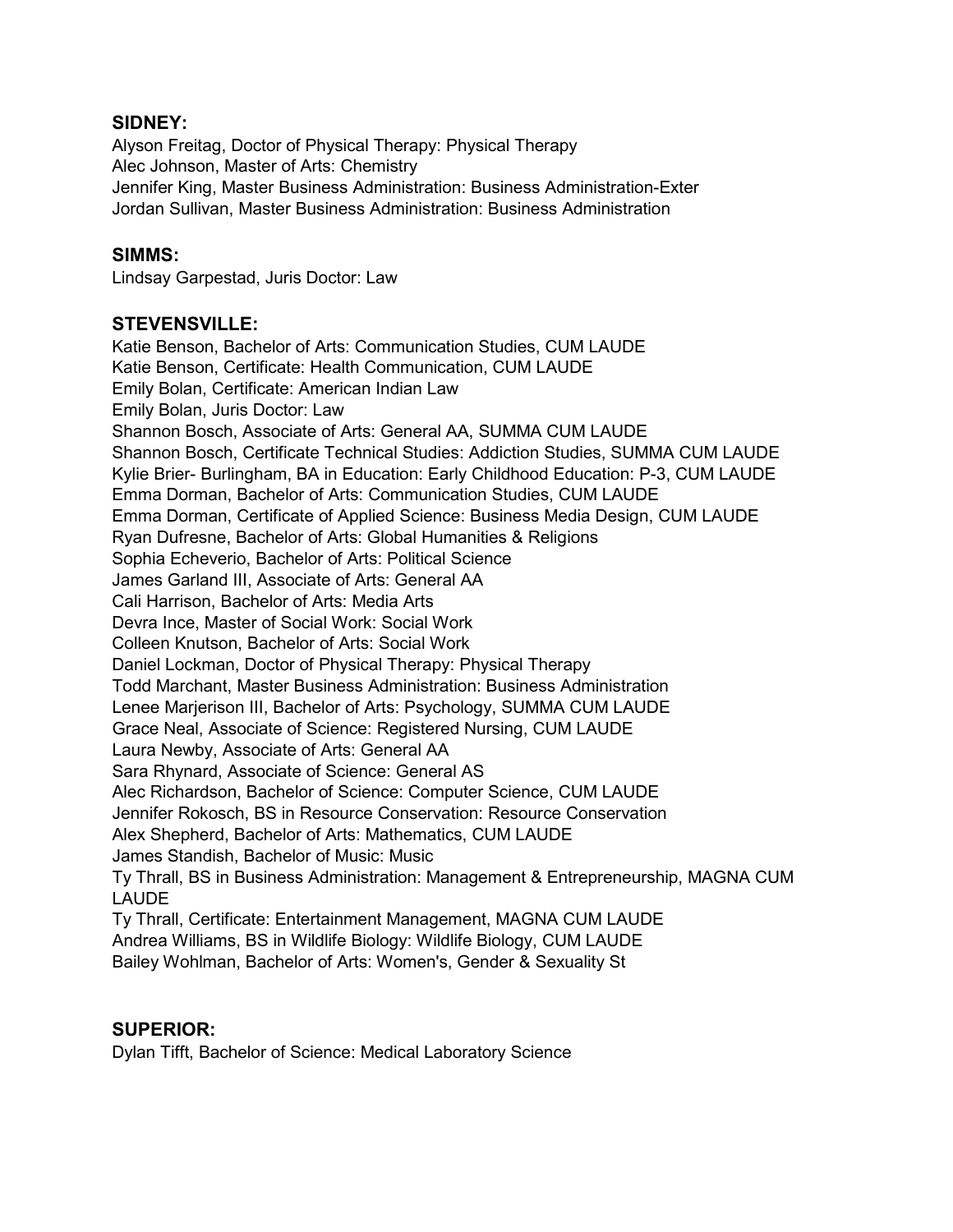### SIDNEY:

Alyson Freitag, Doctor of Physical Therapy: Physical Therapy
Alec Johnson, Master of Arts: Chemistry
Jennifer King, Master Business Administration: Business Administration-Exter
Jordan Sullivan, Master Business Administration: Business Administration

### SIMMS:

Lindsay Garpestad, Juris Doctor: Law

### STEVENSVILLE:

Katie Benson, Bachelor of Arts: Communication Studies, CUM LAUDE
Katie Benson, Certificate: Health Communication, CUM LAUDE
Emily Bolan, Certificate: American Indian Law
Emily Bolan, Juris Doctor: Law
Shannon Bosch, Associate of Arts: General AA, SUMMA CUM LAUDE
Shannon Bosch, Certificate Technical Studies: Addiction Studies, SUMMA CUM LAUDE
Kylie Brier- Burlingham, BA in Education: Early Childhood Education: P-3, CUM LAUDE
Emma Dorman, Bachelor of Arts: Communication Studies, CUM LAUDE
Emma Dorman, Certificate of Applied Science: Business Media Design, CUM LAUDE
Ryan Dufresne, Bachelor of Arts: Global Humanities & Religions
Sophia Echeverio, Bachelor of Arts: Political Science
James Garland III, Associate of Arts: General AA
Cali Harrison, Bachelor of Arts: Media Arts
Devra Ince, Master of Social Work: Social Work
Colleen Knutson, Bachelor of Arts: Social Work
Daniel Lockman, Doctor of Physical Therapy: Physical Therapy
Todd Marchant, Master Business Administration: Business Administration
Lenee Marjerison III, Bachelor of Arts: Psychology, SUMMA CUM LAUDE
Grace Neal, Associate of Science: Registered Nursing, CUM LAUDE
Laura Newby, Associate of Arts: General AA
Sara Rhynard, Associate of Science: General AS
Alec Richardson, Bachelor of Science: Computer Science, CUM LAUDE
Jennifer Rokosch, BS in Resource Conservation: Resource Conservation
Alex Shepherd, Bachelor of Arts: Mathematics, CUM LAUDE
James Standish, Bachelor of Music: Music
Ty Thrall, BS in Business Administration: Management & Entrepreneurship, MAGNA CUM LAUDE
Ty Thrall, Certificate: Entertainment Management, MAGNA CUM LAUDE
Andrea Williams, BS in Wildlife Biology: Wildlife Biology, CUM LAUDE
Bailey Wohlman, Bachelor of Arts: Women's, Gender & Sexuality St

### SUPERIOR:

Dylan Tifft, Bachelor of Science: Medical Laboratory Science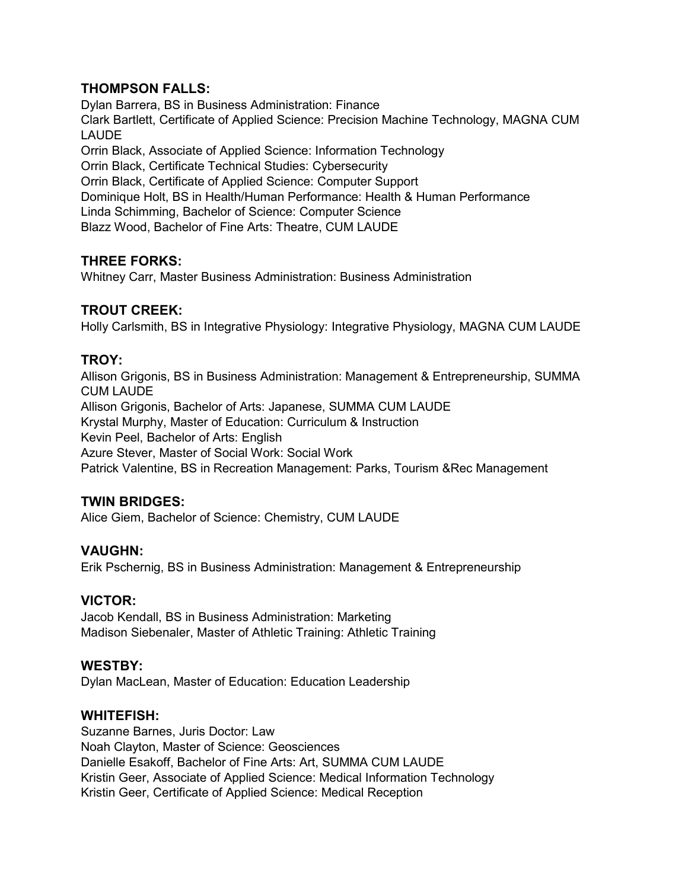**THOMPSON FALLS:**

Dylan Barrera, BS in Business Administration: Finance
Clark Bartlett, Certificate of Applied Science: Precision Machine Technology, MAGNA CUM LAUDE
Orrin Black, Associate of Applied Science: Information Technology
Orrin Black, Certificate Technical Studies: Cybersecurity
Orrin Black, Certificate of Applied Science: Computer Support
Dominique Holt, BS in Health/Human Performance: Health & Human Performance
Linda Schimming, Bachelor of Science: Computer Science
Blazz Wood, Bachelor of Fine Arts: Theatre, CUM LAUDE

**THREE FORKS:**

Whitney Carr, Master Business Administration: Business Administration

**TROUT CREEK:**

Holly Carlsmith, BS in Integrative Physiology: Integrative Physiology, MAGNA CUM LAUDE

**TROY:**

Allison Grigonis, BS in Business Administration: Management & Entrepreneurship, SUMMA CUM LAUDE
Allison Grigonis, Bachelor of Arts: Japanese, SUMMA CUM LAUDE
Krystal Murphy, Master of Education: Curriculum & Instruction
Kevin Peel, Bachelor of Arts: English
Azure Stever, Master of Social Work: Social Work
Patrick Valentine, BS in Recreation Management: Parks, Tourism &Rec Management

**TWIN BRIDGES:**

Alice Giem, Bachelor of Science: Chemistry, CUM LAUDE

**VAUGHN:**

Erik Pschernig, BS in Business Administration: Management & Entrepreneurship

**VICTOR:**

Jacob Kendall, BS in Business Administration: Marketing
Madison Siebenaler, Master of Athletic Training: Athletic Training

**WESTBY:**

Dylan MacLean, Master of Education: Education Leadership

**WHITEFISH:**

Suzanne Barnes, Juris Doctor: Law
Noah Clayton, Master of Science: Geosciences
Danielle Esakoff, Bachelor of Fine Arts: Art, SUMMA CUM LAUDE
Kristin Geer, Associate of Applied Science: Medical Information Technology
Kristin Geer, Certificate of Applied Science: Medical Reception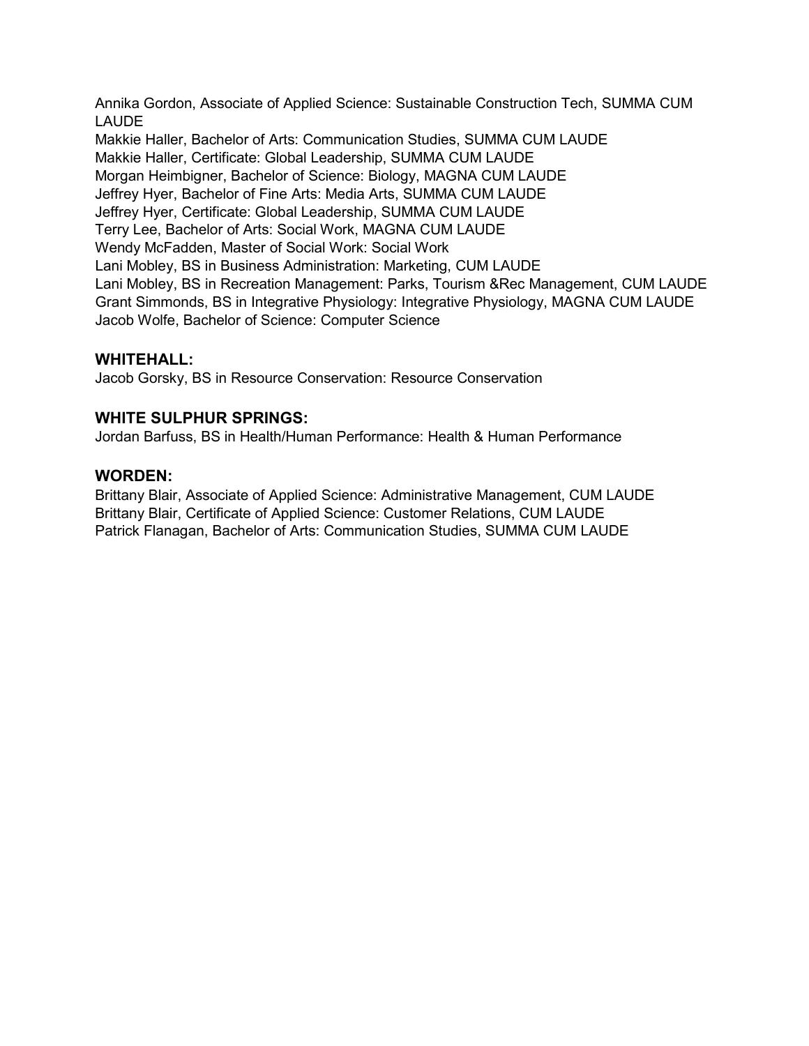Annika Gordon, Associate of Applied Science: Sustainable Construction Tech, SUMMA CUM LAUDE
Makkie Haller, Bachelor of Arts: Communication Studies, SUMMA CUM LAUDE
Makkie Haller, Certificate: Global Leadership, SUMMA CUM LAUDE
Morgan Heimbigner, Bachelor of Science: Biology, MAGNA CUM LAUDE
Jeffrey Hyer, Bachelor of Fine Arts: Media Arts, SUMMA CUM LAUDE
Jeffrey Hyer, Certificate: Global Leadership, SUMMA CUM LAUDE
Terry Lee, Bachelor of Arts: Social Work, MAGNA CUM LAUDE
Wendy McFadden, Master of Social Work: Social Work
Lani Mobley, BS in Business Administration: Marketing, CUM LAUDE
Lani Mobley, BS in Recreation Management: Parks, Tourism &Rec Management, CUM LAUDE
Grant Simmonds, BS in Integrative Physiology: Integrative Physiology, MAGNA CUM LAUDE
Jacob Wolfe, Bachelor of Science: Computer Science

### WHITEHALL:

Jacob Gorsky, BS in Resource Conservation: Resource Conservation

### WHITE SULPHUR SPRINGS:

Jordan Barfuss, BS in Health/Human Performance: Health & Human Performance

### WORDEN:

Brittany Blair, Associate of Applied Science: Administrative Management, CUM LAUDE
Brittany Blair, Certificate of Applied Science: Customer Relations, CUM LAUDE
Patrick Flanagan, Bachelor of Arts: Communication Studies, SUMMA CUM LAUDE